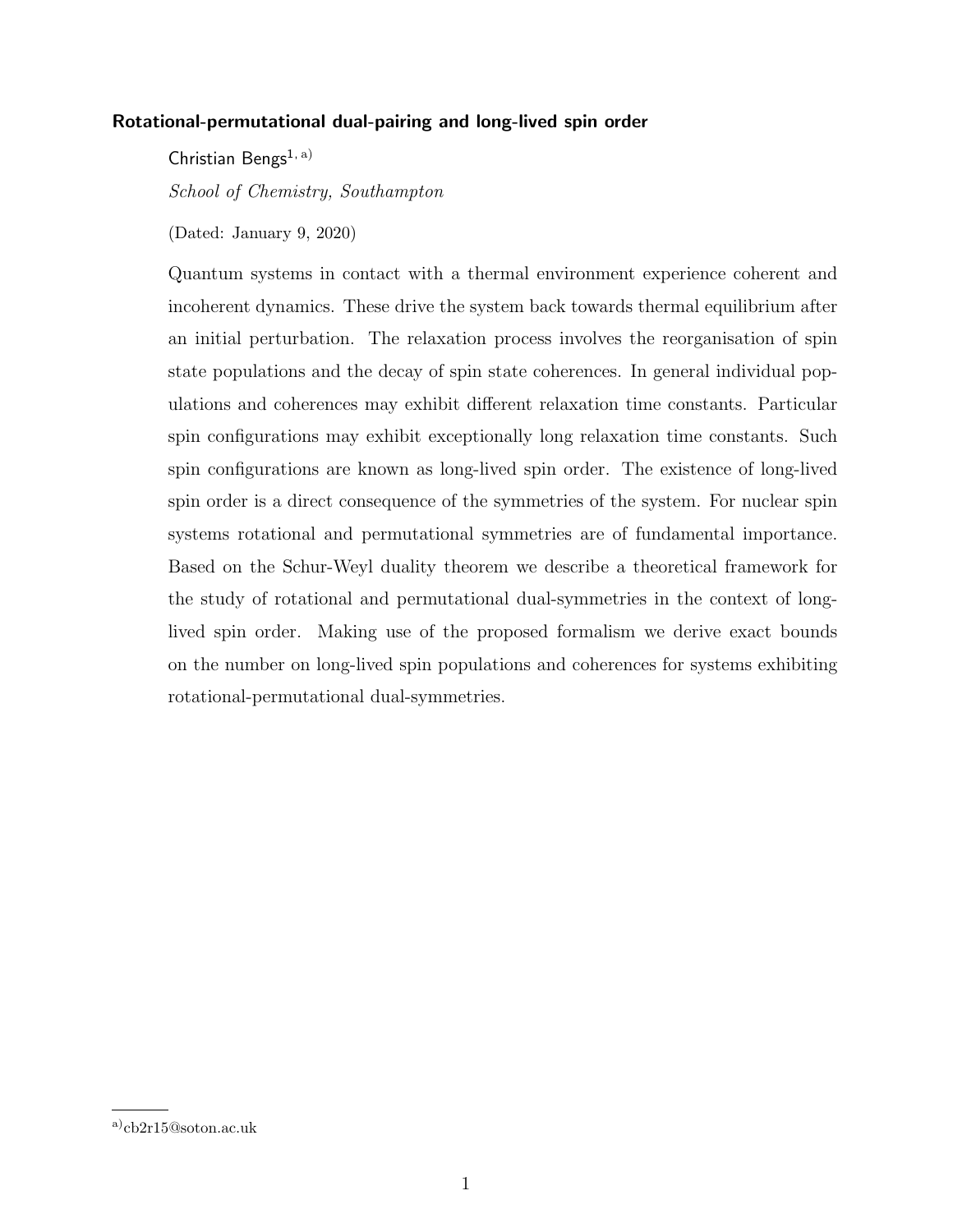# Rotational-permutational dual-pairing and long-lived spin order

Christian Bengs[1, a]

*School of Chemistry, Southampton*

(Dated: January 9, 2020)

Quantum systems in contact with a thermal environment experience coherent and incoherent dynamics. These drive the system back towards thermal equilibrium after an initial perturbation. The relaxation process involves the reorganisation of spin state populations and the decay of spin state coherences. In general individual populations and coherences may exhibit different relaxation time constants. Particular spin configurations may exhibit exceptionally long relaxation time constants. Such spin configurations are known as long-lived spin order. The existence of long-lived spin order is a direct consequence of the symmetries of the system. For nuclear spin systems rotational and permutational symmetries are of fundamental importance. Based on the Schur-Weyl duality theorem we describe a theoretical framework for the study of rotational and permutational dual-symmetries in the context of long-lived spin order. Making use of the proposed formalism we derive exact bounds on the number on long-lived spin populations and coherences for systems exhibiting rotational-permutational dual-symmetries.

[a] cb2r15@soton.ac.uk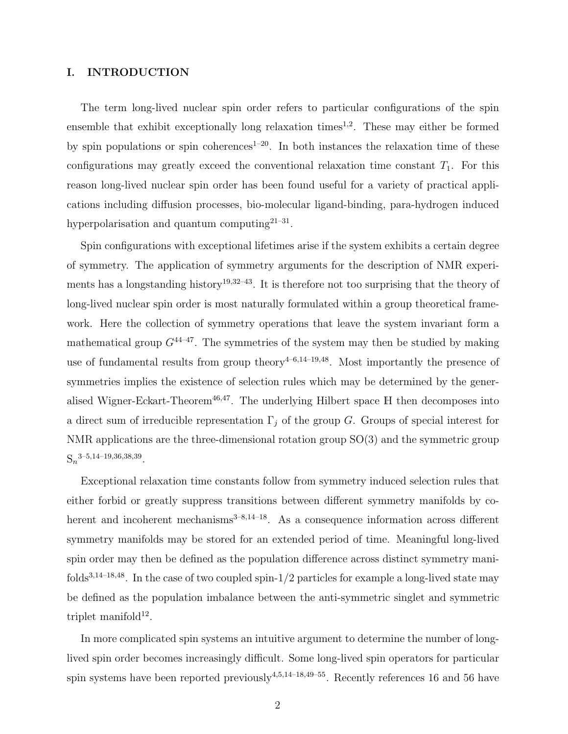## I. INTRODUCTION

The term long-lived nuclear spin order refers to particular configurations of the spin ensemble that exhibit exceptionally long relaxation times[1,2]. These may either be formed by spin populations or spin coherences[1–20]. In both instances the relaxation time of these configurations may greatly exceed the conventional relaxation time constant $T_1$. For this reason long-lived nuclear spin order has been found useful for a variety of practical applications including diffusion processes, bio-molecular ligand-binding, para-hydrogen induced hyperpolarisation and quantum computing[21–31].

Spin configurations with exceptional lifetimes arise if the system exhibits a certain degree of symmetry. The application of symmetry arguments for the description of NMR experiments has a longstanding history[19,32–43]. It is therefore not too surprising that the theory of long-lived nuclear spin order is most naturally formulated within a group theoretical framework. Here the collection of symmetry operations that leave the system invariant form a mathematical group $G$[44–47]. The symmetries of the system may then be studied by making use of fundamental results from group theory[4–6,14–19,48]. Most importantly the presence of symmetries implies the existence of selection rules which may be determined by the generalised Wigner-Eckart-Theorem[46,47]. The underlying Hilbert space $\mathbb{H}$ then decomposes into a direct sum of irreducible representation $\Gamma_j$ of the group $G$. Groups of special interest for NMR applications are the three-dimensional rotation group SO(3) and the symmetric group $\mathrm{S}_n$[3–5,14–19,36,38,39].

Exceptional relaxation time constants follow from symmetry induced selection rules that either forbid or greatly suppress transitions between different symmetry manifolds by coherent and incoherent mechanisms[3–8,14–18]. As a consequence information across different symmetry manifolds may be stored for an extended period of time. Meaningful long-lived spin order may then be defined as the population difference across distinct symmetry manifolds[3,14–18,48]. In the case of two coupled spin-1/2 particles for example a long-lived state may be defined as the population imbalance between the anti-symmetric singlet and symmetric triplet manifold[12].

In more complicated spin systems an intuitive argument to determine the number of long-lived spin order becomes increasingly difficult. Some long-lived spin operators for particular spin systems have been reported previously[4,5,14–18,49–55]. Recently references 16 and 56 have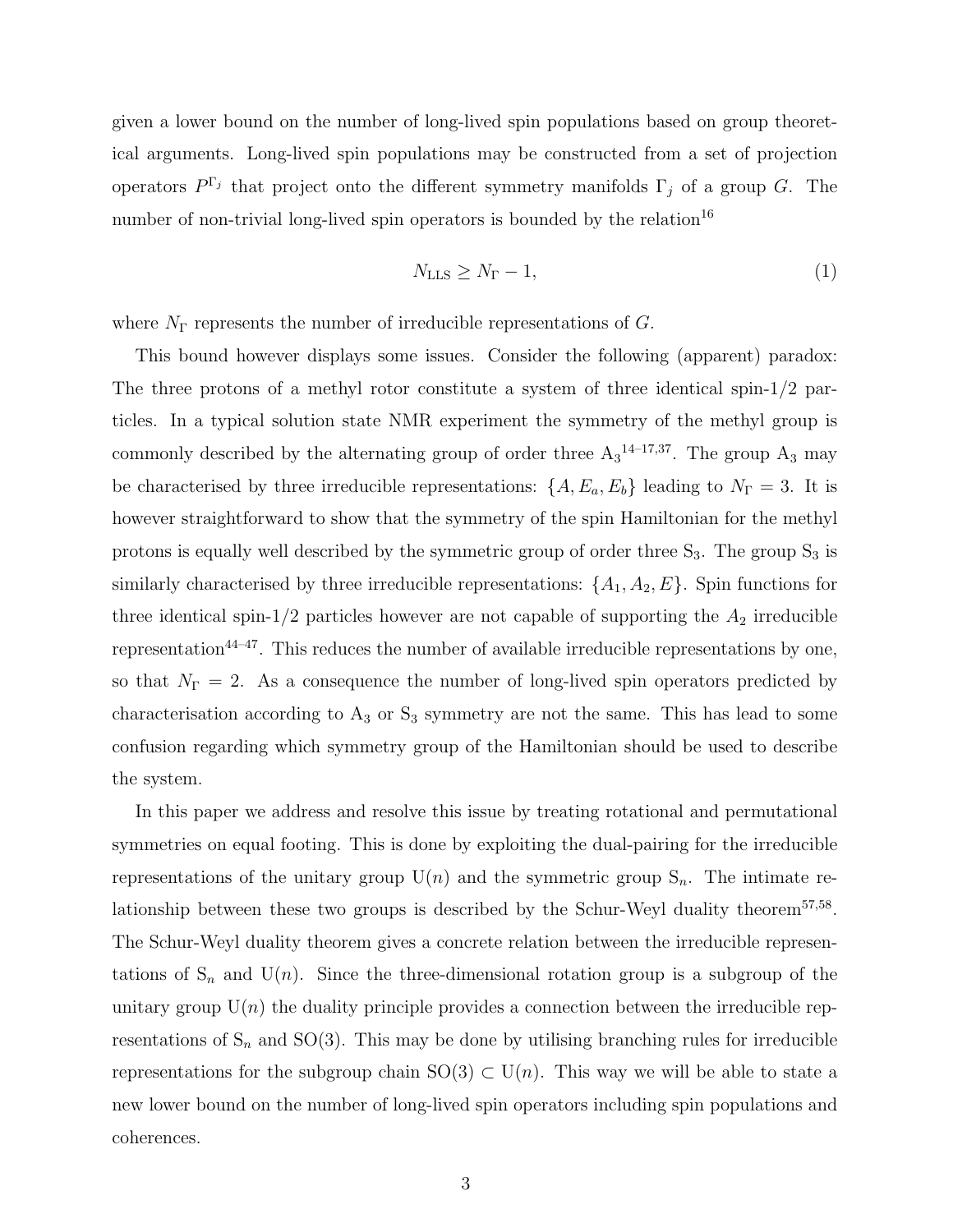given a lower bound on the number of long-lived spin populations based on group theoretical arguments. Long-lived spin populations may be constructed from a set of projection operators $P^{\Gamma_j}$ that project onto the different symmetry manifolds $\Gamma_j$ of a group $G$. The number of non-trivial long-lived spin operators is bounded by the relation[16]

$$N_{\mathrm{LLS}} \geq N_{\Gamma} - 1, \tag{1}$$

where $N_{\Gamma}$ represents the number of irreducible representations of $G$.

This bound however displays some issues. Consider the following (apparent) paradox: The three protons of a methyl rotor constitute a system of three identical spin-1/2 particles. In a typical solution state NMR experiment the symmetry of the methyl group is commonly described by the alternating group of order three $\mathrm{A}_3$[14–17,37]. The group $\mathrm{A}_3$ may be characterised by three irreducible representations: $\{A, E_a, E_b\}$ leading to $N_{\Gamma} = 3$. It is however straightforward to show that the symmetry of the spin Hamiltonian for the methyl protons is equally well described by the symmetric group of order three $\mathrm{S}_3$. The group $\mathrm{S}_3$ is similarly characterised by three irreducible representations: $\{A_1, A_2, E\}$. Spin functions for three identical spin-1/2 particles however are not capable of supporting the $A_2$ irreducible representation[44–47]. This reduces the number of available irreducible representations by one, so that $N_{\Gamma} = 2$. As a consequence the number of long-lived spin operators predicted by characterisation according to $\mathrm{A}_3$ or $\mathrm{S}_3$ symmetry are not the same. This has lead to some confusion regarding which symmetry group of the Hamiltonian should be used to describe the system.

In this paper we address and resolve this issue by treating rotational and permutational symmetries on equal footing. This is done by exploiting the dual-pairing for the irreducible representations of the unitary group $\mathrm{U}(n)$ and the symmetric group $\mathrm{S}_n$. The intimate relationship between these two groups is described by the Schur-Weyl duality theorem[57,58]. The Schur-Weyl duality theorem gives a concrete relation between the irreducible representations of $\mathrm{S}_n$ and $\mathrm{U}(n)$. Since the three-dimensional rotation group is a subgroup of the unitary group $\mathrm{U}(n)$ the duality principle provides a connection between the irreducible representations of $\mathrm{S}_n$ and $\mathrm{SO}(3)$. This may be done by utilising branching rules for irreducible representations for the subgroup chain $\mathrm{SO}(3) \subset \mathrm{U}(n)$. This way we will be able to state a new lower bound on the number of long-lived spin operators including spin populations and coherences.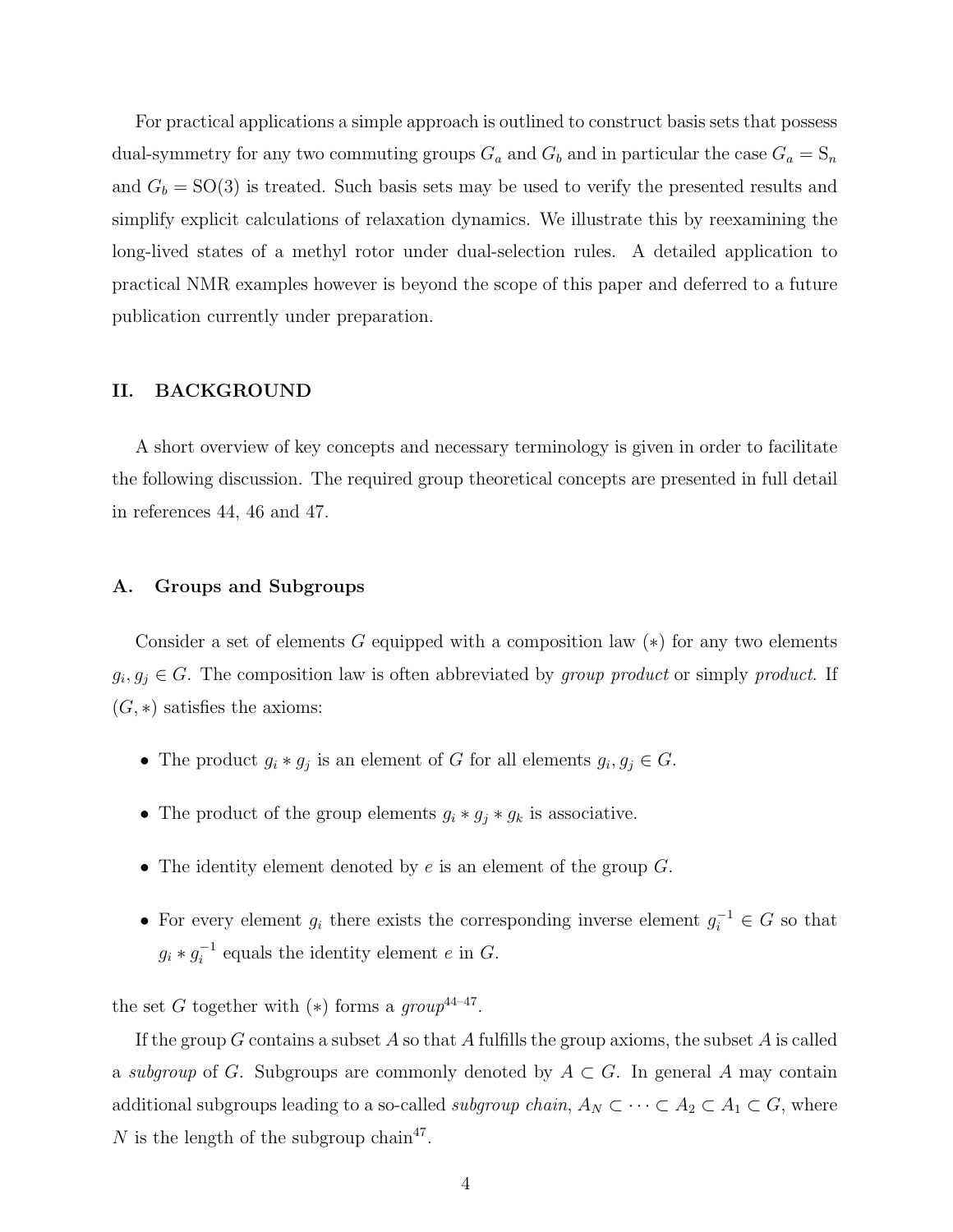For practical applications a simple approach is outlined to construct basis sets that possess dual-symmetry for any two commuting groups $G_a$ and $G_b$ and in particular the case $G_a = \mathrm{S}_n$ and $G_b = \mathrm{SO}(3)$ is treated. Such basis sets may be used to verify the presented results and simplify explicit calculations of relaxation dynamics. We illustrate this by reexamining the long-lived states of a methyl rotor under dual-selection rules. A detailed application to practical NMR examples however is beyond the scope of this paper and deferred to a future publication currently under preparation.

## II. BACKGROUND

A short overview of key concepts and necessary terminology is given in order to facilitate the following discussion. The required group theoretical concepts are presented in full detail in references 44, 46 and 47.

### A. Groups and Subgroups

Consider a set of elements $G$ equipped with a composition law $(*)$ for any two elements $g_i, g_j \in G$. The composition law is often abbreviated by *group product* or simply *product*. If $(G, *)$ satisfies the axioms:

- The product $g_i * g_j$ is an element of $G$ for all elements $g_i, g_j \in G$.
- The product of the group elements $g_i * g_j * g_k$ is associative.
- The identity element denoted by $e$ is an element of the group $G$.
- For every element $g_i$ there exists the corresponding inverse element $g_i^{-1} \in G$ so that $g_i * g_i^{-1}$ equals the identity element $e$ in $G$.

the set $G$ together with $(*)$ forms a *group*[44–47].

If the group $G$ contains a subset $A$ so that $A$ fulfills the group axioms, the subset $A$ is called a *subgroup* of $G$. Subgroups are commonly denoted by $A \subset G$. In general $A$ may contain additional subgroups leading to a so-called *subgroup chain*, $A_N \subset \cdots \subset A_2 \subset A_1 \subset G$, where $N$ is the length of the subgroup chain[47].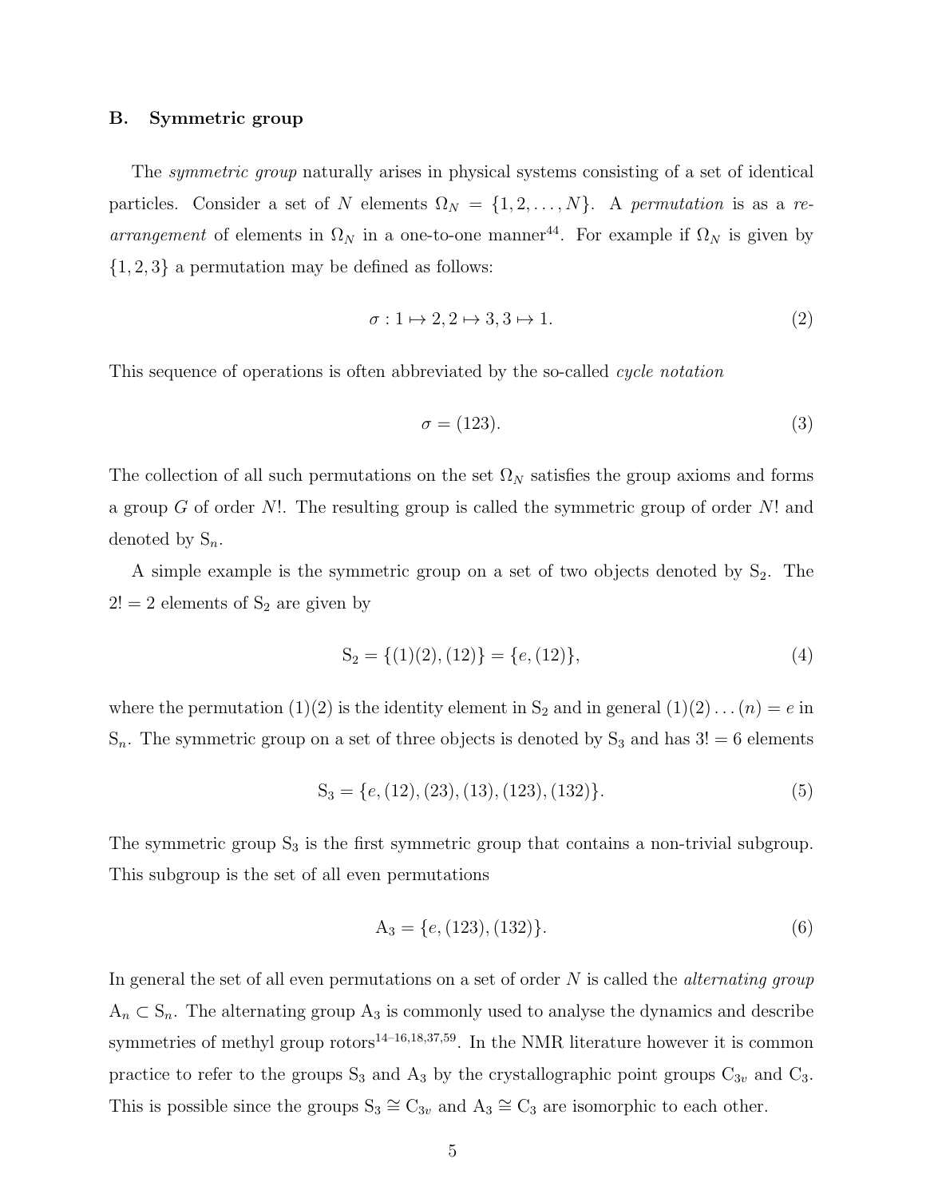## B. Symmetric group

The *symmetric group* naturally arises in physical systems consisting of a set of identical particles. Consider a set of $N$ elements $\Omega_N = \{1, 2, \ldots, N\}$. A *permutation* is as a *re-arrangement* of elements in $\Omega_N$ in a one-to-one manner[44]. For example if $\Omega_N$ is given by $\{1, 2, 3\}$ a permutation may be defined as follows:

$$\sigma : 1 \mapsto 2, 2 \mapsto 3, 3 \mapsto 1. \tag{2}$$

This sequence of operations is often abbreviated by the so-called *cycle notation*

$$\sigma = (123). \tag{3}$$

The collection of all such permutations on the set $\Omega_N$ satisfies the group axioms and forms a group $G$ of order $N!$. The resulting group is called the symmetric group of order $N!$ and denoted by $\mathrm{S}_n$.

A simple example is the symmetric group on a set of two objects denoted by $\mathrm{S}_2$. The $2! = 2$ elements of $\mathrm{S}_2$ are given by

$$\mathrm{S}_2 = \{(1)(2), (12)\} = \{e, (12)\}, \tag{4}$$

where the permutation $(1)(2)$ is the identity element in $\mathrm{S}_2$ and in general $(1)(2)\ldots(n) = e$ in $\mathrm{S}_n$. The symmetric group on a set of three objects is denoted by $\mathrm{S}_3$ and has $3! = 6$ elements

$$\mathrm{S}_3 = \{e, (12), (23), (13), (123), (132)\}. \tag{5}$$

The symmetric group $\mathrm{S}_3$ is the first symmetric group that contains a non-trivial subgroup. This subgroup is the set of all even permutations

$$\mathrm{A}_3 = \{e, (123), (132)\}. \tag{6}$$

In general the set of all even permutations on a set of order $N$ is called the *alternating group* $\mathrm{A}_n \subset \mathrm{S}_n$. The alternating group $\mathrm{A}_3$ is commonly used to analyse the dynamics and describe symmetries of methyl group rotors[14–16,18,37,59]. In the NMR literature however it is common practice to refer to the groups $\mathrm{S}_3$ and $\mathrm{A}_3$ by the crystallographic point groups $\mathrm{C}_{3v}$ and $\mathrm{C}_3$. This is possible since the groups $\mathrm{S}_3 \cong \mathrm{C}_{3v}$ and $\mathrm{A}_3 \cong \mathrm{C}_3$ are isomorphic to each other.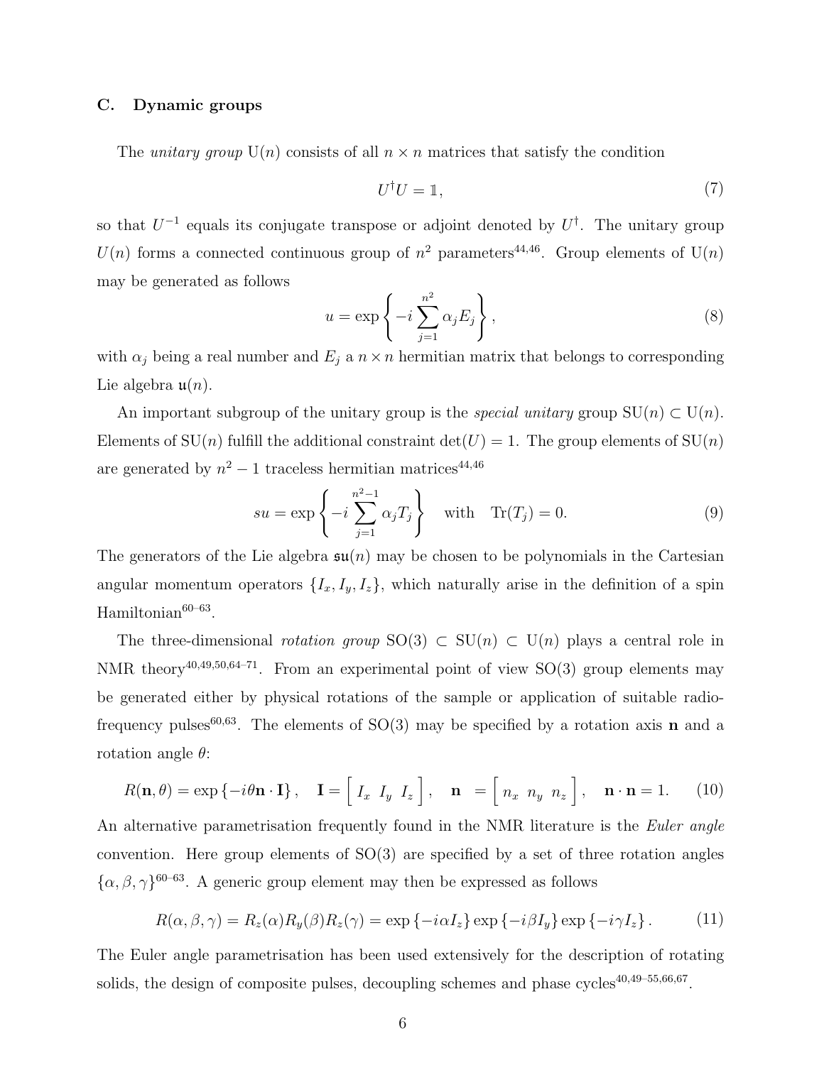### C. Dynamic groups

The *unitary group* U($n$) consists of all $n \times n$ matrices that satisfy the condition

$$U^{\dagger}U = \mathbb{1}, \tag{7}$$

so that $U^{-1}$ equals its conjugate transpose or adjoint denoted by $U^{\dagger}$. The unitary group $U(n)$ forms a connected continuous group of $n^2$ parameters[44,46]. Group elements of U($n$) may be generated as follows

$$u = \exp\left\{-i\sum_{j=1}^{n^2}\alpha_j E_j\right\}, \tag{8}$$

with $\alpha_j$ being a real number and $E_j$ a $n \times n$ hermitian matrix that belongs to corresponding Lie algebra $\mathfrak{u}(n)$.

An important subgroup of the unitary group is the *special unitary* group SU($n$) $\subset$ U($n$). Elements of SU($n$) fulfill the additional constraint $\det(U) = 1$. The group elements of SU($n$) are generated by $n^2 - 1$ traceless hermitian matrices[44,46]

$$su = \exp\left\{-i\sum_{j=1}^{n^2-1}\alpha_j T_j\right\} \quad \text{with} \quad \mathrm{Tr}(T_j) = 0. \tag{9}$$

The generators of the Lie algebra $\mathfrak{su}(n)$ may be chosen to be polynomials in the Cartesian angular momentum operators $\{I_x, I_y, I_z\}$, which naturally arise in the definition of a spin Hamiltonian[60–63].

The three-dimensional *rotation group* SO(3) $\subset$ SU($n$) $\subset$ U($n$) plays a central role in NMR theory[40,49,50,64–71]. From an experimental point of view SO(3) group elements may be generated either by physical rotations of the sample or application of suitable radio-frequency pulses[60,63]. The elements of SO(3) may be specified by a rotation axis $\mathbf{n}$ and a rotation angle $\theta$:

$$R(\mathbf{n}, \theta) = \exp\{-i\theta\mathbf{n}\cdot\mathbf{I}\}, \quad \mathbf{I} = \left[\begin{array}{ccc} I_x & I_y & I_z \end{array}\right], \quad \mathbf{n} = \left[\begin{array}{ccc} n_x & n_y & n_z \end{array}\right], \quad \mathbf{n}\cdot\mathbf{n} = 1. \tag{10}$$

An alternative parametrisation frequently found in the NMR literature is the *Euler angle* convention. Here group elements of SO(3) are specified by a set of three rotation angles $\{\alpha, \beta, \gamma\}$[60–63]. A generic group element may then be expressed as follows

$$R(\alpha, \beta, \gamma) = R_z(\alpha)R_y(\beta)R_z(\gamma) = \exp\{-i\alpha I_z\}\exp\{-i\beta I_y\}\exp\{-i\gamma I_z\}. \tag{11}$$

The Euler angle parametrisation has been used extensively for the description of rotating solids, the design of composite pulses, decoupling schemes and phase cycles[40,49–55,66,67].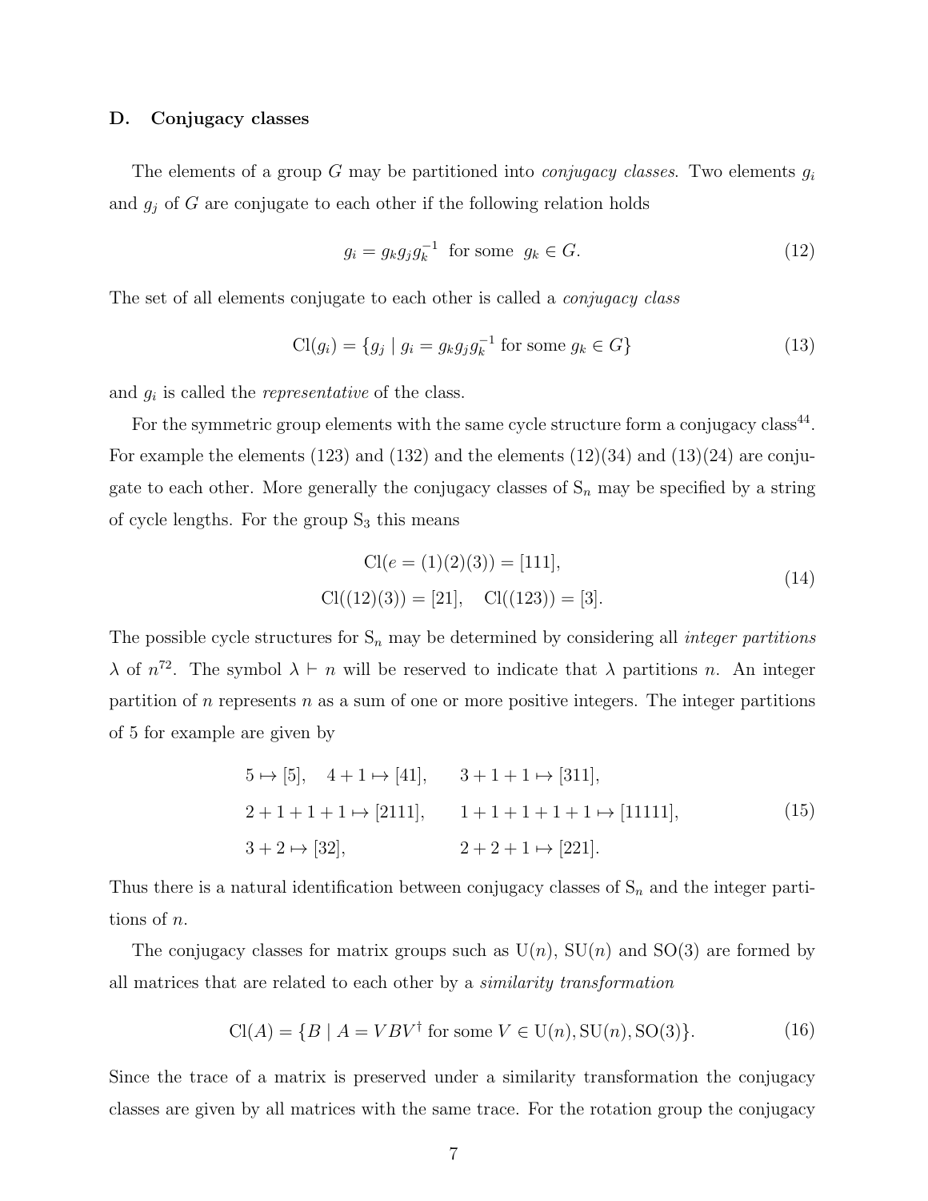### D. Conjugacy classes

The elements of a group $G$ may be partitioned into *conjugacy classes*. Two elements $g_i$ and $g_j$ of $G$ are conjugate to each other if the following relation holds

$$g_i = g_k g_j g_k^{-1} \text{ for some } g_k \in G. \tag{12}$$

The set of all elements conjugate to each other is called a *conjugacy class*

$$\mathrm{Cl}(g_i) = \{g_j \mid g_i = g_k g_j g_k^{-1} \text{ for some } g_k \in G\} \tag{13}$$

and $g_i$ is called the *representative* of the class.

For the symmetric group elements with the same cycle structure form a conjugacy class[44]. For example the elements (123) and (132) and the elements (12)(34) and (13)(24) are conjugate to each other. More generally the conjugacy classes of $\mathrm{S}_n$ may be specified by a string of cycle lengths. For the group $\mathrm{S}_3$ this means

$$\begin{aligned} &\mathrm{Cl}(e = (1)(2)(3)) = [111], \\ &\mathrm{Cl}((12)(3)) = [21], \quad \mathrm{Cl}((123)) = [3]. \end{aligned} \tag{14}$$

The possible cycle structures for $\mathrm{S}_n$ may be determined by considering all *integer partitions* $\lambda$ of $n$[72]. The symbol $\lambda \vdash n$ will be reserved to indicate that $\lambda$ partitions $n$. An integer partition of $n$ represents $n$ as a sum of one or more positive integers. The integer partitions of 5 for example are given by

$$\begin{aligned} &5 \mapsto [5], \quad 4+1 \mapsto [41], \qquad 3+1+1 \mapsto [311], \\ &2+1+1+1 \mapsto [2111], \qquad 1+1+1+1+1 \mapsto [11111], \\ &3+2 \mapsto [32], \qquad\qquad 2+2+1 \mapsto [221]. \end{aligned} \tag{15}$$

Thus there is a natural identification between conjugacy classes of $\mathrm{S}_n$ and the integer partitions of $n$.

The conjugacy classes for matrix groups such as $\mathrm{U}(n)$, $\mathrm{SU}(n)$ and $\mathrm{SO}(3)$ are formed by all matrices that are related to each other by a *similarity transformation*

$$\mathrm{Cl}(A) = \{B \mid A = VBV^{\dagger} \text{ for some } V \in \mathrm{U}(n), \mathrm{SU}(n), \mathrm{SO}(3)\}. \tag{16}$$

Since the trace of a matrix is preserved under a similarity transformation the conjugacy classes are given by all matrices with the same trace. For the rotation group the conjugacy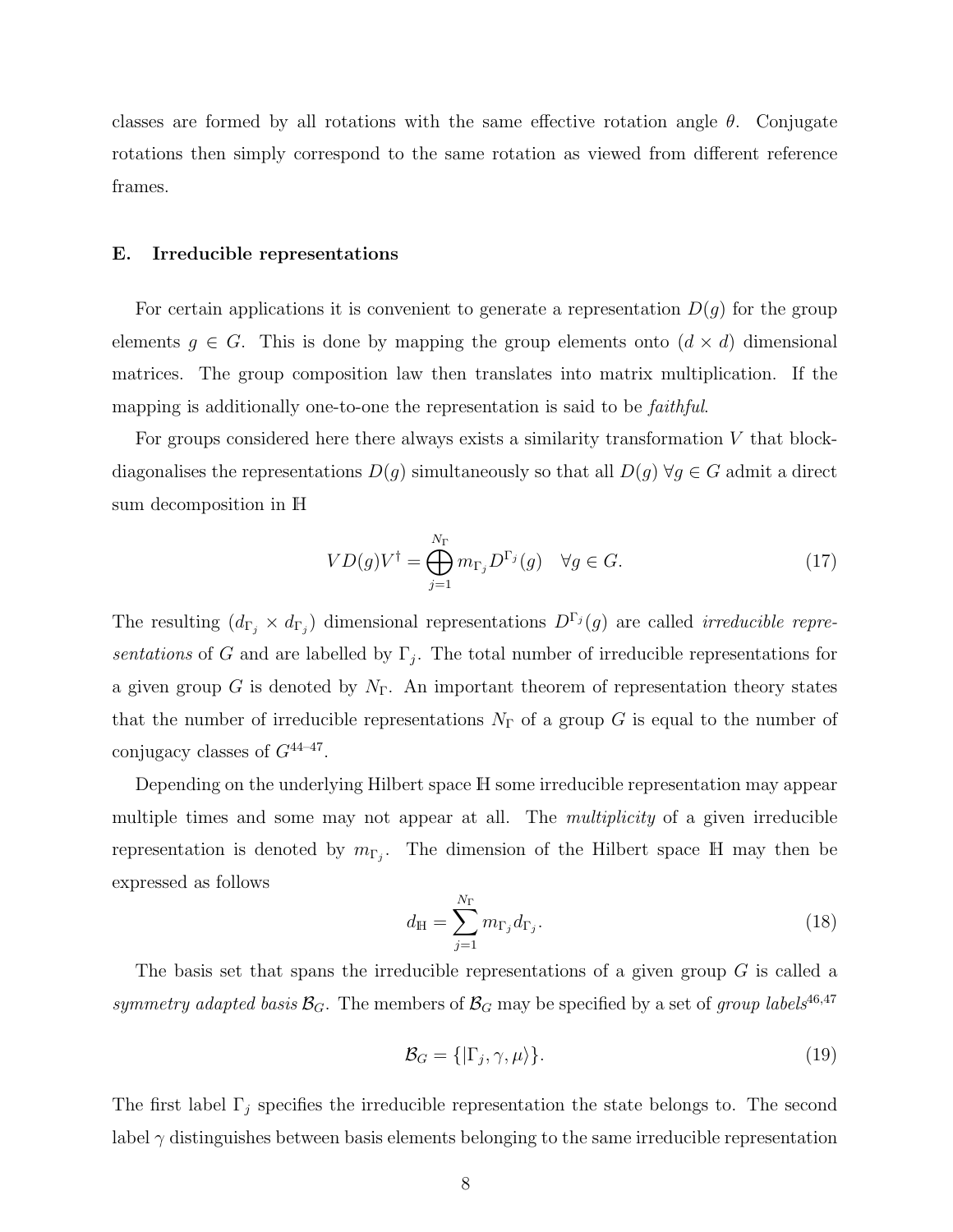classes are formed by all rotations with the same effective rotation angle $\theta$. Conjugate rotations then simply correspond to the same rotation as viewed from different reference frames.

### E. Irreducible representations

For certain applications it is convenient to generate a representation $D(g)$ for the group elements $g \in G$. This is done by mapping the group elements onto $(d \times d)$ dimensional matrices. The group composition law then translates into matrix multiplication. If the mapping is additionally one-to-one the representation is said to be *faithful*.

For groups considered here there always exists a similarity transformation $V$ that block-diagonalises the representations $D(g)$ simultaneously so that all $D(g)$ $\forall g \in G$ admit a direct sum decomposition in $\mathbb{H}$

$$V D(g) V^{\dagger} = \bigoplus_{j=1}^{N_\Gamma} m_{\Gamma_j} D^{\Gamma_j}(g) \quad \forall g \in G. \tag{17}$$

The resulting $(d_{\Gamma_j} \times d_{\Gamma_j})$ dimensional representations $D^{\Gamma_j}(g)$ are called *irreducible representations* of $G$ and are labelled by $\Gamma_j$. The total number of irreducible representations for a given group $G$ is denoted by $N_\Gamma$. An important theorem of representation theory states that the number of irreducible representations $N_\Gamma$ of a group $G$ is equal to the number of conjugacy classes of $G$[44–47].

Depending on the underlying Hilbert space $\mathbb{H}$ some irreducible representation may appear multiple times and some may not appear at all. The *multiplicity* of a given irreducible representation is denoted by $m_{\Gamma_j}$. The dimension of the Hilbert space $\mathbb{H}$ may then be expressed as follows

$$d_{\mathbb{H}} = \sum_{j=1}^{N_\Gamma} m_{\Gamma_j} d_{\Gamma_j}. \tag{18}$$

The basis set that spans the irreducible representations of a given group $G$ is called a *symmetry adapted basis* $\mathcal{B}_G$. The members of $\mathcal{B}_G$ may be specified by a set of *group labels*[46,47]

$$\mathcal{B}_G = \{|\Gamma_j, \gamma, \mu\rangle\}. \tag{19}$$

The first label $\Gamma_j$ specifies the irreducible representation the state belongs to. The second label $\gamma$ distinguishes between basis elements belonging to the same irreducible representation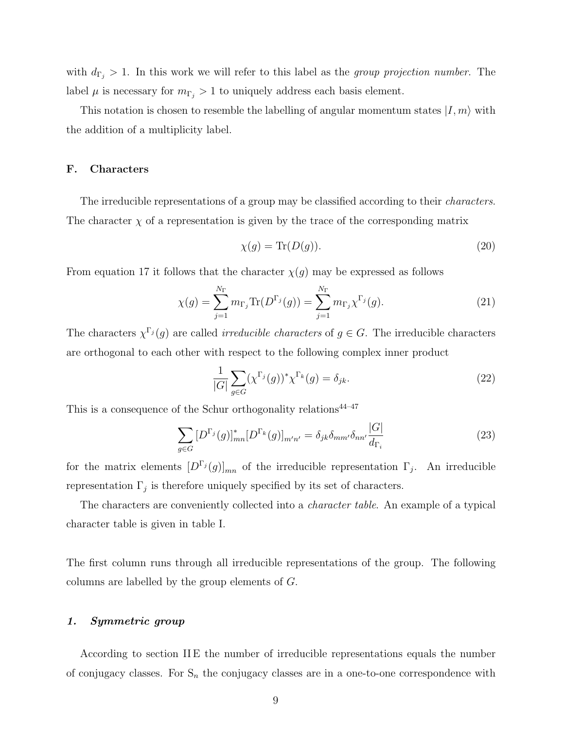with $d_{\Gamma_j} > 1$. In this work we will refer to this label as the *group projection number*. The label $\mu$ is necessary for $m_{\Gamma_j} > 1$ to uniquely address each basis element.

This notation is chosen to resemble the labelling of angular momentum states $|I, m\rangle$ with the addition of a multiplicity label.

### F. Characters

The irreducible representations of a group may be classified according to their *characters*. The character $\chi$ of a representation is given by the trace of the corresponding matrix

$$\chi(g) = \mathrm{Tr}(D(g)). \tag{20}$$

From equation 17 it follows that the character $\chi(g)$ may be expressed as follows

$$\chi(g) = \sum_{j=1}^{N_\Gamma} m_{\Gamma_j} \mathrm{Tr}(D^{\Gamma_j}(g)) = \sum_{j=1}^{N_\Gamma} m_{\Gamma_j} \chi^{\Gamma_j}(g). \tag{21}$$

The characters $\chi^{\Gamma_j}(g)$ are called *irreducible characters* of $g \in G$. The irreducible characters are orthogonal to each other with respect to the following complex inner product

$$\frac{1}{|G|} \sum_{g \in G} (\chi^{\Gamma_j}(g))^* \chi^{\Gamma_k}(g) = \delta_{jk}. \tag{22}$$

This is a consequence of the Schur orthogonality relations[44–47]

$$\sum_{g \in G} [D^{\Gamma_j}(g)]^*_{mn} [D^{\Gamma_k}(g)]_{m'n'} = \delta_{jk} \delta_{mm'} \delta_{nn'} \frac{|G|}{d_{\Gamma_i}} \tag{23}$$

for the matrix elements $[D^{\Gamma_j}(g)]_{mn}$ of the irreducible representation $\Gamma_j$. An irreducible representation $\Gamma_j$ is therefore uniquely specified by its set of characters.

The characters are conveniently collected into a *character table*. An example of a typical character table is given in table I.

The first column runs through all irreducible representations of the group. The following columns are labelled by the group elements of $G$.

#### 1. *Symmetric group*

According to section II E the number of irreducible representations equals the number of conjugacy classes. For $S_n$ the conjugacy classes are in a one-to-one correspondence with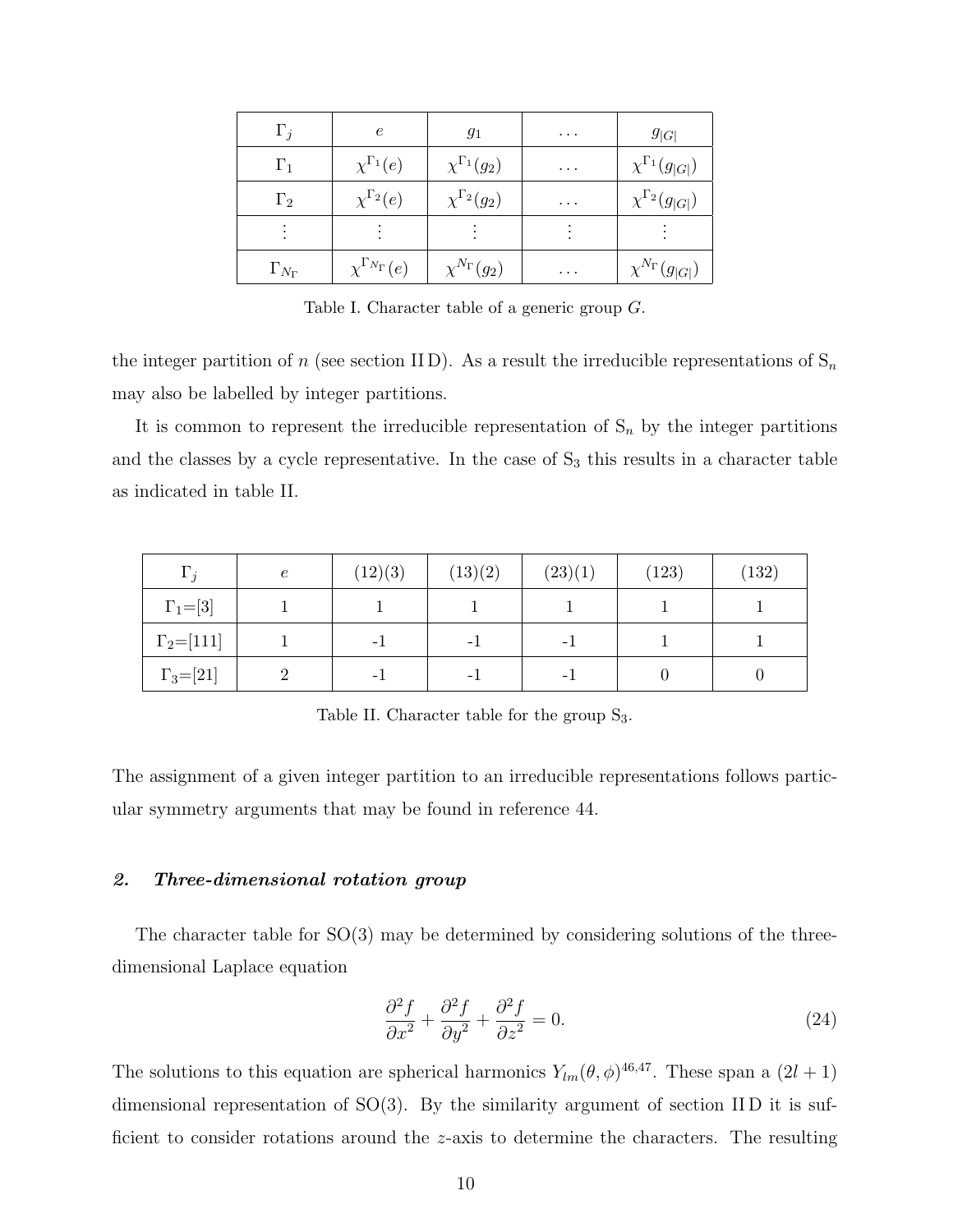| $\Gamma_j$ | $e$ | $g_1$ | $\ldots$ | $g_{\lvert G\rvert}$ |
|---|---|---|---|---|
| $\Gamma_1$ | $\chi^{\Gamma_1}(e)$ | $\chi^{\Gamma_1}(g_2)$ | $\ldots$ | $\chi^{\Gamma_1}(g_{\lvert G\rvert})$ |
| $\Gamma_2$ | $\chi^{\Gamma_2}(e)$ | $\chi^{\Gamma_2}(g_2)$ | $\ldots$ | $\chi^{\Gamma_2}(g_{\lvert G\rvert})$ |
| $\vdots$ | $\vdots$ | $\vdots$ | $\vdots$ | $\vdots$ |
| $\Gamma_{N_\Gamma}$ | $\chi^{\Gamma_{N_\Gamma}}(e)$ | $\chi^{N_\Gamma}(g_2)$ | $\ldots$ | $\chi^{N_\Gamma}(g_{\lvert G\rvert})$ |

Table I. Character table of a generic group $G$.

the integer partition of $n$ (see section II D). As a result the irreducible representations of $\mathrm{S}_n$ may also be labelled by integer partitions.

It is common to represent the irreducible representation of $\mathrm{S}_n$ by the integer partitions and the classes by a cycle representative. In the case of $\mathrm{S}_3$ this results in a character table as indicated in table II.

| $\Gamma_j$ | $e$ | (12)(3) | (13)(2) | (23)(1) | (123) | (132) |
|---|---|---|---|---|---|---|
| $\Gamma_1$=[3] | 1 | 1 | 1 | 1 | 1 | 1 |
| $\Gamma_2$=[111] | 1 | -1 | -1 | -1 | 1 | 1 |
| $\Gamma_3$=[21] | 2 | -1 | -1 | -1 | 0 | 0 |

Table II. Character table for the group $\mathrm{S}_3$.

The assignment of a given integer partition to an irreducible representations follows particular symmetry arguments that may be found in reference 44.

### *2. Three-dimensional rotation group*

The character table for SO(3) may be determined by considering solutions of the three-dimensional Laplace equation

$$\frac{\partial^2 f}{\partial x^2} + \frac{\partial^2 f}{\partial y^2} + \frac{\partial^2 f}{\partial z^2} = 0. \tag{24}$$

The solutions to this equation are spherical harmonics $Y_{lm}(\theta, \phi)$[46,47]. These span a $(2l + 1)$ dimensional representation of SO(3). By the similarity argument of section II D it is sufficient to consider rotations around the $z$-axis to determine the characters. The resulting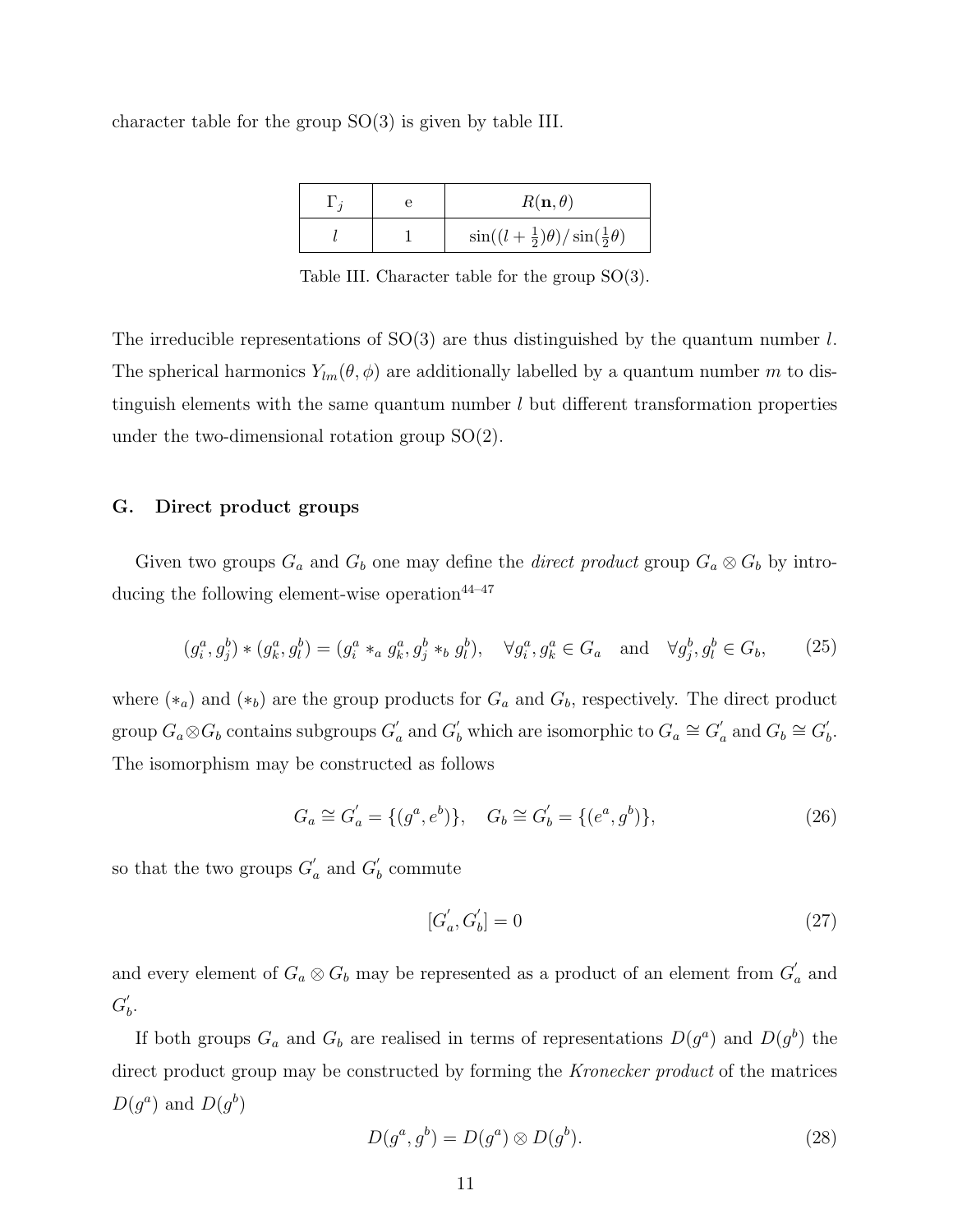character table for the group SO(3) is given by table III.

| $\Gamma_j$ | e | $R(\mathbf{n},\theta)$ |
|---|---|---|
| $l$ | 1 | $\sin((l+\frac{1}{2})\theta)/\sin(\frac{1}{2}\theta)$ |

Table III. Character table for the group SO(3).

The irreducible representations of SO(3) are thus distinguished by the quantum number $l$. The spherical harmonics $Y_{lm}(\theta,\phi)$ are additionally labelled by a quantum number $m$ to distinguish elements with the same quantum number $l$ but different transformation properties under the two-dimensional rotation group SO(2).

### G. Direct product groups

Given two groups $G_a$ and $G_b$ one may define the *direct product* group $G_a \otimes G_b$ by introducing the following element-wise operation[44–47]

$$(g_i^a, g_j^b) * (g_k^a, g_l^b) = (g_i^a *_a g_k^a, g_j^b *_b g_l^b), \quad \forall g_i^a, g_k^a \in G_a \quad \text{and} \quad \forall g_j^b, g_l^b \in G_b, \tag{25}$$

where $(*_a)$ and $(*_b)$ are the group products for $G_a$ and $G_b$, respectively. The direct product group $G_a \otimes G_b$ contains subgroups $G_a^{'}$ and $G_b^{'}$ which are isomorphic to $G_a \cong G_a^{'}$ and $G_b \cong G_b^{'}$. The isomorphism may be constructed as follows

$$G_a \cong G_a^{'} = \{(g^a, e^b)\}, \quad G_b \cong G_b^{'} = \{(e^a, g^b)\}, \tag{26}$$

so that the two groups $G_a^{'}$ and $G_b^{'}$ commute

$$[G_a^{'}, G_b^{'}] = 0 \tag{27}$$

and every element of $G_a \otimes G_b$ may be represented as a product of an element from $G_a^{'}$ and $G_b^{'}$.

If both groups $G_a$ and $G_b$ are realised in terms of representations $D(g^a)$ and $D(g^b)$ the direct product group may be constructed by forming the *Kronecker product* of the matrices $D(g^a)$ and $D(g^b)$

$$D(g^a, g^b) = D(g^a) \otimes D(g^b). \tag{28}$$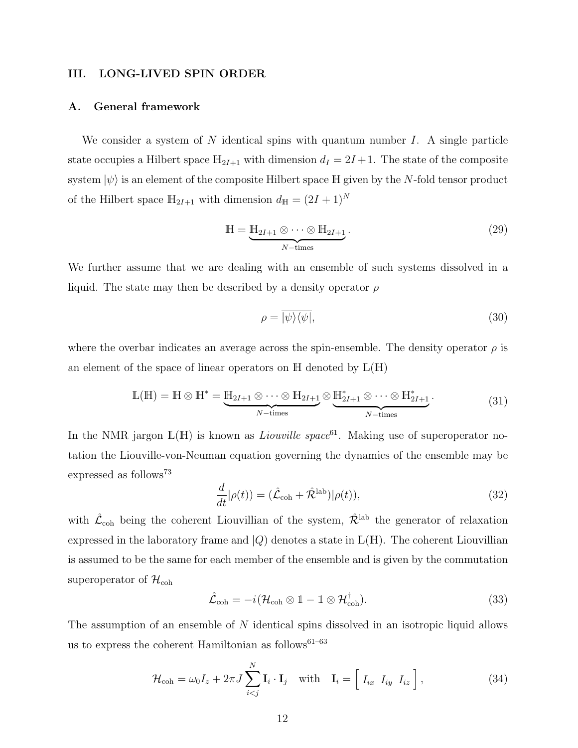## III. LONG-LIVED SPIN ORDER

### A. General framework

We consider a system of $N$ identical spins with quantum number $I$. A single particle state occupies a Hilbert space $\mathbb{H}_{2I+1}$ with dimension $d_I = 2I+1$. The state of the composite system $|\psi\rangle$ is an element of the composite Hilbert space $\mathbb{H}$ given by the $N$-fold tensor product of the Hilbert space $\mathbb{H}_{2I+1}$ with dimension $d_{\mathbb{H}} = (2I+1)^N$

$$
\mathbb{H} = \underbrace{\mathbb{H}_{2I+1} \otimes \cdots \otimes \mathbb{H}_{2I+1}}_{N-\text{times}}. \tag{29}
$$

We further assume that we are dealing with ensemble of such systems dissolved in a liquid. The state may then be described by a density operator $\rho$

$$
\rho = \overline{|\psi\rangle\langle\psi|}, \tag{30}
$$

where the overbar indicates an average across the spin-ensemble. The density operator $\rho$ is an element of the space of linear operators on $\mathbb{H}$ denoted by $\mathbb{L}(\mathbb{H})$

$$
\mathbb{L}(\mathbb{H}) = \mathbb{H} \otimes \mathbb{H}^* = \underbrace{\mathbb{H}_{2I+1} \otimes \cdots \otimes \mathbb{H}_{2I+1}}_{N-\text{times}} \otimes \underbrace{\mathbb{H}^*_{2I+1} \otimes \cdots \otimes \mathbb{H}^*_{2I+1}}_{N-\text{times}}. \tag{31}
$$

In the NMR jargon $\mathbb{L}(\mathbb{H})$ is known as *Liouville space*[61]. Making use of superoperator notation the Liouville-von-Neuman equation governing the dynamics of the ensemble may be expressed as follows[73]

$$
\frac{d}{dt}|\rho(t)) = (\hat{\mathcal{L}}_{\text{coh}} + \hat{\mathcal{R}}^{\text{lab}})|\rho(t)), \tag{32}
$$

with $\hat{\mathcal{L}}_{\text{coh}}$ being the coherent Liouvillian of the system, $\hat{\mathcal{R}}^{\text{lab}}$ the generator of relaxation expressed in the laboratory frame and $|Q)$ denotes a state in $\mathbb{L}(\mathbb{H})$. The coherent Liouvillian is assumed to be the same for each member of the ensemble and is given by the commutation superoperator of $\mathcal{H}_{\text{coh}}$

$$
\hat{\mathcal{L}}_{\text{coh}} = -i(\mathcal{H}_{\text{coh}} \otimes \mathbb{1} - \mathbb{1} \otimes \mathcal{H}^{\dagger}_{\text{coh}}). \tag{33}
$$

The assumption of an ensemble of $N$ identical spins dissolved in an isotropic liquid allows us to express the coherent Hamiltonian as follows[61–63]

$$
\mathcal{H}_{\text{coh}} = \omega_0 I_z + 2\pi J \sum_{i<j}^{N} \mathbf{I}_i \cdot \mathbf{I}_j \quad \text{with} \quad \mathbf{I}_i = \left[\begin{array}{ccc} I_{ix} & I_{iy} & I_{iz} \end{array}\right], \tag{34}
$$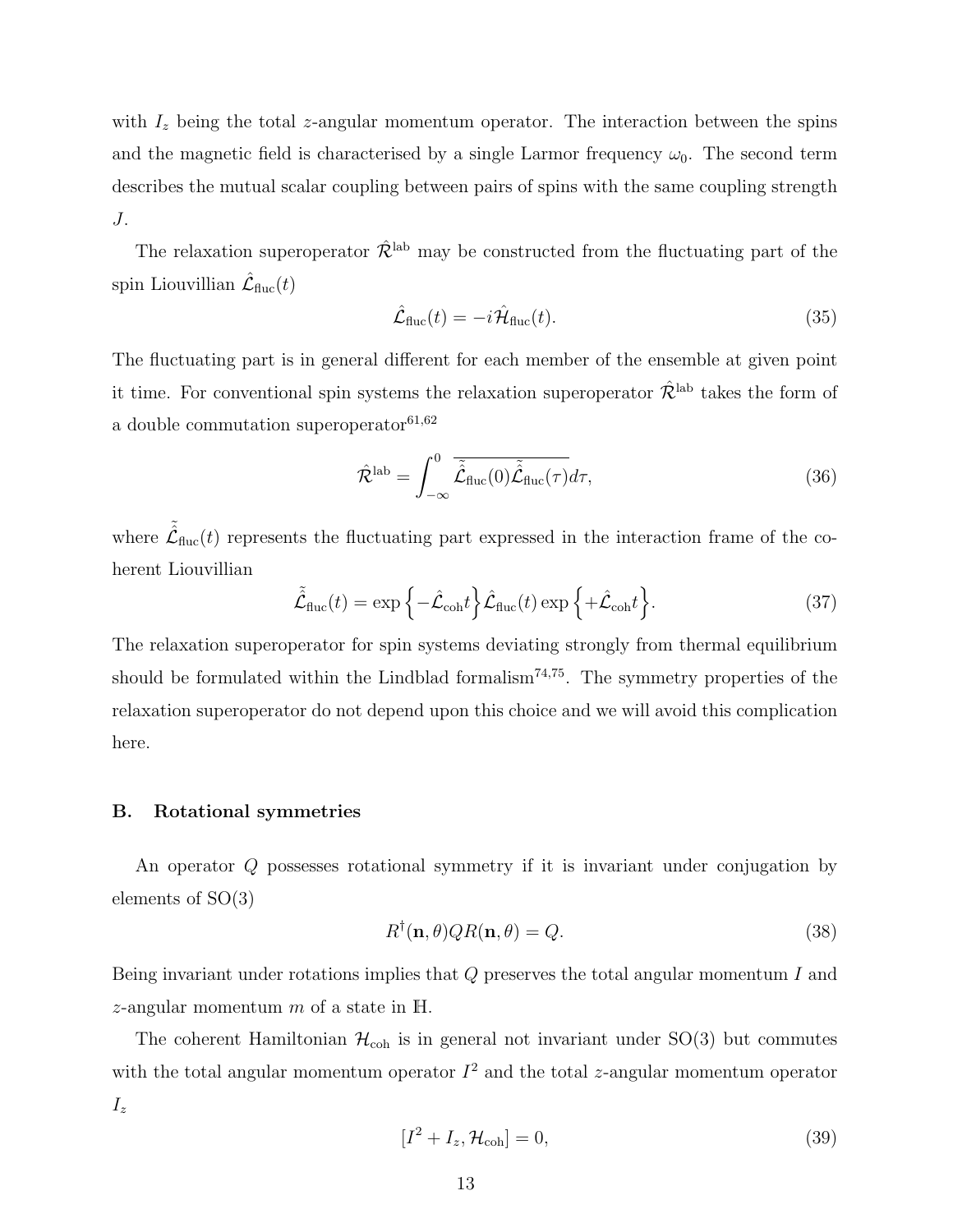with $I_z$ being the total $z$-angular momentum operator. The interaction between the spins and the magnetic field is characterised by a single Larmor frequency $\omega_0$. The second term describes the mutual scalar coupling between pairs of spins with the same coupling strength $J$.

The relaxation superoperator $\hat{\mathcal{R}}^{\text{lab}}$ may be constructed from the fluctuating part of the spin Liouvillian $\hat{\mathcal{L}}_{\text{fluc}}(t)$

$$\hat{\mathcal{L}}_{\text{fluc}}(t) = -i\hat{\mathcal{H}}_{\text{fluc}}(t). \tag{35}$$

The fluctuating part is in general different for each member of the ensemble at given point it time. For conventional spin systems the relaxation superoperator $\hat{\mathcal{R}}^{\text{lab}}$ takes the form of a double commutation superoperator[61,62]

$$\hat{\mathcal{R}}^{\text{lab}} = \int_{-\infty}^{0} \overline{\tilde{\hat{\mathcal{L}}}_{\text{fluc}}(0)\tilde{\hat{\mathcal{L}}}_{\text{fluc}}(\tau)}d\tau, \tag{36}$$

where $\tilde{\hat{\mathcal{L}}}_{\text{fluc}}(t)$ represents the fluctuating part expressed in the interaction frame of the coherent Liouvillian

$$\tilde{\hat{\mathcal{L}}}_{\text{fluc}}(t) = \exp\left\{-\hat{\mathcal{L}}_{\text{coh}}t\right\}\hat{\mathcal{L}}_{\text{fluc}}(t)\exp\left\{+\hat{\mathcal{L}}_{\text{coh}}t\right\}. \tag{37}$$

The relaxation superoperator for spin systems deviating strongly from thermal equilibrium should be formulated within the Lindblad formalism[74,75]. The symmetry properties of the relaxation superoperator do not depend upon this choice and we will avoid this complication here.

## B. Rotational symmetries

An operator $Q$ possesses rotational symmetry if it is invariant under conjugation by elements of SO(3)

$$R^{\dagger}(\mathbf{n}, \theta)QR(\mathbf{n}, \theta) = Q. \tag{38}$$

Being invariant under rotations implies that $Q$ preserves the total angular momentum $I$ and $z$-angular momentum $m$ of a state in $\mathbb{H}$.

The coherent Hamiltonian $\mathcal{H}_{\text{coh}}$ is in general not invariant under SO(3) but commutes with the total angular momentum operator $I^2$ and the total $z$-angular momentum operator $I_z$

$$[I^2 + I_z, \mathcal{H}_{\text{coh}}] = 0, \tag{39}$$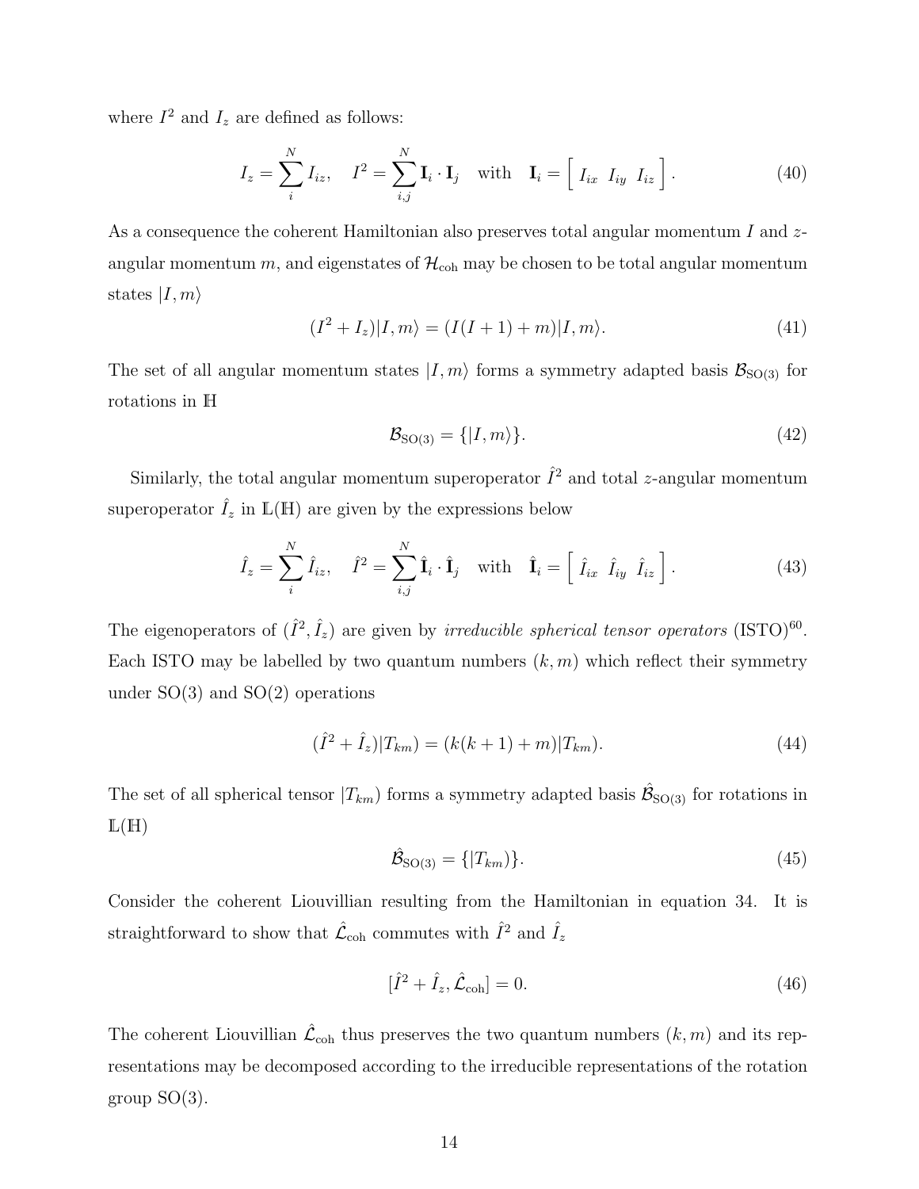where $I^2$ and $I_z$ are defined as follows:

$$I_z = \sum_i^N I_{iz}, \quad I^2 = \sum_{i,j}^N \mathbf{I}_i \cdot \mathbf{I}_j \quad \text{with} \quad \mathbf{I}_i = \left[ \begin{array}{ccc} I_{ix} & I_{iy} & I_{iz} \end{array} \right]. \tag{40}$$

As a consequence the coherent Hamiltonian also preserves total angular momentum $I$ and $z$-angular momentum $m$, and eigenstates of $\mathcal{H}_{\text{coh}}$ may be chosen to be total angular momentum states $|I, m\rangle$

$$(I^2 + I_z)|I, m\rangle = (I(I+1) + m)|I, m\rangle. \tag{41}$$

The set of all angular momentum states $|I, m\rangle$ forms a symmetry adapted basis $\mathcal{B}_{\text{SO(3)}}$ for rotations in $\mathbb{H}$

$$\mathcal{B}_{\text{SO(3)}} = \{|I, m\rangle\}. \tag{42}$$

Similarly, the total angular momentum superoperator $\hat{I}^2$ and total $z$-angular momentum superoperator $\hat{I}_z$ in $\mathbb{L}(\mathbb{H})$ are given by the expressions below

$$\hat{I}_z = \sum_i^N \hat{I}_{iz}, \quad \hat{I}^2 = \sum_{i,j}^N \hat{\mathbf{I}}_i \cdot \hat{\mathbf{I}}_j \quad \text{with} \quad \hat{\mathbf{I}}_i = \left[ \begin{array}{ccc} \hat{I}_{ix} & \hat{I}_{iy} & \hat{I}_{iz} \end{array} \right]. \tag{43}$$

The eigenoperators of $(\hat{I}^2, \hat{I}_z)$ are given by *irreducible spherical tensor operators* (ISTO)[60]. Each ISTO may be labelled by two quantum numbers $(k, m)$ which reflect their symmetry under SO(3) and SO(2) operations

$$(\hat{I}^2 + \hat{I}_z)|T_{km}) = (k(k+1) + m)|T_{km}). \tag{44}$$

The set of all spherical tensor $|T_{km})$ forms a symmetry adapted basis $\hat{\mathcal{B}}_{\text{SO(3)}}$ for rotations in $\mathbb{L}(\mathbb{H})$

$$\hat{\mathcal{B}}_{\text{SO(3)}} = \{|T_{km})\}. \tag{45}$$

Consider the coherent Liouvillian resulting from the Hamiltonian in equation 34. It is straightforward to show that $\hat{\mathcal{L}}_{\text{coh}}$ commutes with $\hat{I}^2$ and $\hat{I}_z$

$$[\hat{I}^2 + \hat{I}_z, \hat{\mathcal{L}}_{\text{coh}}] = 0. \tag{46}$$

The coherent Liouvillian $\hat{\mathcal{L}}_{\text{coh}}$ thus preserves the two quantum numbers $(k, m)$ and its representations may be decomposed according to the irreducible representations of the rotation group SO(3).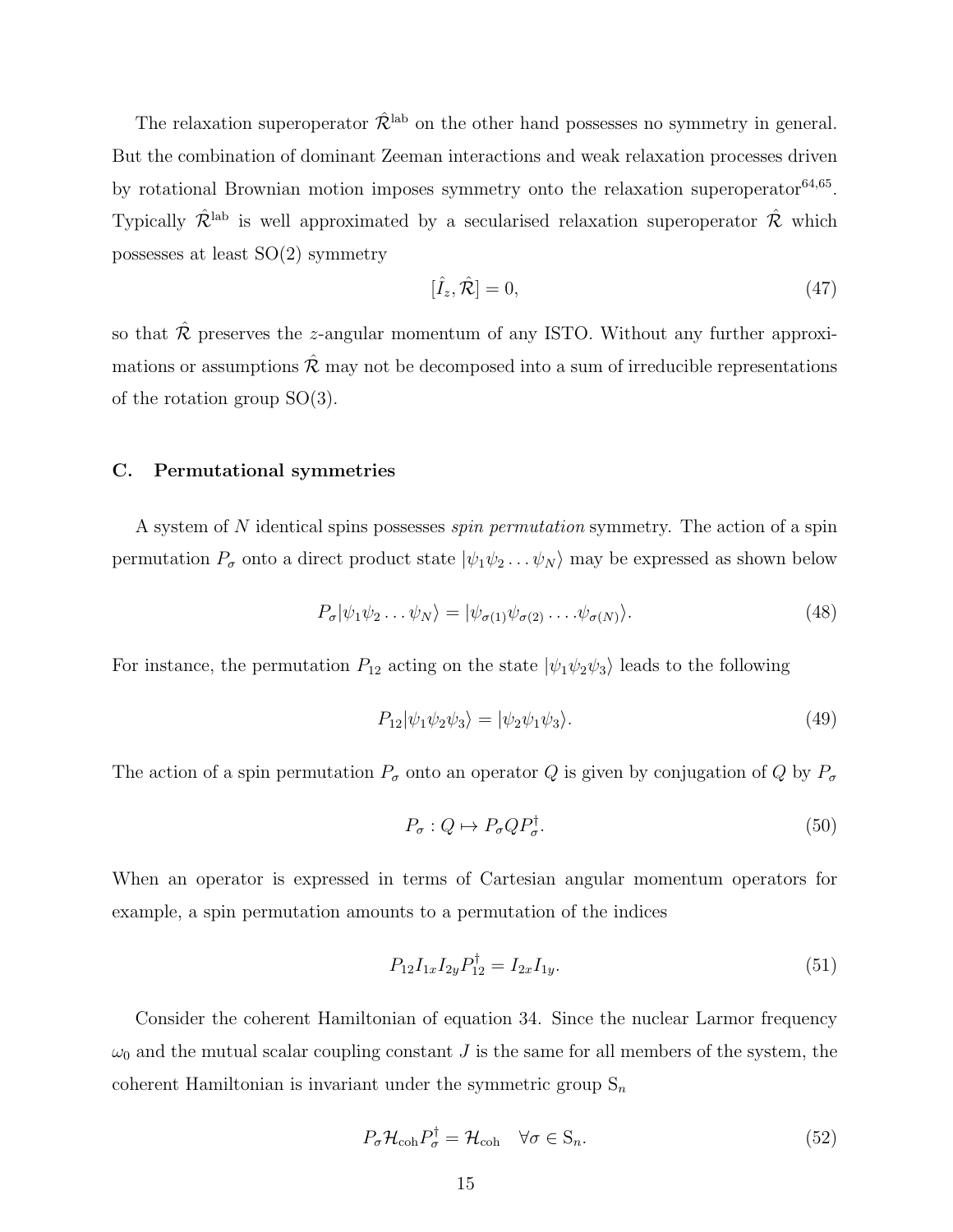The relaxation superoperator $\hat{\mathcal{R}}^{\text{lab}}$ on the other hand possesses no symmetry in general. But the combination of dominant Zeeman interactions and weak relaxation processes driven by rotational Brownian motion imposes symmetry onto the relaxation superoperator[64,65]. Typically $\hat{\mathcal{R}}^{\text{lab}}$ is well approximated by a secularised relaxation superoperator $\hat{\mathcal{R}}$ which possesses at least SO(2) symmetry

$$[\hat{I}_z, \hat{\mathcal{R}}] = 0, \tag{47}$$

so that $\hat{\mathcal{R}}$ preserves the $z$-angular momentum of any ISTO. Without any further approximations or assumptions $\hat{\mathcal{R}}$ may not be decomposed into a sum of irreducible representations of the rotation group SO(3).

### C. Permutational symmetries

A system of $N$ identical spins possesses *spin permutation* symmetry. The action of a spin permutation $P_\sigma$ onto a direct product state $|\psi_1\psi_2\ldots\psi_N\rangle$ may be expressed as shown below

$$P_\sigma|\psi_1\psi_2\ldots\psi_N\rangle = |\psi_{\sigma(1)}\psi_{\sigma(2)}\ldots.\psi_{\sigma(N)}\rangle. \tag{48}$$

For instance, the permutation $P_{12}$ acting on the state $|\psi_1\psi_2\psi_3\rangle$ leads to the following

$$P_{12}|\psi_1\psi_2\psi_3\rangle = |\psi_2\psi_1\psi_3\rangle. \tag{49}$$

The action of a spin permutation $P_\sigma$ onto an operator $Q$ is given by conjugation of $Q$ by $P_\sigma$

$$P_\sigma : Q \mapsto P_\sigma Q P_\sigma^\dagger. \tag{50}$$

When an operator is expressed in terms of Cartesian angular momentum operators for example, a spin permutation amounts to a permutation of the indices

$$P_{12}I_{1x}I_{2y}P_{12}^\dagger = I_{2x}I_{1y}. \tag{51}$$

Consider the coherent Hamiltonian of equation 34. Since the nuclear Larmor frequency $\omega_0$ and the mutual scalar coupling constant $J$ is the same for all members of the system, the coherent Hamiltonian is invariant under the symmetric group $\mathrm{S}_n$

$$P_\sigma\mathcal{H}_{\text{coh}}P_\sigma^\dagger = \mathcal{H}_{\text{coh}} \quad \forall\sigma \in \mathrm{S}_n. \tag{52}$$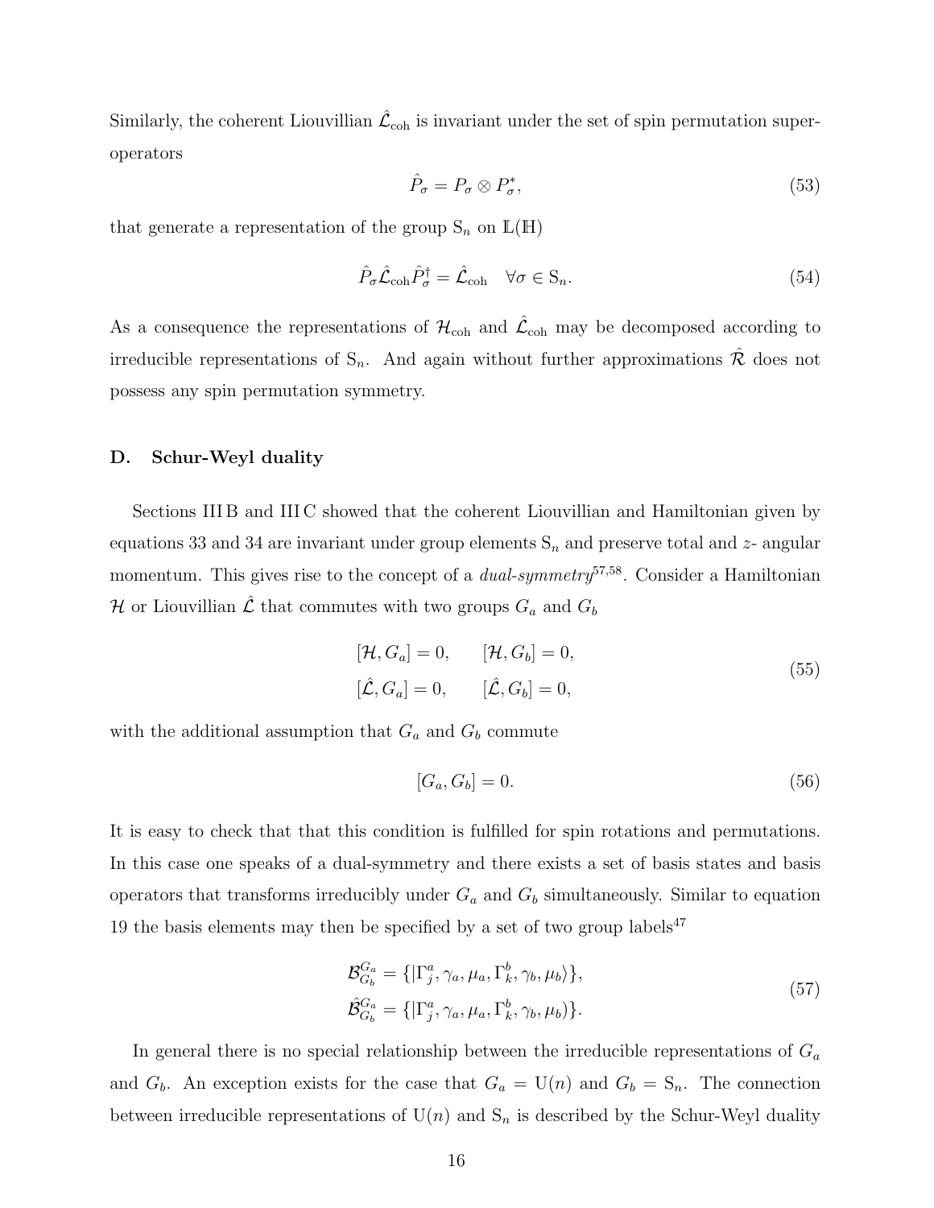Similarly, the coherent Liouvillian $\hat{\mathcal{L}}_{\mathrm{coh}}$ is invariant under the set of spin permutation super-operators

$$\hat{P}_\sigma = P_\sigma \otimes P_\sigma^*, \tag{53}$$

that generate a representation of the group $\mathrm{S}_n$ on $\mathbb{L}(\mathbb{H})$

$$\hat{P}_\sigma \hat{\mathcal{L}}_{\mathrm{coh}} \hat{P}_\sigma^\dagger = \hat{\mathcal{L}}_{\mathrm{coh}} \quad \forall \sigma \in \mathrm{S}_n. \tag{54}$$

As a consequence the representations of $\mathcal{H}_{\mathrm{coh}}$ and $\hat{\mathcal{L}}_{\mathrm{coh}}$ may be decomposed according to irreducible representations of $\mathrm{S}_n$. And again without further approximations $\hat{\mathcal{R}}$ does not possess any spin permutation symmetry.

### D. Schur-Weyl duality

Sections III B and III C showed that the coherent Liouvillian and Hamiltonian given by equations 33 and 34 are invariant under group elements $\mathrm{S}_n$ and preserve total and $z$- angular momentum. This gives rise to the concept of a *dual-symmetry*[57,58]. Consider a Hamiltonian $\mathcal{H}$ or Liouvillian $\hat{\mathcal{L}}$ that commutes with two groups $G_a$ and $G_b$

$$\begin{aligned} [\mathcal{H}, G_a] &= 0, \qquad [\mathcal{H}, G_b] = 0, \\ [\hat{\mathcal{L}}, G_a] &= 0, \qquad [\hat{\mathcal{L}}, G_b] = 0, \end{aligned} \tag{55}$$

with the additional assumption that $G_a$ and $G_b$ commute

$$[G_a, G_b] = 0. \tag{56}$$

It is easy to check that that this condition is fulfilled for spin rotations and permutations. In this case one speaks of a dual-symmetry and there exists a set of basis states and basis operators that transforms irreducibly under $G_a$ and $G_b$ simultaneously. Similar to equation 19 the basis elements may then be specified by a set of two group labels[47]

$$\begin{aligned} \mathcal{B}_{G_b}^{G_a} &= \{|\Gamma_j^a, \gamma_a, \mu_a, \Gamma_k^b, \gamma_b, \mu_b\rangle\}, \\ \hat{\mathcal{B}}_{G_b}^{G_a} &= \{|\Gamma_j^a, \gamma_a, \mu_a, \Gamma_k^b, \gamma_b, \mu_b)\}. \end{aligned} \tag{57}$$

In general there is no special relationship between the irreducible representations of $G_a$ and $G_b$. An exception exists for the case that $G_a = \mathrm{U}(n)$ and $G_b = \mathrm{S}_n$. The connection between irreducible representations of $\mathrm{U}(n)$ and $\mathrm{S}_n$ is described by the Schur-Weyl duality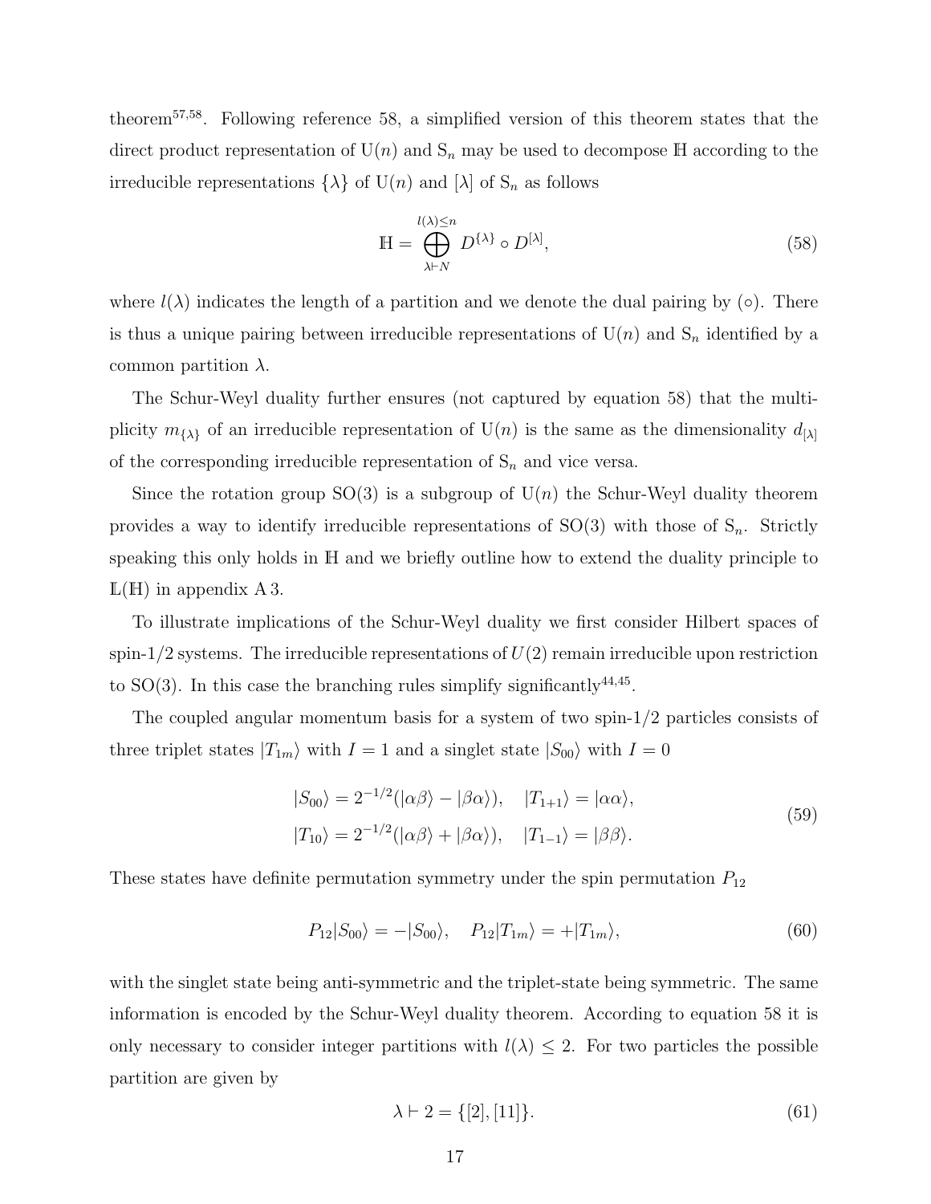theorem[57,58]. Following reference 58, a simplified version of this theorem states that the direct product representation of $\mathrm{U}(n)$ and $\mathrm{S}_n$ may be used to decompose $\mathbb{H}$ according to the irreducible representations $\{\lambda\}$ of $\mathrm{U}(n)$ and $[\lambda]$ of $\mathrm{S}_n$ as follows

$$\mathbb{H} = \bigoplus_{\lambda \vdash N}^{l(\lambda)\leq n} D^{\{\lambda\}} \circ D^{[\lambda]}, \tag{58}$$

where $l(\lambda)$ indicates the length of a partition and we denote the dual pairing by $(\circ)$. There is thus a unique pairing between irreducible representations of $\mathrm{U}(n)$ and $\mathrm{S}_n$ identified by a common partition $\lambda$.

The Schur-Weyl duality further ensures (not captured by equation 58) that the multiplicity $m_{\{\lambda\}}$ of an irreducible representation of $\mathrm{U}(n)$ is the same as the dimensionality $d_{[\lambda]}$ of the corresponding irreducible representation of $\mathrm{S}_n$ and vice versa.

Since the rotation group $\mathrm{SO}(3)$ is a subgroup of $\mathrm{U}(n)$ the Schur-Weyl duality theorem provides a way to identify irreducible representations of $\mathrm{SO}(3)$ with those of $\mathrm{S}_n$. Strictly speaking this only holds in $\mathbb{H}$ and we briefly outline how to extend the duality principle to $\mathbb{L}(\mathbb{H})$ in appendix A 3.

To illustrate implications of the Schur-Weyl duality we first consider Hilbert spaces of spin-1/2 systems. The irreducible representations of $U(2)$ remain irreducible upon restriction to $\mathrm{SO}(3)$. In this case the branching rules simplify significantly[44,45].

The coupled angular momentum basis for a system of two spin-1/2 particles consists of three triplet states $|T_{1m}\rangle$ with $I = 1$ and a singlet state $|S_{00}\rangle$ with $I = 0$

$$\begin{aligned} |S_{00}\rangle &= 2^{-1/2}(|\alpha\beta\rangle - |\beta\alpha\rangle), \quad |T_{1+1}\rangle = |\alpha\alpha\rangle, \\ |T_{10}\rangle &= 2^{-1/2}(|\alpha\beta\rangle + |\beta\alpha\rangle), \quad |T_{1-1}\rangle = |\beta\beta\rangle. \end{aligned} \tag{59}$$

These states have definite permutation symmetry under the spin permutation $P_{12}$

$$P_{12}|S_{00}\rangle = -|S_{00}\rangle, \quad P_{12}|T_{1m}\rangle = +|T_{1m}\rangle, \tag{60}$$

with the singlet state being anti-symmetric and the triplet-state being symmetric. The same information is encoded by the Schur-Weyl duality theorem. According to equation 58 it is only necessary to consider integer partitions with $l(\lambda) \leq 2$. For two particles the possible partition are given by

$$\lambda \vdash 2 = \{[2], [11]\}. \tag{61}$$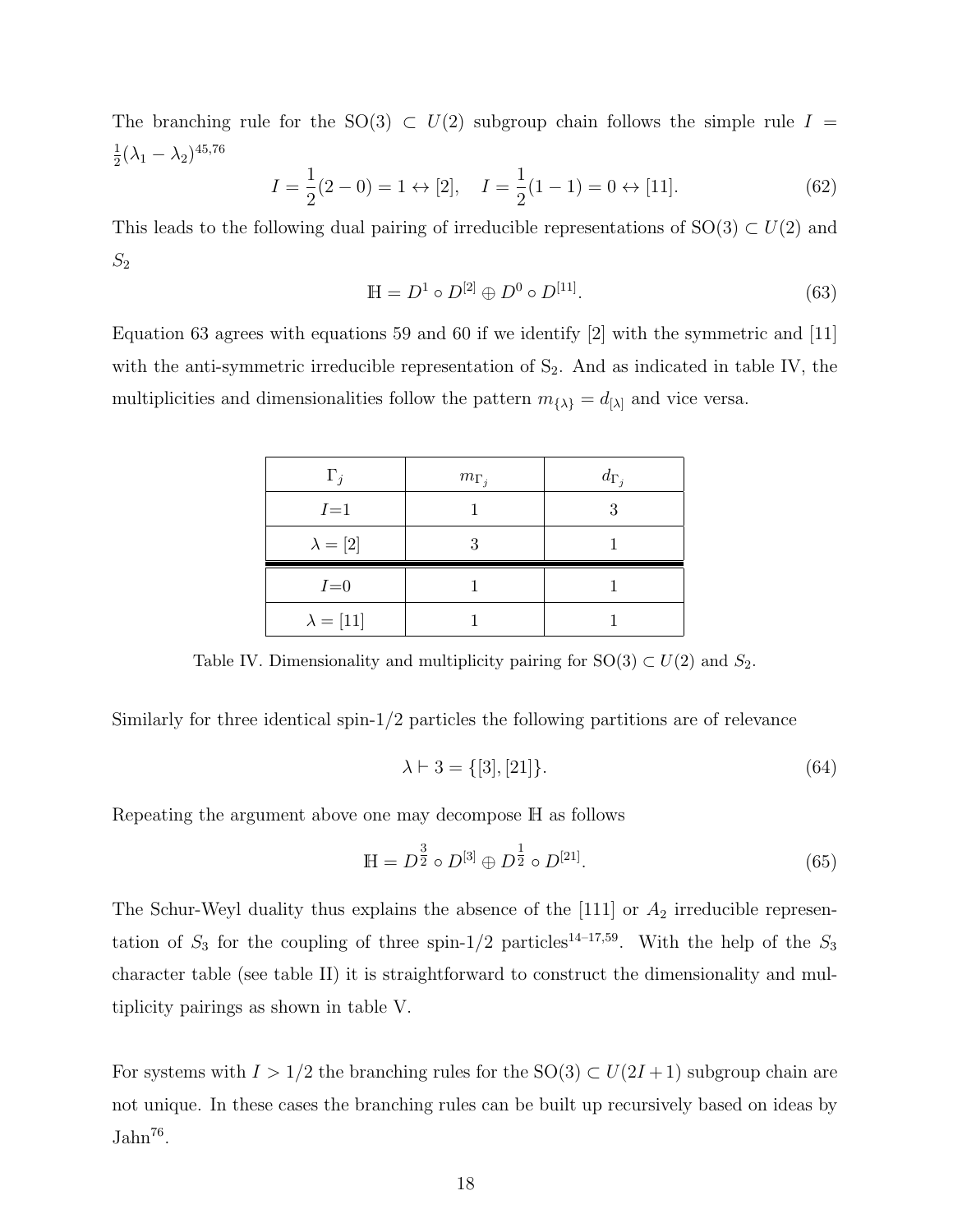The branching rule for the SO(3) $\subset U(2)$ subgroup chain follows the simple rule $I = \frac{1}{2}(\lambda_1 - \lambda_2)$[45,76]

$$I = \frac{1}{2}(2-0) = 1 \leftrightarrow [2], \quad I = \frac{1}{2}(1-1) = 0 \leftrightarrow [11]. \tag{62}$$

This leads to the following dual pairing of irreducible representations of SO(3) $\subset U(2)$ and $S_2$

$$\mathbb{H} = D^1 \circ D^{[2]} \oplus D^0 \circ D^{[11]}. \tag{63}$$

Equation 63 agrees with equations 59 and 60 if we identify [2] with the symmetric and [11] with the anti-symmetric irreducible representation of $S_2$. And as indicated in table IV, the multiplicities and dimensionalities follow the pattern $m_{\{\lambda\}} = d_{[\lambda]}$ and vice versa.

| $\Gamma_j$ | $m_{\Gamma_j}$ | $d_{\Gamma_j}$ |
|---|---|---|
| $I$=1 | 1 | 3 |
| $\lambda = [2]$ | 3 | 1 |
| $I$=0 | 1 | 1 |
| $\lambda = [11]$ | 1 | 1 |

Table IV. Dimensionality and multiplicity pairing for SO(3) $\subset U(2)$ and $S_2$.

Similarly for three identical spin-1/2 particles the following partitions are of relevance

$$\lambda \vdash 3 = \{[3], [21]\}. \tag{64}$$

Repeating the argument above one may decompose $\mathbb{H}$ as follows

$$\mathbb{H} = D^{\frac{3}{2}} \circ D^{[3]} \oplus D^{\frac{1}{2}} \circ D^{[21]}. \tag{65}$$

The Schur-Weyl duality thus explains the absence of the [111] or $A_2$ irreducible representation of $S_3$ for the coupling of three spin-1/2 particles[14–17,59]. With the help of the $S_3$ character table (see table II) it is straightforward to construct the dimensionality and multiplicity pairings as shown in table V.

For systems with $I > 1/2$ the branching rules for the SO(3) $\subset U(2I+1)$ subgroup chain are not unique. In these cases the branching rules can be built up recursively based on ideas by Jahn[76].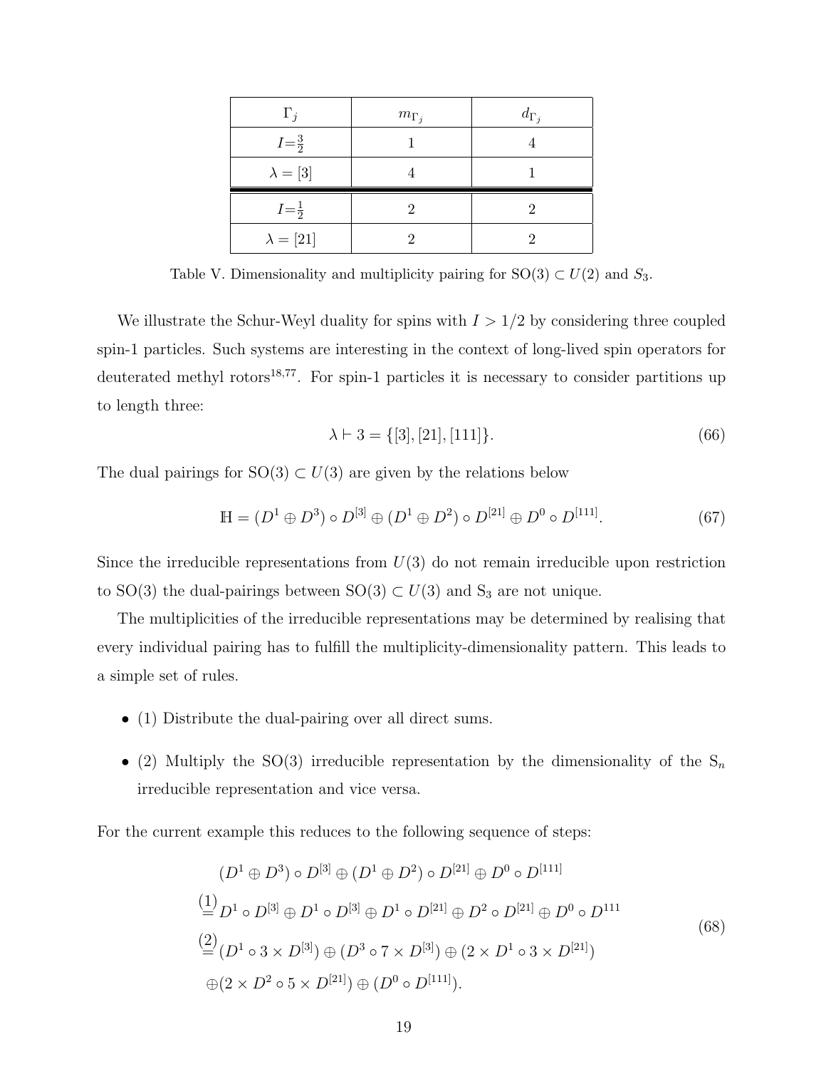| $\Gamma_j$ | $m_{\Gamma_j}$ | $d_{\Gamma_j}$ |
|---|---|---|
| $I=\frac{3}{2}$ | 1 | 4 |
| $\lambda = [3]$ | 4 | 1 |
| $I=\frac{1}{2}$ | 2 | 2 |
| $\lambda = [21]$ | 2 | 2 |

Table V. Dimensionality and multiplicity pairing for SO(3) $\subset U(2)$ and $S_3$.

We illustrate the Schur-Weyl duality for spins with $I > 1/2$ by considering three coupled spin-1 particles. Such systems are interesting in the context of long-lived spin operators for deuterated methyl rotors[18,77]. For spin-1 particles it is necessary to consider partitions up to length three:

$$\lambda \vdash 3 = \{[3], [21], [111]\}. \tag{66}$$

The dual pairings for SO(3) $\subset U(3)$ are given by the relations below

$$\mathbb{H} = (D^1 \oplus D^3) \circ D^{[3]} \oplus (D^1 \oplus D^2) \circ D^{[21]} \oplus D^0 \circ D^{[111]}. \tag{67}$$

Since the irreducible representations from $U(3)$ do not remain irreducible upon restriction to SO(3) the dual-pairings between SO(3) $\subset U(3)$ and $S_3$ are not unique.

The multiplicities of the irreducible representations may be determined by realising that every individual pairing has to fulfill the multiplicity-dimensionality pattern. This leads to a simple set of rules.

- (1) Distribute the dual-pairing over all direct sums.
- (2) Multiply the SO(3) irreducible representation by the dimensionality of the $S_n$ irreducible representation and vice versa.

For the current example this reduces to the following sequence of steps:

$$\begin{aligned}
&(D^1 \oplus D^3) \circ D^{[3]} \oplus (D^1 \oplus D^2) \circ D^{[21]} \oplus D^0 \circ D^{[111]} \\
&\overset{(1)}{=} D^1 \circ D^{[3]} \oplus D^1 \circ D^{[3]} \oplus D^1 \circ D^{[21]} \oplus D^2 \circ D^{[21]} \oplus D^0 \circ D^{111} \\
&\overset{(2)}{=} (D^1 \circ 3 \times D^{[3]}) \oplus (D^3 \circ 7 \times D^{[3]}) \oplus (2 \times D^1 \circ 3 \times D^{[21]}) \\
&\oplus (2 \times D^2 \circ 5 \times D^{[21]}) \oplus (D^0 \circ D^{[111]}).
\end{aligned} \tag{68}$$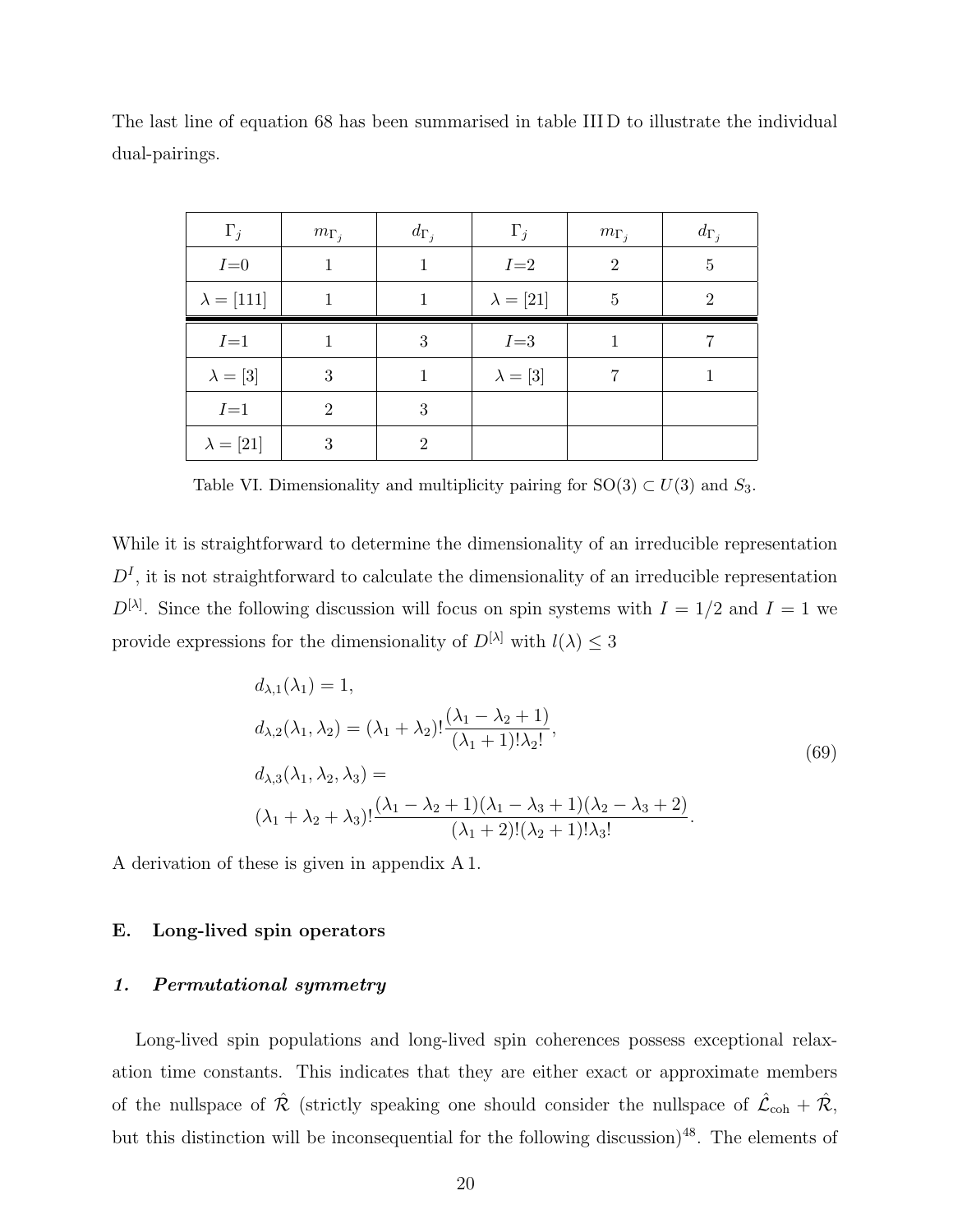The last line of equation 68 has been summarised in table III D to illustrate the individual dual-pairings.

| $\Gamma_j$ | $m_{\Gamma_j}$ | $d_{\Gamma_j}$ | $\Gamma_j$ | $m_{\Gamma_j}$ | $d_{\Gamma_j}$ |
|---|---|---|---|---|---|
| $I$=0 | 1 | 1 | $I$=2 | 2 | 5 |
| $\lambda = [111]$ | 1 | 1 | $\lambda = [21]$ | 5 | 2 |
| $I$=1 | 1 | 3 | $I$=3 | 1 | 7 |
| $\lambda = [3]$ | 3 | 1 | $\lambda = [3]$ | 7 | 1 |
| $I$=1 | 2 | 3 | | | |
| $\lambda = [21]$ | 3 | 2 | | | |

Table VI. Dimensionality and multiplicity pairing for SO(3) $\subset U(3)$ and $S_3$.

While it is straightforward to determine the dimensionality of an irreducible representation $D^I$, it is not straightforward to calculate the dimensionality of an irreducible representation $D^{[\lambda]}$. Since the following discussion will focus on spin systems with $I = 1/2$ and $I = 1$ we provide expressions for the dimensionality of $D^{[\lambda]}$ with $l(\lambda) \leq 3$

$$
\begin{aligned}
&d_{\lambda,1}(\lambda_1) = 1, \\
&d_{\lambda,2}(\lambda_1, \lambda_2) = (\lambda_1 + \lambda_2)! \frac{(\lambda_1 - \lambda_2 + 1)}{(\lambda_1 + 1)! \lambda_2!}, \\
&d_{\lambda,3}(\lambda_1, \lambda_2, \lambda_3) = \\
&(\lambda_1 + \lambda_2 + \lambda_3)! \frac{(\lambda_1 - \lambda_2 + 1)(\lambda_1 - \lambda_3 + 1)(\lambda_2 - \lambda_3 + 2)}{(\lambda_1 + 2)!(\lambda_2 + 1)! \lambda_3!}.
\end{aligned}
\tag{69}
$$

A derivation of these is given in appendix A 1.

## E. Long-lived spin operators

### *1. Permutational symmetry*

Long-lived spin populations and long-lived spin coherences possess exceptional relaxation time constants. This indicates that they are either exact or approximate members of the nullspace of $\hat{\mathcal{R}}$ (strictly speaking one should consider the nullspace of $\hat{\mathcal{L}}_{\mathrm{coh}} + \hat{\mathcal{R}}$, but this distinction will be inconsequential for the following discussion)[48]. The elements of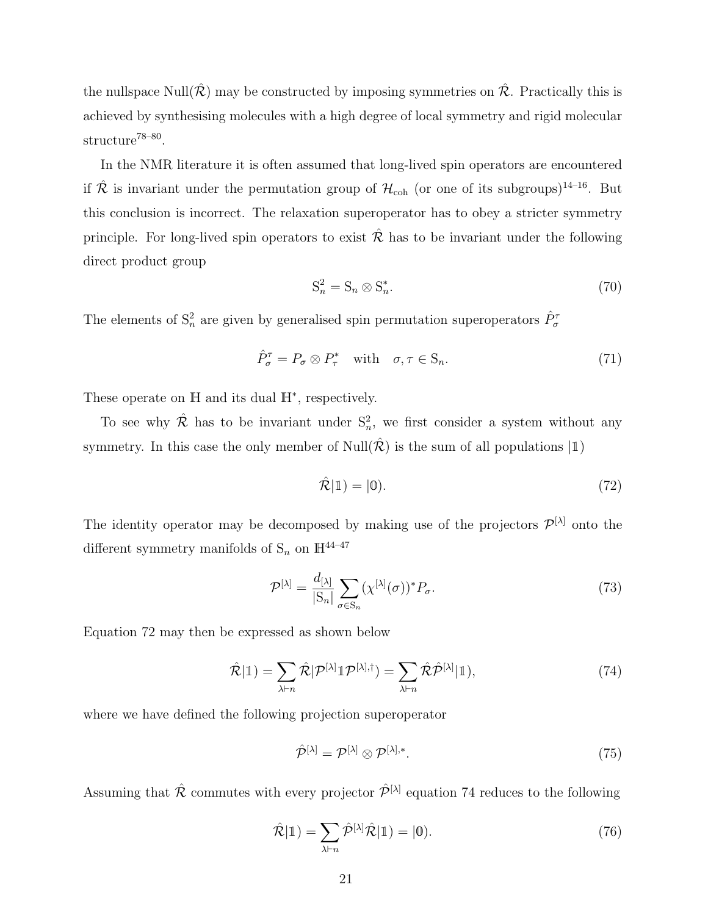the nullspace $\mathrm{Null}(\hat{\mathcal{R}})$ may be constructed by imposing symmetries on $\hat{\mathcal{R}}$. Practically this is achieved by synthesising molecules with a high degree of local symmetry and rigid molecular structure[78–80].

In the NMR literature it is often assumed that long-lived spin operators are encountered if $\hat{\mathcal{R}}$ is invariant under the permutation group of $\mathcal{H}_{\mathrm{coh}}$ (or one of its subgroups)[14–16]. But this conclusion is incorrect. The relaxation superoperator has to obey a stricter symmetry principle. For long-lived spin operators to exist $\hat{\mathcal{R}}$ has to be invariant under the following direct product group

$$\mathrm{S}_n^2 = \mathrm{S}_n \otimes \mathrm{S}_n^*. \tag{70}$$

The elements of $\mathrm{S}_n^2$ are given by generalised spin permutation superoperators $\hat{P}_\sigma^\tau$

$$\hat{P}_\sigma^\tau = P_\sigma \otimes P_\tau^* \quad \text{with} \quad \sigma, \tau \in \mathrm{S}_n. \tag{71}$$

These operate on $\mathbb{H}$ and its dual $\mathbb{H}^*$, respectively.

To see why $\hat{\mathcal{R}}$ has to be invariant under $\mathrm{S}_n^2$, we first consider a system without any symmetry. In this case the only member of $\mathrm{Null}(\hat{\mathcal{R}})$ is the sum of all populations $|\mathbb{1})$

$$\hat{\mathcal{R}}|\mathbb{1}) = |\mathbb{0}). \tag{72}$$

The identity operator may be decomposed by making use of the projectors $\mathcal{P}^{[\lambda]}$ onto the different symmetry manifolds of $\mathrm{S}_n$ on $\mathbb{H}$[44–47]

$$\mathcal{P}^{[\lambda]} = \frac{d_{[\lambda]}}{|\mathrm{S}_n|} \sum_{\sigma \in \mathrm{S}_n} (\chi^{[\lambda]}(\sigma))^* P_\sigma. \tag{73}$$

Equation 72 may then be expressed as shown below

$$\hat{\mathcal{R}}|\mathbb{1}) = \sum_{\lambda \vdash n} \hat{\mathcal{R}}|\mathcal{P}^{[\lambda]} \mathbb{1} \mathcal{P}^{[\lambda],\dagger}) = \sum_{\lambda \vdash n} \hat{\mathcal{R}} \hat{\mathcal{P}}^{[\lambda]}|\mathbb{1}), \tag{74}$$

where we have defined the following projection superoperator

$$\hat{\mathcal{P}}^{[\lambda]} = \mathcal{P}^{[\lambda]} \otimes \mathcal{P}^{[\lambda],*}. \tag{75}$$

Assuming that $\hat{\mathcal{R}}$ commutes with every projector $\hat{\mathcal{P}}^{[\lambda]}$ equation 74 reduces to the following

$$\hat{\mathcal{R}}|\mathbb{1}) = \sum_{\lambda \vdash n} \hat{\mathcal{P}}^{[\lambda]} \hat{\mathcal{R}}|\mathbb{1}) = |\mathbb{0}). \tag{76}$$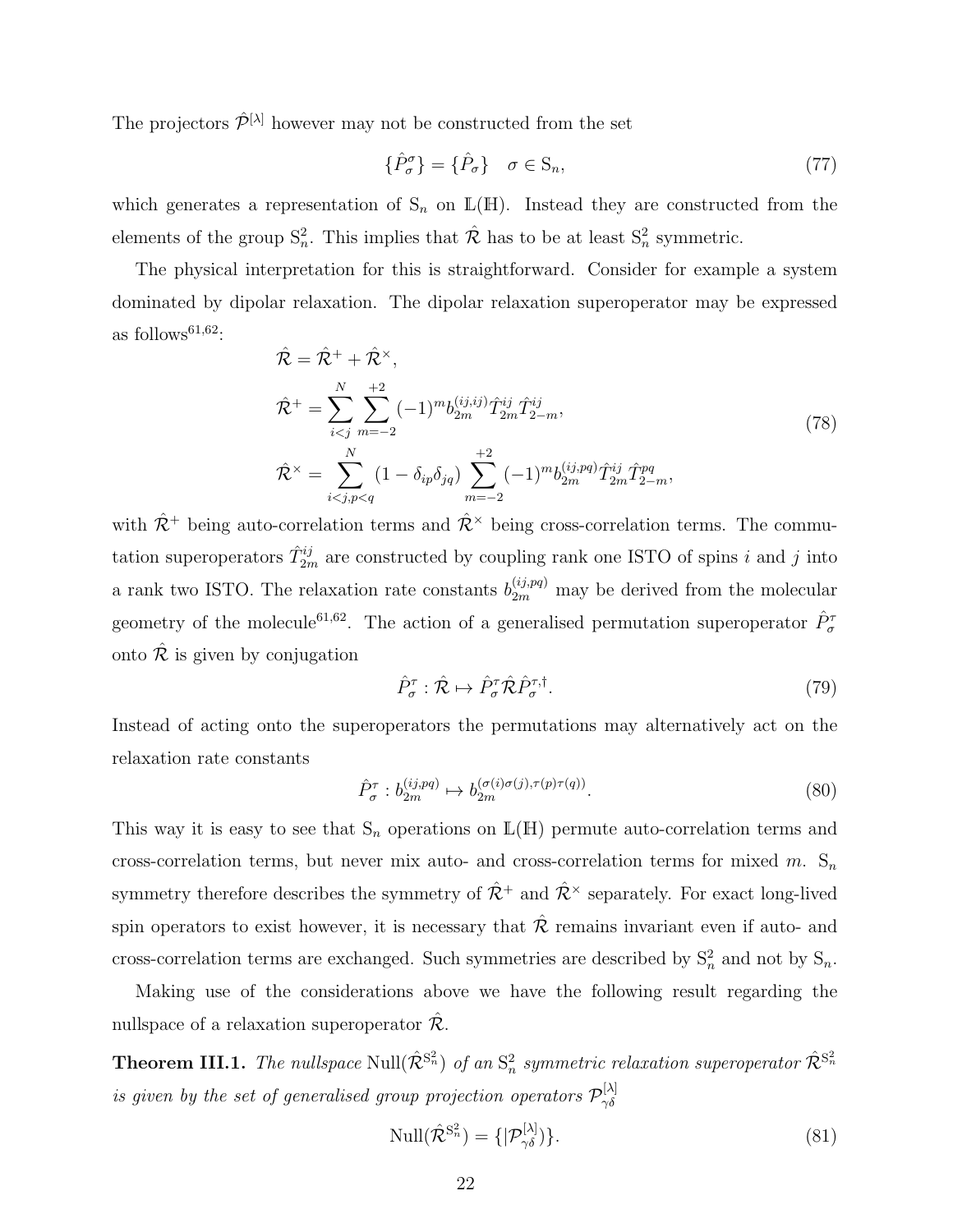The projectors $\hat{\mathcal{P}}^{[\lambda]}$ however may not be constructed from the set

$$\{\hat{P}_\sigma^\sigma\} = \{\hat{P}_\sigma\} \quad \sigma \in \mathrm{S}_n, \tag{77}$$

which generates a representation of $\mathrm{S}_n$ on $\mathbb{L}(\mathbb{H})$. Instead they are constructed from the elements of the group $\mathrm{S}_n^2$. This implies that $\hat{\mathcal{R}}$ has to be at least $\mathrm{S}_n^2$ symmetric.

The physical interpretation for this is straightforward. Consider for example a system dominated by dipolar relaxation. The dipolar relaxation superoperator may be expressed as follows[61,62]:

$$\begin{aligned}
\hat{\mathcal{R}} &= \hat{\mathcal{R}}^+ + \hat{\mathcal{R}}^\times, \\
\hat{\mathcal{R}}^+ &= \sum_{i<j}^{N} \sum_{m=-2}^{+2} (-1)^m b_{2m}^{(ij,ij)} \hat{T}_{2m}^{ij} \hat{T}_{2-m}^{ij}, \\
\hat{\mathcal{R}}^\times &= \sum_{i<j,p<q}^{N} (1 - \delta_{ip}\delta_{jq}) \sum_{m=-2}^{+2} (-1)^m b_{2m}^{(ij,pq)} \hat{T}_{2m}^{ij} \hat{T}_{2-m}^{pq},
\end{aligned} \tag{78}$$

with $\hat{\mathcal{R}}^+$ being auto-correlation terms and $\hat{\mathcal{R}}^\times$ being cross-correlation terms. The commutation superoperators $\hat{T}_{2m}^{ij}$ are constructed by coupling rank one ISTO of spins $i$ and $j$ into a rank two ISTO. The relaxation rate constants $b_{2m}^{(ij,pq)}$ may be derived from the molecular geometry of the molecule[61,62]. The action of a generalised permutation superoperator $\hat{P}_\sigma^\tau$ onto $\hat{\mathcal{R}}$ is given by conjugation

$$\hat{P}_\sigma^\tau : \hat{\mathcal{R}} \mapsto \hat{P}_\sigma^\tau \hat{\mathcal{R}} \hat{P}_\sigma^{\tau,\dagger}. \tag{79}$$

Instead of acting onto the superoperators the permutations may alternatively act on the relaxation rate constants

$$\hat{P}_\sigma^\tau : b_{2m}^{(ij,pq)} \mapsto b_{2m}^{(\sigma(i)\sigma(j),\tau(p)\tau(q))}. \tag{80}$$

This way it is easy to see that $\mathrm{S}_n$ operations on $\mathbb{L}(\mathbb{H})$ permute auto-correlation terms and cross-correlation terms, but never mix auto- and cross-correlation terms for mixed $m$. $\mathrm{S}_n$ symmetry therefore describes the symmetry of $\hat{\mathcal{R}}^+$ and $\hat{\mathcal{R}}^\times$ separately. For exact long-lived spin operators to exist however, it is necessary that $\hat{\mathcal{R}}$ remains invariant even if auto- and cross-correlation terms are exchanged. Such symmetries are described by $\mathrm{S}_n^2$ and not by $\mathrm{S}_n$.

Making use of the considerations above we have the following result regarding the nullspace of a relaxation superoperator $\hat{\mathcal{R}}$.

**Theorem III.1.** *The nullspace* $\mathrm{Null}(\hat{\mathcal{R}}^{\mathrm{S}_n^2})$ *of an* $\mathrm{S}_n^2$ *symmetric relaxation superoperator* $\hat{\mathcal{R}}^{\mathrm{S}_n^2}$ *is given by the set of generalised group projection operators* $\mathcal{P}_{\gamma\delta}^{[\lambda]}$

$$\mathrm{Null}(\hat{\mathcal{R}}^{\mathrm{S}_n^2}) = \{|\mathcal{P}_{\gamma\delta}^{[\lambda]})\}. \tag{81}$$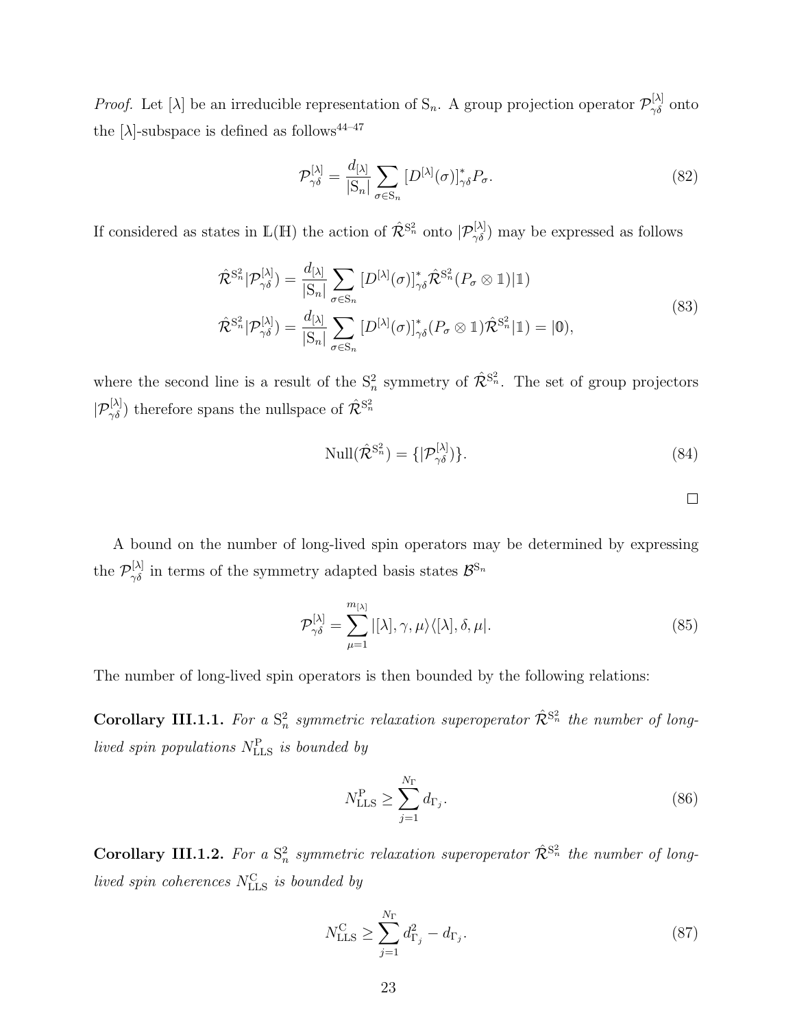*Proof.* Let $[\lambda]$ be an irreducible representation of $\mathrm{S}_n$. A group projection operator $\mathcal{P}^{[\lambda]}_{\gamma\delta}$ onto the $[\lambda]$-subspace is defined as follows[44–47]

$$\mathcal{P}^{[\lambda]}_{\gamma\delta} = \frac{d_{[\lambda]}}{|\mathrm{S}_n|} \sum_{\sigma \in \mathrm{S}_n} [D^{[\lambda]}(\sigma)]^*_{\gamma\delta} P_\sigma. \tag{82}$$

If considered as states in $\mathbb{L}(\mathbb{H})$ the action of $\hat{\mathcal{R}}^{\mathrm{S}_n^2}$ onto $|\mathcal{P}^{[\lambda]}_{\gamma\delta})$ may be expressed as follows

$$\begin{aligned}
\hat{\mathcal{R}}^{\mathrm{S}_n^2}|\mathcal{P}^{[\lambda]}_{\gamma\delta}) &= \frac{d_{[\lambda]}}{|\mathrm{S}_n|} \sum_{\sigma \in \mathrm{S}_n} [D^{[\lambda]}(\sigma)]^*_{\gamma\delta} \hat{\mathcal{R}}^{\mathrm{S}_n^2}(P_\sigma \otimes \mathbb{1})|\mathbb{1}) \\
\hat{\mathcal{R}}^{\mathrm{S}_n^2}|\mathcal{P}^{[\lambda]}_{\gamma\delta}) &= \frac{d_{[\lambda]}}{|\mathrm{S}_n|} \sum_{\sigma \in \mathrm{S}_n} [D^{[\lambda]}(\sigma)]^*_{\gamma\delta} (P_\sigma \otimes \mathbb{1})\hat{\mathcal{R}}^{\mathrm{S}_n^2}|\mathbb{1}) = |\mathbb{0}),
\end{aligned} \tag{83}$$

where the second line is a result of the $\mathrm{S}_n^2$ symmetry of $\hat{\mathcal{R}}^{\mathrm{S}_n^2}$. The set of group projectors $|\mathcal{P}^{[\lambda]}_{\gamma\delta})$ therefore spans the nullspace of $\hat{\mathcal{R}}^{\mathrm{S}_n^2}$

$$\mathrm{Null}(\hat{\mathcal{R}}^{\mathrm{S}_n^2}) = \{|\mathcal{P}^{[\lambda]}_{\gamma\delta})\}. \tag{84}$$

□

A bound on the number of long-lived spin operators may be determined by expressing the $\mathcal{P}^{[\lambda]}_{\gamma\delta}$ in terms of the symmetry adapted basis states $\mathcal{B}^{\mathrm{S}_n}$

$$\mathcal{P}^{[\lambda]}_{\gamma\delta} = \sum_{\mu=1}^{m_{[\lambda]}} |[\lambda], \gamma, \mu\rangle\langle[\lambda], \delta, \mu|. \tag{85}$$

The number of long-lived spin operators is then bounded by the following relations:

**Corollary III.1.1.** *For a $\mathrm{S}_n^2$ symmetric relaxation superoperator $\hat{\mathcal{R}}^{\mathrm{S}_n^2}$ the number of long-lived spin populations $N^{\mathrm{P}}_{\mathrm{LLS}}$ is bounded by*

$$N^{\mathrm{P}}_{\mathrm{LLS}} \geq \sum_{j=1}^{N_\Gamma} d_{\Gamma_j}. \tag{86}$$

**Corollary III.1.2.** *For a $\mathrm{S}_n^2$ symmetric relaxation superoperator $\hat{\mathcal{R}}^{\mathrm{S}_n^2}$ the number of long-lived spin coherences $N^{\mathrm{C}}_{\mathrm{LLS}}$ is bounded by*

$$N^{\mathrm{C}}_{\mathrm{LLS}} \geq \sum_{j=1}^{N_\Gamma} d^2_{\Gamma_j} - d_{\Gamma_j}. \tag{87}$$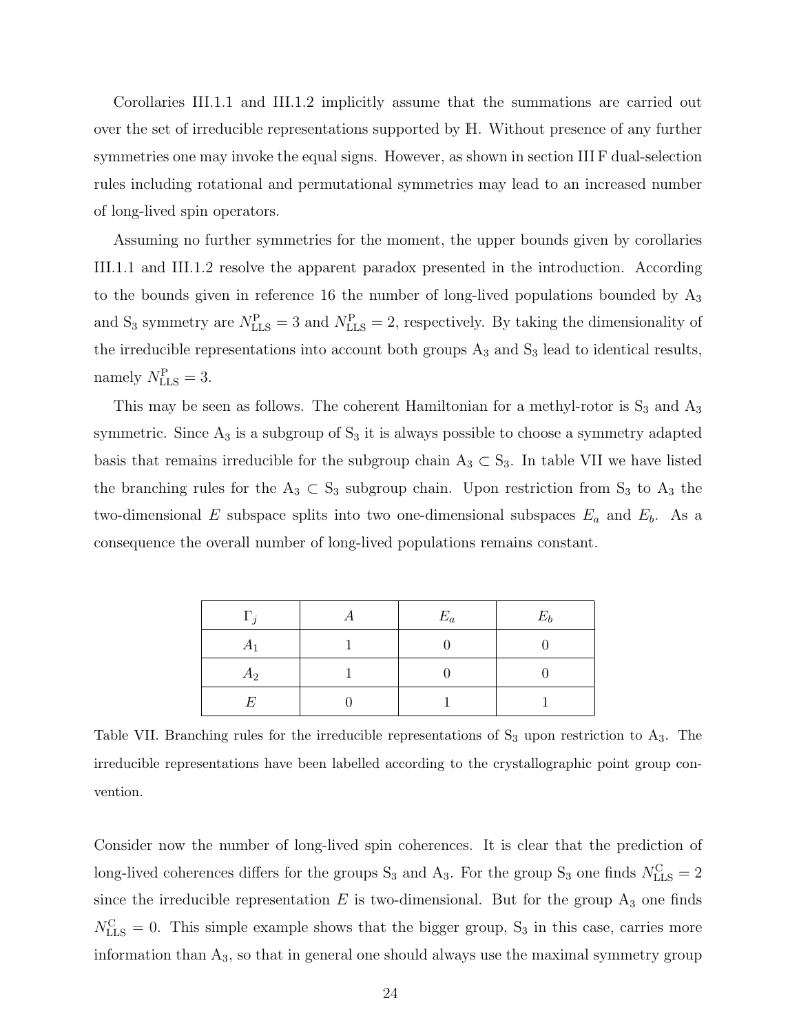Corollaries III.1.1 and III.1.2 implicitly assume that the summations are carried out over the set of irreducible representations supported by $\mathbb{H}$. Without presence of any further symmetries one may invoke the equal signs. However, as shown in section III F dual-selection rules including rotational and permutational symmetries may lead to an increased number of long-lived spin operators.

Assuming no further symmetries for the moment, the upper bounds given by corollaries III.1.1 and III.1.2 resolve the apparent paradox presented in the introduction. According to the bounds given in reference 16 the number of long-lived populations bounded by $A_3$ and $S_3$ symmetry are $N^{\mathrm{P}}_{\mathrm{LLS}} = 3$ and $N^{\mathrm{P}}_{\mathrm{LLS}} = 2$, respectively. By taking the dimensionality of the irreducible representations into account both groups $A_3$ and $S_3$ lead to identical results, namely $N^{\mathrm{P}}_{\mathrm{LLS}} = 3$.

This may be seen as follows. The coherent Hamiltonian for a methyl-rotor is $S_3$ and $A_3$ symmetric. Since $A_3$ is a subgroup of $S_3$ it is always possible to choose a symmetry adapted basis that remains irreducible for the subgroup chain $A_3 \subset S_3$. In table VII we have listed the branching rules for the $A_3 \subset S_3$ subgroup chain. Upon restriction from $S_3$ to $A_3$ the two-dimensional $E$ subspace splits into two one-dimensional subspaces $E_a$ and $E_b$. As a consequence the overall number of long-lived populations remains constant.

| $\Gamma_j$ | $A$ | $E_a$ | $E_b$ |
|---|---|---|---|
| $A_1$ | 1 | 0 | 0 |
| $A_2$ | 1 | 0 | 0 |
| $E$ | 0 | 1 | 1 |

Table VII. Branching rules for the irreducible representations of $S_3$ upon restriction to $A_3$. The irreducible representations have been labelled according to the crystallographic point group convention.

Consider now the number of long-lived spin coherences. It is clear that the prediction of long-lived coherences differs for the groups $S_3$ and $A_3$. For the group $S_3$ one finds $N^{\mathrm{C}}_{\mathrm{LLS}} = 2$ since the irreducible representation $E$ is two-dimensional. But for the group $A_3$ one finds $N^{\mathrm{C}}_{\mathrm{LLS}} = 0$. This simple example shows that the bigger group, $S_3$ in this case, carries more information than $A_3$, so that in general one should always use the maximal symmetry group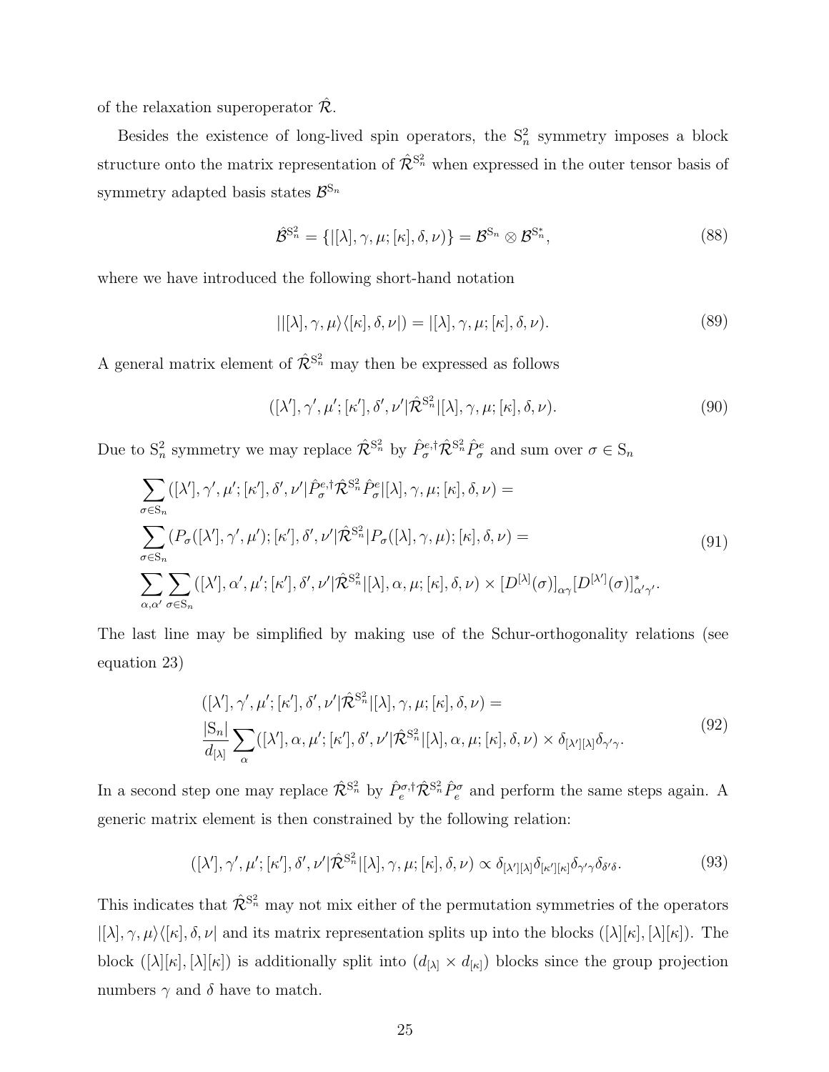of the relaxation superoperator $\hat{\mathcal{R}}$.

Besides the existence of long-lived spin operators, the $\mathrm{S}_n^2$ symmetry imposes a block structure onto the matrix representation of $\hat{\mathcal{R}}^{\mathrm{S}_n^2}$ when expressed in the outer tensor basis of symmetry adapted basis states $\mathcal{B}^{\mathrm{S}_n}$

$$\hat{\mathcal{B}}^{\mathrm{S}_n^2} = \{|[\lambda], \gamma, \mu; [\kappa], \delta, \nu)\} = \mathcal{B}^{\mathrm{S}_n} \otimes \mathcal{B}^{\mathrm{S}_n^*}, \tag{88}$$

where we have introduced the following short-hand notation

$$||[\lambda], \gamma, \mu\rangle\langle[\kappa], \delta, \nu|) = |[\lambda], \gamma, \mu; [\kappa], \delta, \nu). \tag{89}$$

A general matrix element of $\hat{\mathcal{R}}^{\mathrm{S}_n^2}$ may then be expressed as follows

$$([\lambda'], \gamma', \mu'; [\kappa'], \delta', \nu'|\hat{\mathcal{R}}^{\mathrm{S}_n^2}|[\lambda], \gamma, \mu; [\kappa], \delta, \nu). \tag{90}$$

Due to $\mathrm{S}_n^2$ symmetry we may replace $\hat{\mathcal{R}}^{\mathrm{S}_n^2}$ by $\hat{P}_\sigma^{e,\dagger}\hat{\mathcal{R}}^{\mathrm{S}_n^2}\hat{P}_\sigma^e$ and sum over $\sigma \in \mathrm{S}_n$

$$\begin{aligned}
&\sum_{\sigma\in\mathrm{S}_n}([\lambda'], \gamma', \mu'; [\kappa'], \delta', \nu'|\hat{P}_\sigma^{e,\dagger}\hat{\mathcal{R}}^{\mathrm{S}_n^2}\hat{P}_\sigma^e|[\lambda], \gamma, \mu; [\kappa], \delta, \nu) = \\
&\sum_{\sigma\in\mathrm{S}_n}(P_\sigma([\lambda'], \gamma', \mu'); [\kappa'], \delta', \nu'|\hat{\mathcal{R}}^{\mathrm{S}_n^2}|P_\sigma([\lambda], \gamma, \mu); [\kappa], \delta, \nu) = \\
&\sum_{\alpha,\alpha'}\sum_{\sigma\in\mathrm{S}_n}([\lambda'], \alpha', \mu'; [\kappa'], \delta', \nu'|\hat{\mathcal{R}}^{\mathrm{S}_n^2}|[\lambda], \alpha, \mu; [\kappa], \delta, \nu) \times [D^{[\lambda]}(\sigma)]_{\alpha\gamma}[D^{[\lambda']}(\sigma)]^*_{\alpha'\gamma'}.
\end{aligned} \tag{91}$$

The last line may be simplified by making use of the Schur-orthogonality relations (see equation 23)

$$\begin{aligned}
&([\lambda'], \gamma', \mu'; [\kappa'], \delta', \nu'|\hat{\mathcal{R}}^{\mathrm{S}_n^2}|[\lambda], \gamma, \mu; [\kappa], \delta, \nu) = \\
&\frac{|\mathrm{S}_n|}{d_{[\lambda]}}\sum_\alpha([\lambda'], \alpha, \mu'; [\kappa'], \delta', \nu'|\hat{\mathcal{R}}^{\mathrm{S}_n^2}|[\lambda], \alpha, \mu; [\kappa], \delta, \nu) \times \delta_{[\lambda'][\lambda]}\delta_{\gamma'\gamma}.
\end{aligned} \tag{92}$$

In a second step one may replace $\hat{\mathcal{R}}^{\mathrm{S}_n^2}$ by $\hat{P}_e^{\sigma,\dagger}\hat{\mathcal{R}}^{\mathrm{S}_n^2}\hat{P}_e^\sigma$ and perform the same steps again. A generic matrix element is then constrained by the following relation:

$$([\lambda'], \gamma', \mu'; [\kappa'], \delta', \nu'|\hat{\mathcal{R}}^{\mathrm{S}_n^2}|[\lambda], \gamma, \mu; [\kappa], \delta, \nu) \propto \delta_{[\lambda'][\lambda]}\delta_{[\kappa'][\kappa]}\delta_{\gamma'\gamma}\delta_{\delta'\delta}. \tag{93}$$

This indicates that $\hat{\mathcal{R}}^{\mathrm{S}_n^2}$ may not mix either of the permutation symmetries of the operators $|[\lambda], \gamma, \mu\rangle\langle[\kappa], \delta, \nu|$ and its matrix representation splits up into the blocks $([\lambda][\kappa], [\lambda][\kappa])$. The block $([\lambda][\kappa], [\lambda][\kappa])$ is additionally split into $(d_{[\lambda]} \times d_{[\kappa]})$ blocks since the group projection numbers $\gamma$ and $\delta$ have to match.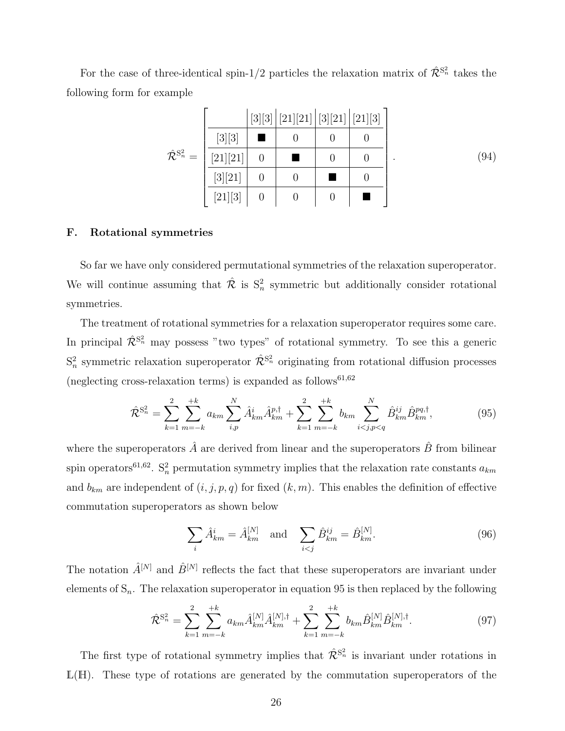For the case of three-identical spin-1/2 particles the relaxation matrix of $\hat{\mathcal{R}}^{\mathrm{S}_n^2}$ takes the following form for example

$$
\hat{\mathcal{R}}^{\mathrm{S}_n^2} = \left[ \begin{array}{c|c|c|c|c}
 & [3][3] & [21][21] & [3][21] & [21][3] \\
\hline
[3][3] & \blacksquare & 0 & 0 & 0 \\
\hline
[21][21] & 0 & \blacksquare & 0 & 0 \\
\hline
[3][21] & 0 & 0 & \blacksquare & 0 \\
\hline
[21][3] & 0 & 0 & 0 & \blacksquare
\end{array} \right]. \tag{94}
$$

### F. Rotational symmetries

So far we have only considered permutational symmetries of the relaxation superoperator. We will continue assuming that $\hat{\mathcal{R}}$ is $\mathrm{S}_n^2$ symmetric but additionally consider rotational symmetries.

The treatment of rotational symmetries for a relaxation superoperator requires some care. In principal $\hat{\mathcal{R}}^{\mathrm{S}_n^2}$ may possess "two types" of rotational symmetry. To see this a generic $\mathrm{S}_n^2$ symmetric relaxation superoperator $\hat{\mathcal{R}}^{\mathrm{S}_n^2}$ originating from rotational diffusion processes (neglecting cross-relaxation terms) is expanded as follows[61,62]

$$
\hat{\mathcal{R}}^{\mathrm{S}_n^2} = \sum_{k=1}^{2} \sum_{m=-k}^{+k} a_{km} \sum_{i,p}^{N} \hat{A}^{i}_{km} \hat{A}^{p,\dagger}_{km} + \sum_{k=1}^{2} \sum_{m=-k}^{+k} b_{km} \sum_{i<j,p<q}^{N} \hat{B}^{ij}_{km} \hat{B}^{pq,\dagger}_{km}, \tag{95}
$$

where the superoperators $\hat{A}$ are derived from linear and the superoperators $\hat{B}$ from bilinear spin operators[61,62]. $\mathrm{S}_n^2$ permutation symmetry implies that the relaxation rate constants $a_{km}$ and $b_{km}$ are independent of $(i, j, p, q)$ for fixed $(k, m)$. This enables the definition of effective commutation superoperators as shown below

$$
\sum_{i} \hat{A}^{i}_{km} = \hat{A}^{[N]}_{km} \quad \text{and} \quad \sum_{i<j} \hat{B}^{ij}_{km} = \hat{B}^{[N]}_{km}. \tag{96}
$$

The notation $\hat{A}^{[N]}$ and $\hat{B}^{[N]}$ reflects the fact that these superoperators are invariant under elements of $\mathrm{S}_n$. The relaxation superoperator in equation 95 is then replaced by the following

$$
\hat{\mathcal{R}}^{\mathrm{S}_n^2} = \sum_{k=1}^{2} \sum_{m=-k}^{+k} a_{km} \hat{A}^{[N]}_{km} \hat{A}^{[N],\dagger}_{km} + \sum_{k=1}^{2} \sum_{m=-k}^{+k} b_{km} \hat{B}^{[N]}_{km} \hat{B}^{[N],\dagger}_{km}. \tag{97}
$$

The first type of rotational symmetry implies that $\hat{\mathcal{R}}^{\mathrm{S}_n^2}$ is invariant under rotations in $\mathbb{L}(\mathbb{H})$. These type of rotations are generated by the commutation superoperators of the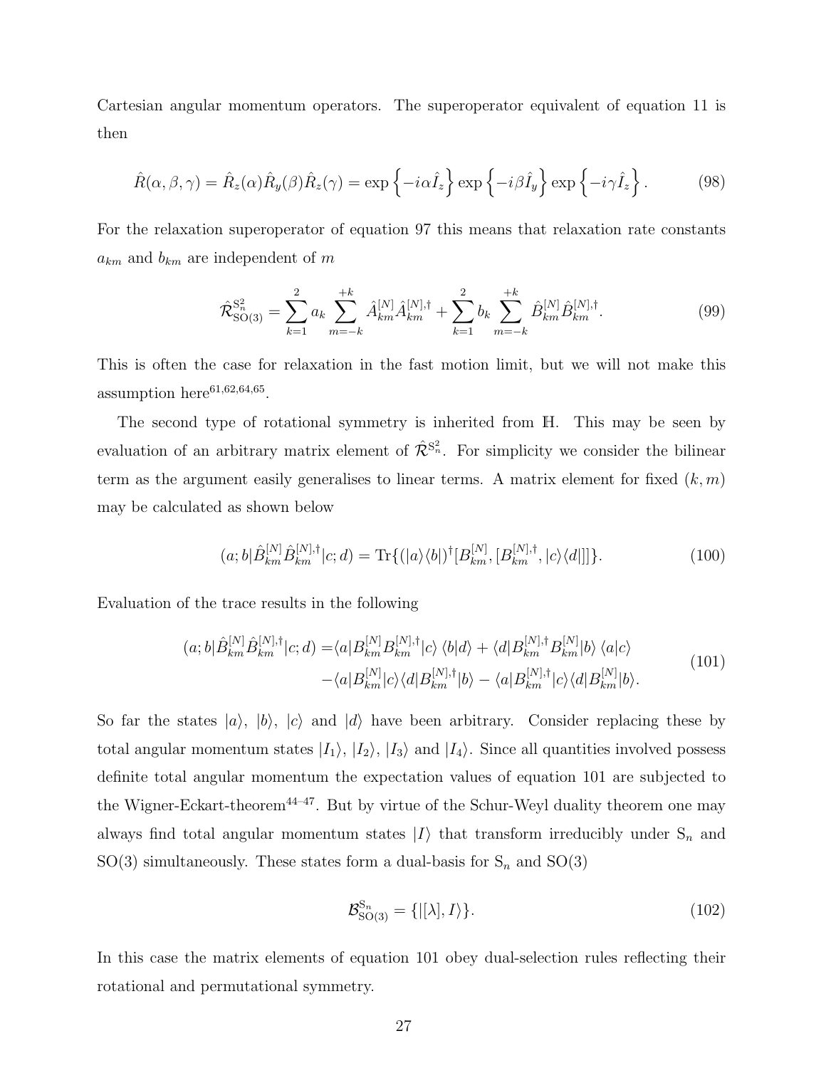Cartesian angular momentum operators. The superoperator equivalent of equation 11 is then

$$\hat{R}(\alpha, \beta, \gamma) = \hat{R}_z(\alpha)\hat{R}_y(\beta)\hat{R}_z(\gamma) = \exp\left\{-i\alpha\hat{I}_z\right\}\exp\left\{-i\beta\hat{I}_y\right\}\exp\left\{-i\gamma\hat{I}_z\right\}. \tag{98}$$

For the relaxation superoperator of equation 97 this means that relaxation rate constants $a_{km}$ and $b_{km}$ are independent of $m$

$$\hat{\mathcal{R}}^{\mathrm{S}_n^2}_{\mathrm{SO(3)}} = \sum_{k=1}^{2} a_k \sum_{m=-k}^{+k} \hat{A}^{[N]}_{km}\hat{A}^{[N],\dagger}_{km} + \sum_{k=1}^{2} b_k \sum_{m=-k}^{+k} \hat{B}^{[N]}_{km}\hat{B}^{[N],\dagger}_{km}. \tag{99}$$

This is often the case for relaxation in the fast motion limit, but we will not make this assumption here[61,62,64,65].

The second type of rotational symmetry is inherited from $\mathbb{H}$. This may be seen by evaluation of an arbitrary matrix element of $\hat{\mathcal{R}}^{\mathrm{S}_n^2}$. For simplicity we consider the bilinear term as the argument easily generalises to linear terms. A matrix element for fixed $(k, m)$ may be calculated as shown below

$$(a; b|\hat{B}^{[N]}_{km}\hat{B}^{[N],\dagger}_{km}|c; d) = \mathrm{Tr}\{(|a\rangle\langle b|)^\dagger [B^{[N]}_{km}, [B^{[N],\dagger}_{km}, |c\rangle\langle d|]]\}. \tag{100}$$

Evaluation of the trace results in the following

$$\begin{aligned}(a; b|\hat{B}^{[N]}_{km}\hat{B}^{[N],\dagger}_{km}|c; d) =&\langle a|B^{[N]}_{km}B^{[N],\dagger}_{km}|c\rangle\,\langle b|d\rangle + \langle d|B^{[N],\dagger}_{km}B^{[N]}_{km}|b\rangle\,\langle a|c\rangle \\ &-\langle a|B^{[N]}_{km}|c\rangle\langle d|B^{[N],\dagger}_{km}|b\rangle - \langle a|B^{[N],\dagger}_{km}|c\rangle\langle d|B^{[N]}_{km}|b\rangle.\end{aligned} \tag{101}$$

So far the states $|a\rangle$, $|b\rangle$, $|c\rangle$ and $|d\rangle$ have been arbitrary. Consider replacing these by total angular momentum states $|I_1\rangle$, $|I_2\rangle$, $|I_3\rangle$ and $|I_4\rangle$. Since all quantities involved possess definite total angular momentum the expectation values of equation 101 are subjected to the Wigner-Eckart-theorem[44–47]. But by virtue of the Schur-Weyl duality theorem one may always find total angular momentum states $|I\rangle$ that transform irreducibly under $\mathrm{S}_n$ and SO(3) simultaneously. These states form a dual-basis for $\mathrm{S}_n$ and SO(3)

$$\mathcal{B}^{\mathrm{S}_n}_{\mathrm{SO(3)}} = \{|[\lambda], I\rangle\}. \tag{102}$$

In this case the matrix elements of equation 101 obey dual-selection rules reflecting their rotational and permutational symmetry.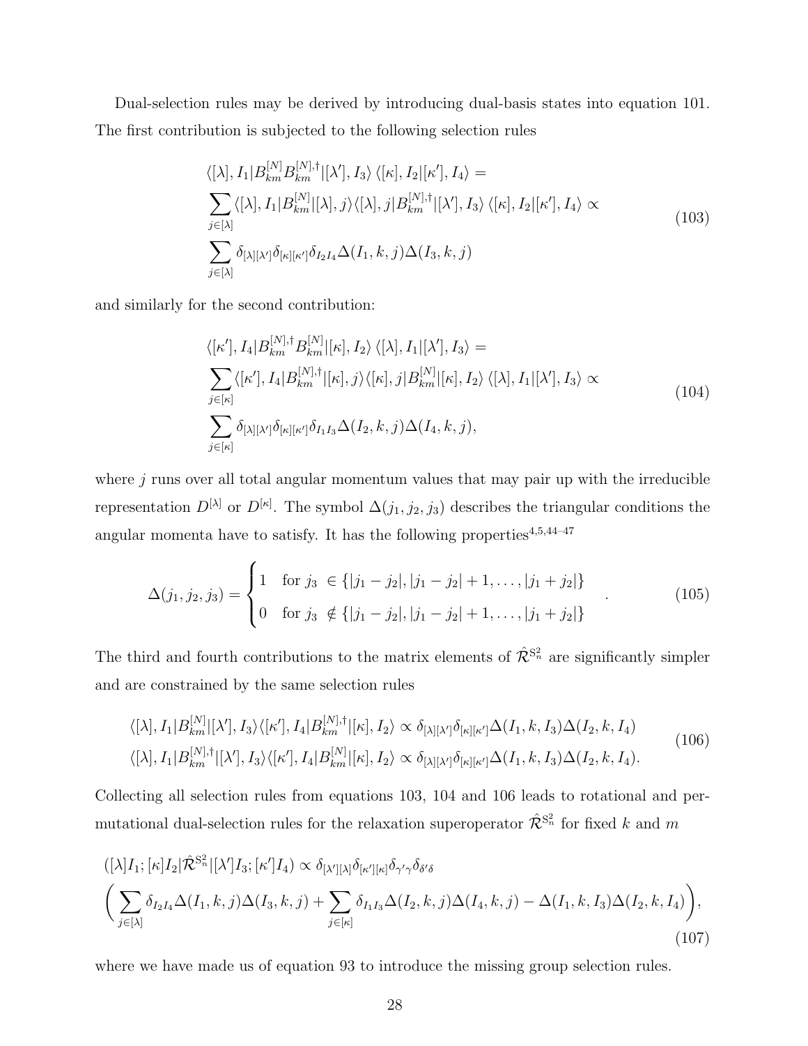Dual-selection rules may be derived by introducing dual-basis states into equation 101. The first contribution is subjected to the following selection rules

$$
\begin{aligned}
&\langle[\lambda], I_1|B_{km}^{[N]}B_{km}^{[N],\dagger}|[\lambda'], I_3\rangle \, \langle[\kappa], I_2|[\kappa'], I_4\rangle = \\
&\sum_{j\in[\lambda]}\langle[\lambda], I_1|B_{km}^{[N]}|[\lambda], j\rangle\langle[\lambda], j|B_{km}^{[N],\dagger}|[\lambda'], I_3\rangle \, \langle[\kappa], I_2|[\kappa'], I_4\rangle \propto \\
&\sum_{j\in[\lambda]}\delta_{[\lambda][\lambda']}\delta_{[\kappa][\kappa']}\delta_{I_2I_4}\Delta(I_1,k,j)\Delta(I_3,k,j)
\end{aligned}
\tag{103}
$$

and similarly for the second contribution:

$$
\begin{aligned}
&\langle[\kappa'], I_4|B_{km}^{[N],\dagger}B_{km}^{[N]}|[\kappa], I_2\rangle \, \langle[\lambda], I_1|[\lambda'], I_3\rangle = \\
&\sum_{j\in[\kappa]}\langle[\kappa'], I_4|B_{km}^{[N],\dagger}|[\kappa], j\rangle\langle[\kappa], j|B_{km}^{[N]}|[\kappa], I_2\rangle \, \langle[\lambda], I_1|[\lambda'], I_3\rangle \propto \\
&\sum_{j\in[\kappa]}\delta_{[\lambda][\lambda']}\delta_{[\kappa][\kappa']}\delta_{I_1I_3}\Delta(I_2,k,j)\Delta(I_4,k,j),
\end{aligned}
\tag{104}
$$

where $j$ runs over all total angular momentum values that may pair up with the irreducible representation $D^{[\lambda]}$ or $D^{[\kappa]}$. The symbol $\Delta(j_1, j_2, j_3)$ describes the triangular conditions the angular momenta have to satisfy. It has the following properties[4,5,44–47]

$$
\Delta(j_1,j_2,j_3) = \begin{cases} 1 & \text{for } j_3 \in \{|j_1-j_2|, |j_1-j_2|+1, \ldots, |j_1+j_2|\} \\ 0 & \text{for } j_3 \notin \{|j_1-j_2|, |j_1-j_2|+1, \ldots, |j_1+j_2|\} \end{cases} .
\tag{105}
$$

The third and fourth contributions to the matrix elements of $\hat{\mathcal{R}}^{\mathrm{S}_n^2}$ are significantly simpler and are constrained by the same selection rules

$$
\begin{aligned}
&\langle[\lambda], I_1|B_{km}^{[N]}|[\lambda'], I_3\rangle\langle[\kappa'], I_4|B_{km}^{[N],\dagger}|[\kappa], I_2\rangle \propto \delta_{[\lambda][\lambda']}\delta_{[\kappa][\kappa']}\Delta(I_1,k,I_3)\Delta(I_2,k,I_4) \\
&\langle[\lambda], I_1|B_{km}^{[N],\dagger}|[\lambda'], I_3\rangle\langle[\kappa'], I_4|B_{km}^{[N]}|[\kappa], I_2\rangle \propto \delta_{[\lambda][\lambda']}\delta_{[\kappa][\kappa']}\Delta(I_1,k,I_3)\Delta(I_2,k,I_4).
\end{aligned}
\tag{106}
$$

Collecting all selection rules from equations 103, 104 and 106 leads to rotational and permutational dual-selection rules for the relaxation superoperator $\hat{\mathcal{R}}^{\mathrm{S}_n^2}$ for fixed $k$ and $m$

$$
\begin{aligned}
&([\lambda]I_1;[\kappa]I_2|\hat{\mathcal{R}}^{\mathrm{S}_n^2}|[\lambda']I_3;[\kappa']I_4) \propto \delta_{[\lambda'][\lambda]}\delta_{[\kappa'][\kappa]}\delta_{\gamma'\gamma}\delta_{\delta'\delta} \\
&\left(\sum_{j\in[\lambda]}\delta_{I_2I_4}\Delta(I_1,k,j)\Delta(I_3,k,j) + \sum_{j\in[\kappa]}\delta_{I_1I_3}\Delta(I_2,k,j)\Delta(I_4,k,j) - \Delta(I_1,k,I_3)\Delta(I_2,k,I_4)\right),
\end{aligned}
\tag{107}
$$

where we have made us of equation 93 to introduce the missing group selection rules.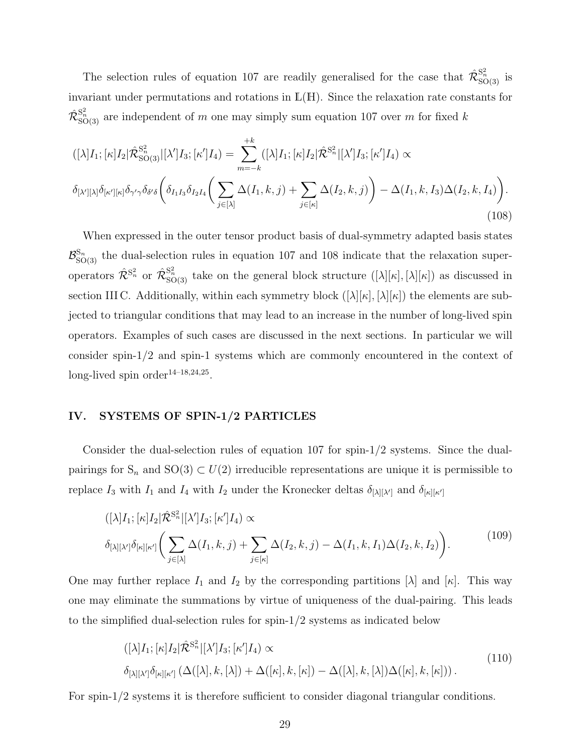The selection rules of equation 107 are readily generalised for the case that $\hat{\mathcal{R}}^{\mathrm{S}_n^2}_{\mathrm{SO(3)}}$ is invariant under permutations and rotations in $\mathbb{L}(\mathbb{H})$. Since the relaxation rate constants for $\hat{\mathcal{R}}^{\mathrm{S}_n^2}_{\mathrm{SO(3)}}$ are independent of $m$ one may simply sum equation 107 over $m$ for fixed $k$

$$
\begin{aligned}
&([\lambda]I_1;[\kappa]I_2|\hat{\mathcal{R}}^{\mathrm{S}_n^2}_{\mathrm{SO(3)}}|[\lambda']I_3;[\kappa']I_4) = \sum_{m=-k}^{+k} ([\lambda]I_1;[\kappa]I_2|\hat{\mathcal{R}}^{\mathrm{S}_n^2}|[\lambda']I_3;[\kappa']I_4) \propto \\
&\delta_{[\lambda'][\lambda]}\delta_{[\kappa'][\kappa]}\delta_{\gamma'\gamma}\delta_{\delta'\delta}\Bigg(\delta_{I_1I_3}\delta_{I_2I_4}\Bigg(\sum_{j\in[\lambda]}\Delta(I_1,k,j)+\sum_{j\in[\kappa]}\Delta(I_2,k,j)\Bigg)-\Delta(I_1,k,I_3)\Delta(I_2,k,I_4)\Bigg).
\end{aligned}
\tag{108}
$$

When expressed in the outer tensor product basis of dual-symmetry adapted basis states $\mathcal{B}^{\mathrm{S}_n}_{\mathrm{SO(3)}}$ the dual-selection rules in equation 107 and 108 indicate that the relaxation superoperators $\hat{\mathcal{R}}^{\mathrm{S}_n^2}$ or $\hat{\mathcal{R}}^{\mathrm{S}_n^2}_{\mathrm{SO(3)}}$ take on the general block structure $([\lambda][\kappa],[\lambda][\kappa])$ as discussed in section III C. Additionally, within each symmetry block $([\lambda][\kappa],[\lambda][\kappa])$ the elements are subjected to triangular conditions that may lead to an increase in the number of long-lived spin operators. Examples of such cases are discussed in the next sections. In particular we will consider spin-1/2 and spin-1 systems which are commonly encountered in the context of long-lived spin order[14–18,24,25].

## IV. SYSTEMS OF SPIN-1/2 PARTICLES

Consider the dual-selection rules of equation 107 for spin-1/2 systems. Since the dual-pairings for $\mathrm{S}_n$ and $\mathrm{SO(3)} \subset U(2)$ irreducible representations are unique it is permissible to replace $I_3$ with $I_1$ and $I_4$ with $I_2$ under the Kronecker deltas $\delta_{[\lambda][\lambda']}$ and $\delta_{[\kappa][\kappa']}$

$$
\begin{aligned}
&([\lambda]I_1;[\kappa]I_2|\hat{\mathcal{R}}^{\mathrm{S}_n^2}|[\lambda']I_3;[\kappa']I_4) \propto \\
&\delta_{[\lambda][\lambda']}\delta_{[\kappa][\kappa']}\Bigg(\sum_{j\in[\lambda]}\Delta(I_1,k,j)+\sum_{j\in[\kappa]}\Delta(I_2,k,j)-\Delta(I_1,k,I_1)\Delta(I_2,k,I_2)\Bigg).
\end{aligned}
\tag{109}
$$

One may further replace $I_1$ and $I_2$ by the corresponding partitions $[\lambda]$ and $[\kappa]$. This way one may eliminate the summations by virtue of uniqueness of the dual-pairing. This leads to the simplified dual-selection rules for spin-1/2 systems as indicated below

$$
\begin{aligned}
&([\lambda]I_1;[\kappa]I_2|\hat{\mathcal{R}}^{\mathrm{S}_n^2}|[\lambda']I_3;[\kappa']I_4) \propto \\
&\delta_{[\lambda][\lambda']}\delta_{[\kappa][\kappa']}\left(\Delta([\lambda],k,[\lambda])+\Delta([\kappa],k,[\kappa])-\Delta([\lambda],k,[\lambda])\Delta([\kappa],k,[\kappa])\right).
\end{aligned}
\tag{110}
$$

For spin-1/2 systems it is therefore sufficient to consider diagonal triangular conditions.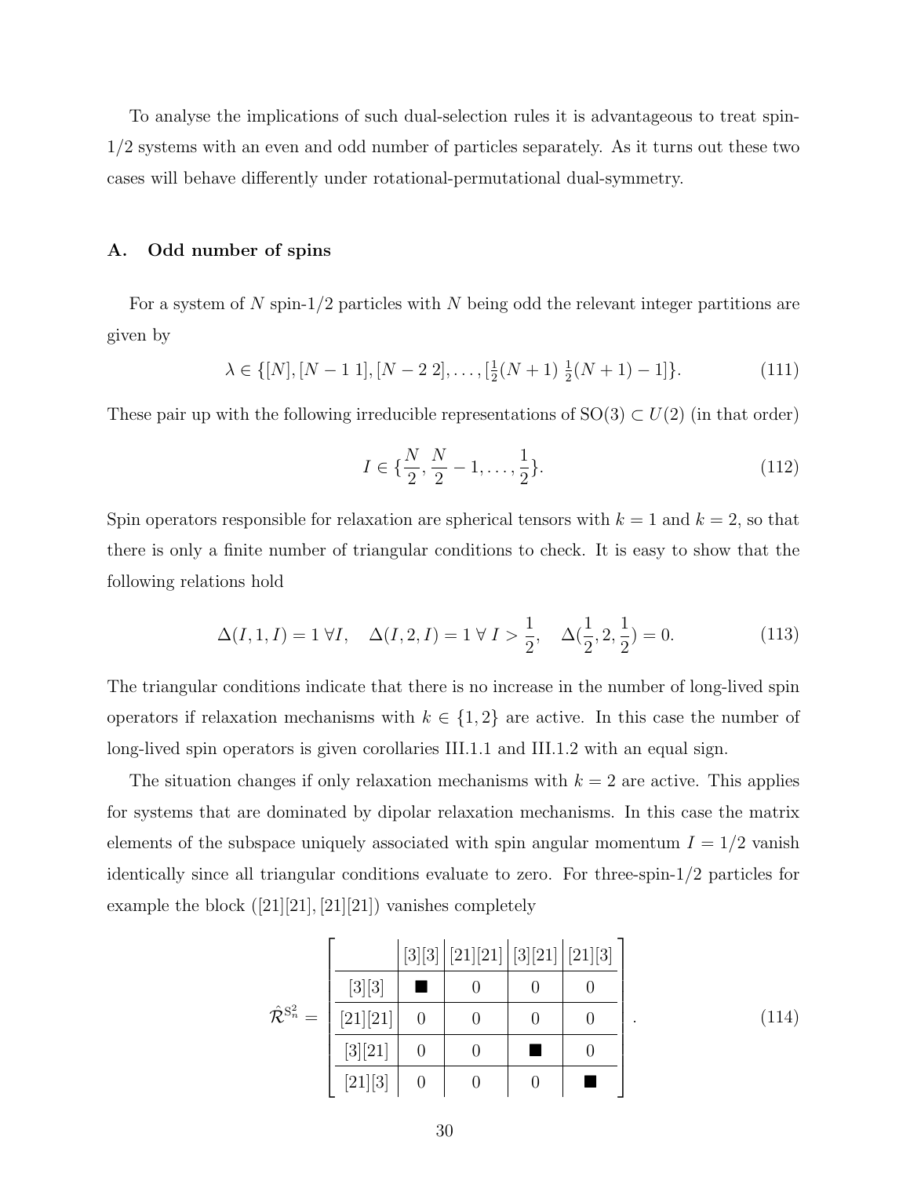To analyse the implications of such dual-selection rules it is advantageous to treat spin-1/2 systems with an even and odd number of particles separately. As it turns out these two cases will behave differently under rotational-permutational dual-symmetry.

### A. Odd number of spins

For a system of $N$ spin-1/2 particles with $N$ being odd the relevant integer partitions are given by

$$\lambda \in \{[N], [N-1\ 1], [N-2\ 2], \ldots, [\tfrac{1}{2}(N+1)\ \tfrac{1}{2}(N+1)-1]\}. \tag{111}$$

These pair up with the following irreducible representations of $\mathrm{SO}(3) \subset U(2)$ (in that order)

$$I \in \{\frac{N}{2}, \frac{N}{2}-1, \ldots, \frac{1}{2}\}. \tag{112}$$

Spin operators responsible for relaxation are spherical tensors with $k=1$ and $k=2$, so that there is only a finite number of triangular conditions to check. It is easy to show that the following relations hold

$$\Delta(I,1,I) = 1\ \forall I, \quad \Delta(I,2,I) = 1\ \forall\ I > \frac{1}{2}, \quad \Delta(\frac{1}{2},2,\frac{1}{2}) = 0. \tag{113}$$

The triangular conditions indicate that there is no increase in the number of long-lived spin operators if relaxation mechanisms with $k \in \{1,2\}$ are active. In this case the number of long-lived spin operators is given corollaries III.1.1 and III.1.2 with an equal sign.

The situation changes if only relaxation mechanisms with $k=2$ are active. This applies for systems that are dominated by dipolar relaxation mechanisms. In this case the matrix elements of the subspace uniquely associated with spin angular momentum $I = 1/2$ vanish identically since all triangular conditions evaluate to zero. For three-spin-1/2 particles for example the block ([21][21], [21][21]) vanishes completely

$$\hat{\mathcal{R}}^{\mathrm{S}_n^2} = \left[\begin{array}{c|c|c|c|c} & [3][3] & [21][21] & [3][21] & [21][3] \\ \hline [3][3] & \blacksquare & 0 & 0 & 0 \\ \hline [21][21] & 0 & 0 & 0 & 0 \\ \hline [3][21] & 0 & 0 & \blacksquare & 0 \\ \hline [21][3] & 0 & 0 & 0 & \blacksquare \end{array}\right]. \tag{114}$$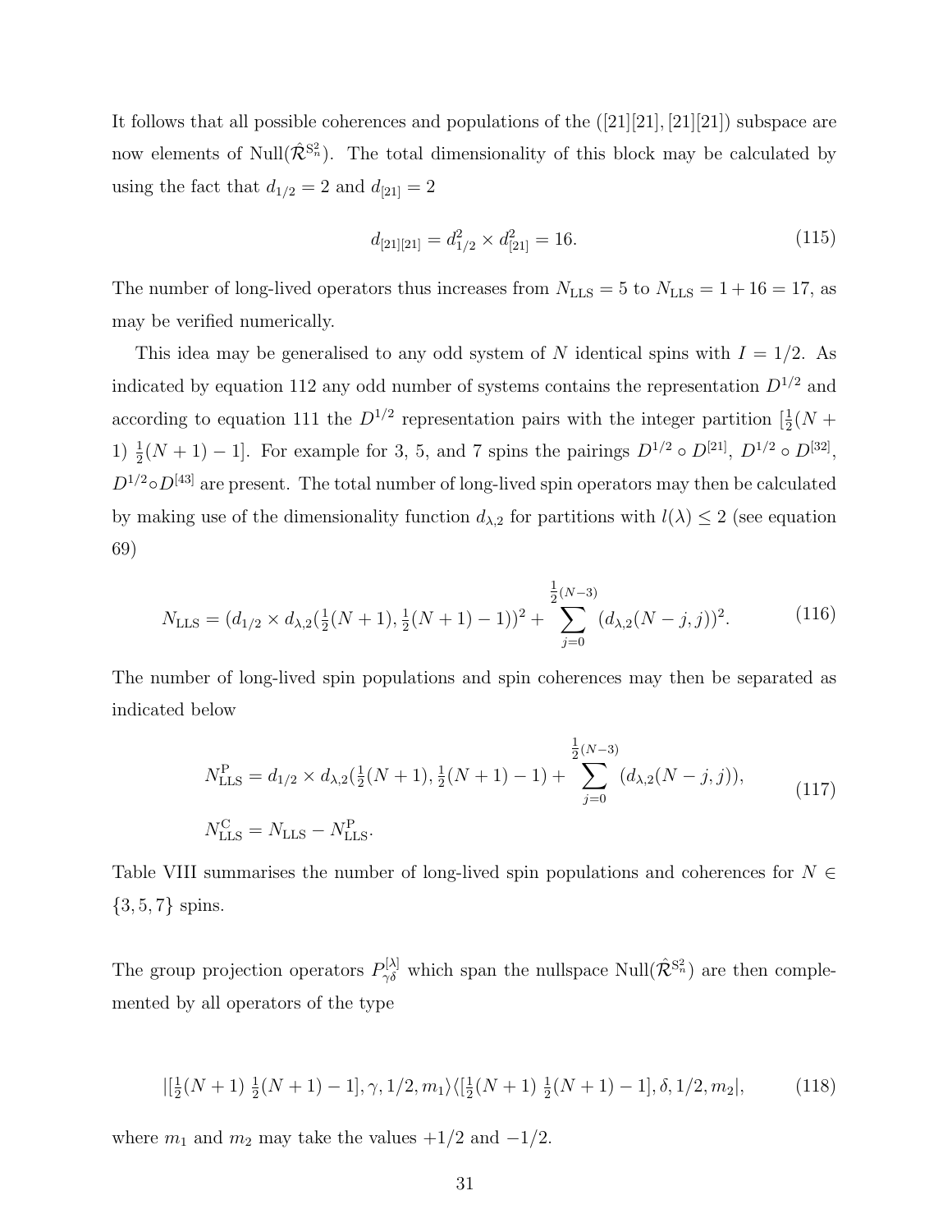It follows that all possible coherences and populations of the ([21][21], [21][21]) subspace are now elements of $\text{Null}(\hat{\mathcal{R}}^{S_n^2})$. The total dimensionality of this block may be calculated by using the fact that $d_{1/2} = 2$ and $d_{[21]} = 2$

$$d_{[21][21]} = d_{1/2}^2 \times d_{[21]}^2 = 16. \tag{115}$$

The number of long-lived operators thus increases from $N_{\text{LLS}} = 5$ to $N_{\text{LLS}} = 1 + 16 = 17$, as may be verified numerically.

This idea may be generalised to any odd system of $N$ identical spins with $I = 1/2$. As indicated by equation 112 any odd number of systems contains the representation $D^{1/2}$ and according to equation 111 the $D^{1/2}$ representation pairs with the integer partition $[\frac{1}{2}(N + 1)\ \frac{1}{2}(N + 1) - 1]$. For example for 3, 5, and 7 spins the pairings $D^{1/2} \circ D^{[21]}$, $D^{1/2} \circ D^{[32]}$, $D^{1/2} \circ D^{[43]}$ are present. The total number of long-lived spin operators may then be calculated by making use of the dimensionality function $d_{\lambda,2}$ for partitions with $l(\lambda) \leq 2$ (see equation 69)

$$N_{\text{LLS}} = (d_{1/2} \times d_{\lambda,2}(\tfrac{1}{2}(N+1), \tfrac{1}{2}(N+1) - 1))^2 + \sum_{j=0}^{\frac{1}{2}(N-3)} (d_{\lambda,2}(N-j, j))^2. \tag{116}$$

The number of long-lived spin populations and spin coherences may then be separated as indicated below

$$\begin{aligned} N_{\text{LLS}}^{\text{P}} &= d_{1/2} \times d_{\lambda,2}(\tfrac{1}{2}(N+1), \tfrac{1}{2}(N+1) - 1) + \sum_{j=0}^{\frac{1}{2}(N-3)} (d_{\lambda,2}(N-j, j)), \\ N_{\text{LLS}}^{\text{C}} &= N_{\text{LLS}} - N_{\text{LLS}}^{\text{P}}. \end{aligned} \tag{117}$$

Table VIII summarises the number of long-lived spin populations and coherences for $N \in \{3, 5, 7\}$ spins.

The group projection operators $P_{\gamma\delta}^{[\lambda]}$ which span the nullspace $\text{Null}(\hat{\mathcal{R}}^{S_n^2})$ are then complemented by all operators of the type

$$|[\tfrac{1}{2}(N+1)\ \tfrac{1}{2}(N+1) - 1], \gamma, 1/2, m_1\rangle\langle[\tfrac{1}{2}(N+1)\ \tfrac{1}{2}(N+1) - 1], \delta, 1/2, m_2|, \tag{118}$$

where $m_1$ and $m_2$ may take the values $+1/2$ and $-1/2$.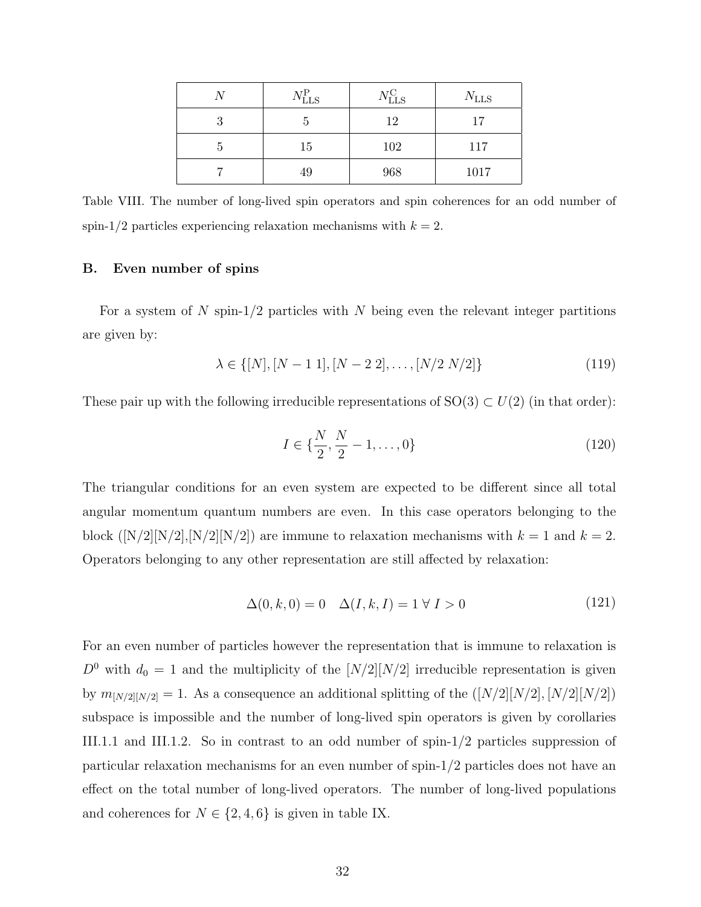| $N$ | $N_{\rm LLS}^{\rm P}$ | $N_{\rm LLS}^{\rm C}$ | $N_{\rm LLS}$ |
|---|---|---|---|
| 3 | 5 | 12 | 17 |
| 5 | 15 | 102 | 117 |
| 7 | 49 | 968 | 1017 |

Table VIII. The number of long-lived spin operators and spin coherences for an odd number of spin-1/2 particles experiencing relaxation mechanisms with $k = 2$.

### B. Even number of spins

For a system of $N$ spin-1/2 particles with $N$ being even the relevant integer partitions are given by:

$$\lambda \in \{[N], [N-1\ 1], [N-2\ 2], \ldots, [N/2\ N/2]\} \tag{119}$$

These pair up with the following irreducible representations of $\mathrm{SO}(3) \subset U(2)$ (in that order):

$$I \in \{\frac{N}{2}, \frac{N}{2}-1, \ldots, 0\} \tag{120}$$

The triangular conditions for an even system are expected to be different since all total angular momentum quantum numbers are even. In this case operators belonging to the block ([N/2][N/2],[N/2][N/2]) are immune to relaxation mechanisms with $k = 1$ and $k = 2$. Operators belonging to any other representation are still affected by relaxation:

$$\Delta(0, k, 0) = 0 \quad \Delta(I, k, I) = 1\ \forall\ I > 0 \tag{121}$$

For an even number of particles however the representation that is immune to relaxation is $D^0$ with $d_0 = 1$ and the multiplicity of the $[N/2][N/2]$ irreducible representation is given by $m_{[N/2][N/2]} = 1$. As a consequence an additional splitting of the $([N/2][N/2], [N/2][N/2])$ subspace is impossible and the number of long-lived spin operators is given by corollaries III.1.1 and III.1.2. So in contrast to an odd number of spin-1/2 particles suppression of particular relaxation mechanisms for an even number of spin-1/2 particles does not have an effect on the total number of long-lived operators. The number of long-lived populations and coherences for $N \in \{2, 4, 6\}$ is given in table IX.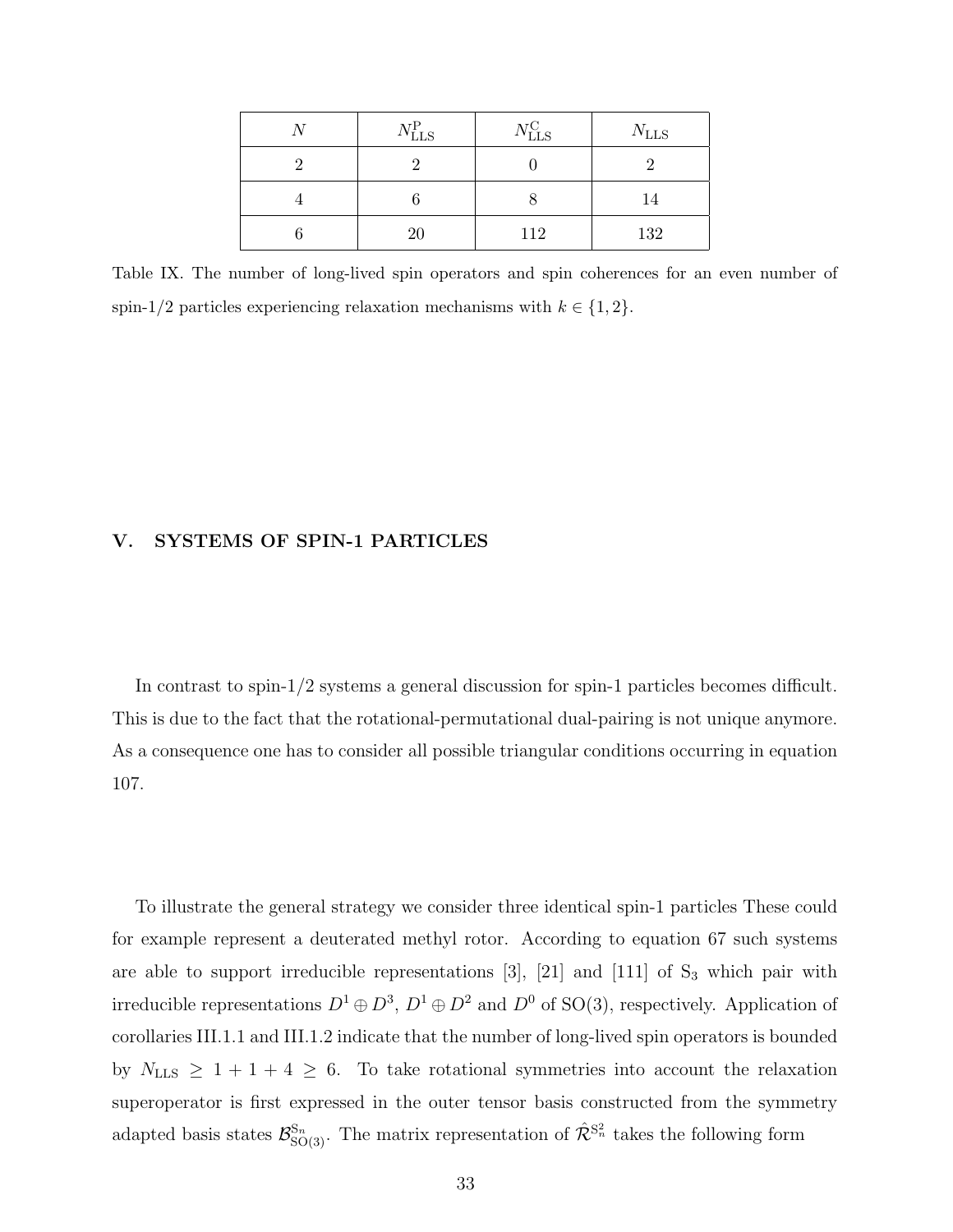| $N$ | $N_{\mathrm{LLS}}^{\mathrm{P}}$ | $N_{\mathrm{LLS}}^{\mathrm{C}}$ | $N_{\mathrm{LLS}}$ |
|---|---|---|---|
| 2 | 2 | 0 | 2 |
| 4 | 6 | 8 | 14 |
| 6 | 20 | 112 | 132 |

Table IX. The number of long-lived spin operators and spin coherences for an even number of spin-1/2 particles experiencing relaxation mechanisms with $k \in \{1, 2\}$.

## V. SYSTEMS OF SPIN-1 PARTICLES

In contrast to spin-1/2 systems a general discussion for spin-1 particles becomes difficult. This is due to the fact that the rotational-permutational dual-pairing is not unique anymore. As a consequence one has to consider all possible triangular conditions occurring in equation 107.

To illustrate the general strategy we consider three identical spin-1 particles These could for example represent a deuterated methyl rotor. According to equation 67 such systems are able to support irreducible representations [3], [21] and [111] of $\mathrm{S}_3$ which pair with irreducible representations $D^1 \oplus D^3$, $D^1 \oplus D^2$ and $D^0$ of $\mathrm{SO}(3)$, respectively. Application of corollaries III.1.1 and III.1.2 indicate that the number of long-lived spin operators is bounded by $N_{\mathrm{LLS}} \geq 1 + 1 + 4 \geq 6$. To take rotational symmetries into account the relaxation superoperator is first expressed in the outer tensor basis constructed from the symmetry adapted basis states $\mathcal{B}_{\mathrm{SO}(3)}^{\mathrm{S}_n}$. The matrix representation of $\hat{\mathcal{R}}^{\mathrm{S}_n^2}$ takes the following form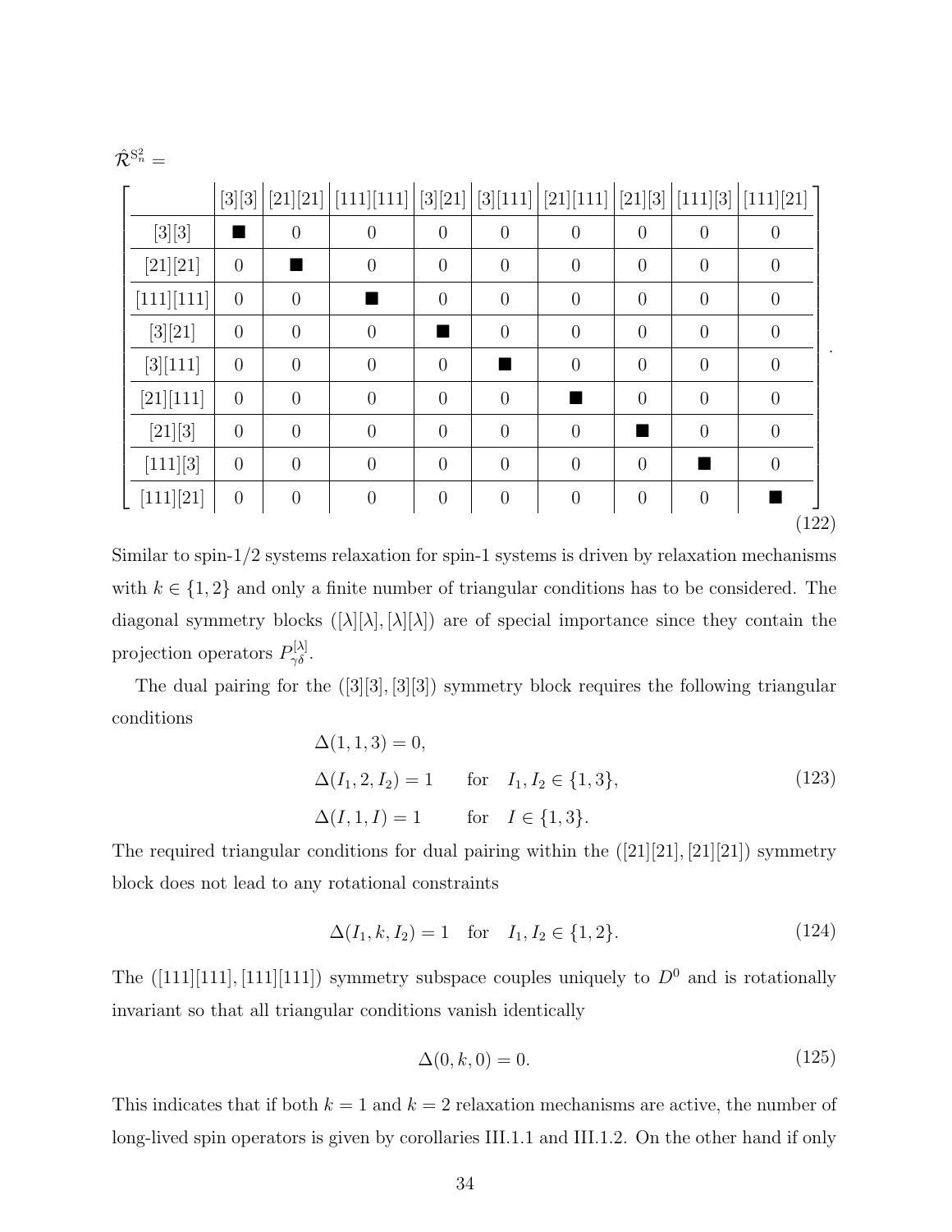$\hat{\mathcal{R}}^{S_n^2} =$

$$
\left[\begin{array}{c|c|c|c|c|c|c|c|c|c}
 & [3][3] & [21][21] & [111][111] & [3][21] & [3][111] & [21][111] & [21][3] & [111][3] & [111][21] \\
\hline
[3][3] & \blacksquare & 0 & 0 & 0 & 0 & 0 & 0 & 0 & 0 \\
\hline
[21][21] & 0 & \blacksquare & 0 & 0 & 0 & 0 & 0 & 0 & 0 \\
\hline
[111][111] & 0 & 0 & \blacksquare & 0 & 0 & 0 & 0 & 0 & 0 \\
\hline
[3][21] & 0 & 0 & 0 & \blacksquare & 0 & 0 & 0 & 0 & 0 \\
\hline
[3][111] & 0 & 0 & 0 & 0 & \blacksquare & 0 & 0 & 0 & 0 \\
\hline
[21][111] & 0 & 0 & 0 & 0 & 0 & \blacksquare & 0 & 0 & 0 \\
\hline
[21][3] & 0 & 0 & 0 & 0 & 0 & 0 & \blacksquare & 0 & 0 \\
\hline
[111][3] & 0 & 0 & 0 & 0 & 0 & 0 & 0 & \blacksquare & 0 \\
\hline
[111][21] & 0 & 0 & 0 & 0 & 0 & 0 & 0 & 0 & \blacksquare
\end{array}\right]. \tag{122}
$$

Similar to spin-1/2 systems relaxation for spin-1 systems is driven by relaxation mechanisms with $k \in \{1, 2\}$ and only a finite number of triangular conditions has to be considered. The diagonal symmetry blocks $([\lambda][\lambda], [\lambda][\lambda])$ are of special importance since they contain the projection operators $P^{[\lambda]}_{\gamma\delta}$.

The dual pairing for the $([3][3], [3][3])$ symmetry block requires the following triangular conditions

$$
\begin{aligned}
&\Delta(1, 1, 3) = 0, \\
&\Delta(I_1, 2, I_2) = 1 \qquad \text{for} \quad I_1, I_2 \in \{1, 3\}, \\
&\Delta(I, 1, I) = 1 \qquad \text{for} \quad I \in \{1, 3\}.
\end{aligned} \tag{123}
$$

The required triangular conditions for dual pairing within the $([21][21], [21][21])$ symmetry block does not lead to any rotational constraints

$$
\Delta(I_1, k, I_2) = 1 \quad \text{for} \quad I_1, I_2 \in \{1, 2\}. \tag{124}
$$

The $([111][111], [111][111])$ symmetry subspace couples uniquely to $D^0$ and is rotationally invariant so that all triangular conditions vanish identically

$$
\Delta(0, k, 0) = 0. \tag{125}
$$

This indicates that if both $k = 1$ and $k = 2$ relaxation mechanisms are active, the number of long-lived spin operators is given by corollaries III.1.1 and III.1.2. On the other hand if only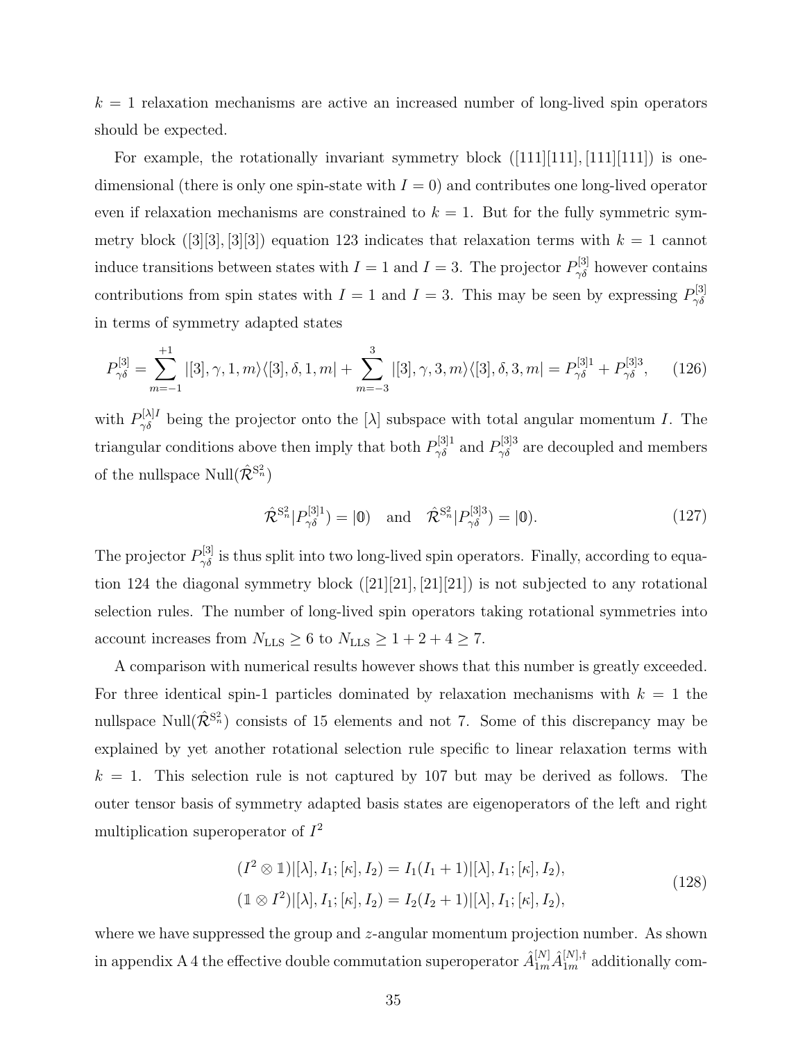$k = 1$ relaxation mechanisms are active an increased number of long-lived spin operators should be expected.

For example, the rotationally invariant symmetry block ([111][111], [111][111]) is one-dimensional (there is only one spin-state with $I = 0$) and contributes one long-lived operator even if relaxation mechanisms are constrained to $k = 1$. But for the fully symmetric symmetry block ([3][3], [3][3]) equation 123 indicates that relaxation terms with $k = 1$ cannot induce transitions between states with $I = 1$ and $I = 3$. The projector $P^{[3]}_{\gamma\delta}$ however contains contributions from spin states with $I = 1$ and $I = 3$. This may be seen by expressing $P^{[3]}_{\gamma\delta}$ in terms of symmetry adapted states

$$P^{[3]}_{\gamma\delta} = \sum_{m=-1}^{+1} |[3], \gamma, 1, m\rangle\langle[3], \delta, 1, m| + \sum_{m=-3}^{3} |[3], \gamma, 3, m\rangle\langle[3], \delta, 3, m| = P^{[3]1}_{\gamma\delta} + P^{[3]3}_{\gamma\delta}, \quad (126)$$

with $P^{[\lambda]I}_{\gamma\delta}$ being the projector onto the $[\lambda]$ subspace with total angular momentum $I$. The triangular conditions above then imply that both $P^{[3]1}_{\gamma\delta}$ and $P^{[3]3}_{\gamma\delta}$ are decoupled and members of the nullspace $\text{Null}(\hat{\mathcal{R}}^{S^2_n})$

$$\hat{\mathcal{R}}^{S^2_n}|P^{[3]1}_{\gamma\delta}) = |\mathbb{0}) \quad \text{and} \quad \hat{\mathcal{R}}^{S^2_n}|P^{[3]3}_{\gamma\delta}) = |\mathbb{0}). \quad (127)$$

The projector $P^{[3]}_{\gamma\delta}$ is thus split into two long-lived spin operators. Finally, according to equation 124 the diagonal symmetry block ([21][21], [21][21]) is not subjected to any rotational selection rules. The number of long-lived spin operators taking rotational symmetries into account increases from $N_{\text{LLS}} \geq 6$ to $N_{\text{LLS}} \geq 1 + 2 + 4 \geq 7$.

A comparison with numerical results however shows that this number is greatly exceeded. For three identical spin-1 particles dominated by relaxation mechanisms with $k = 1$ the nullspace $\text{Null}(\hat{\mathcal{R}}^{S^2_n})$ consists of 15 elements and not 7. Some of this discrepancy may be explained by yet another rotational selection rule specific to linear relaxation terms with $k = 1$. This selection rule is not captured by 107 but may be derived as follows. The outer tensor basis of symmetry adapted basis states are eigenoperators of the left and right multiplication superoperator of $I^2$

$$\begin{aligned}
(I^2 \otimes \mathbb{1})|[\lambda], I_1; [\kappa], I_2) &= I_1(I_1 + 1)|[\lambda], I_1; [\kappa], I_2), \\
(\mathbb{1} \otimes I^2)|[\lambda], I_1; [\kappa], I_2) &= I_2(I_2 + 1)|[\lambda], I_1; [\kappa], I_2),
\end{aligned} \quad (128)$$

where we have suppressed the group and $z$-angular momentum projection number. As shown in appendix A 4 the effective double commutation superoperator $\hat{A}^{[N]}_{1m}\hat{A}^{[N],\dagger}_{1m}$ additionally com-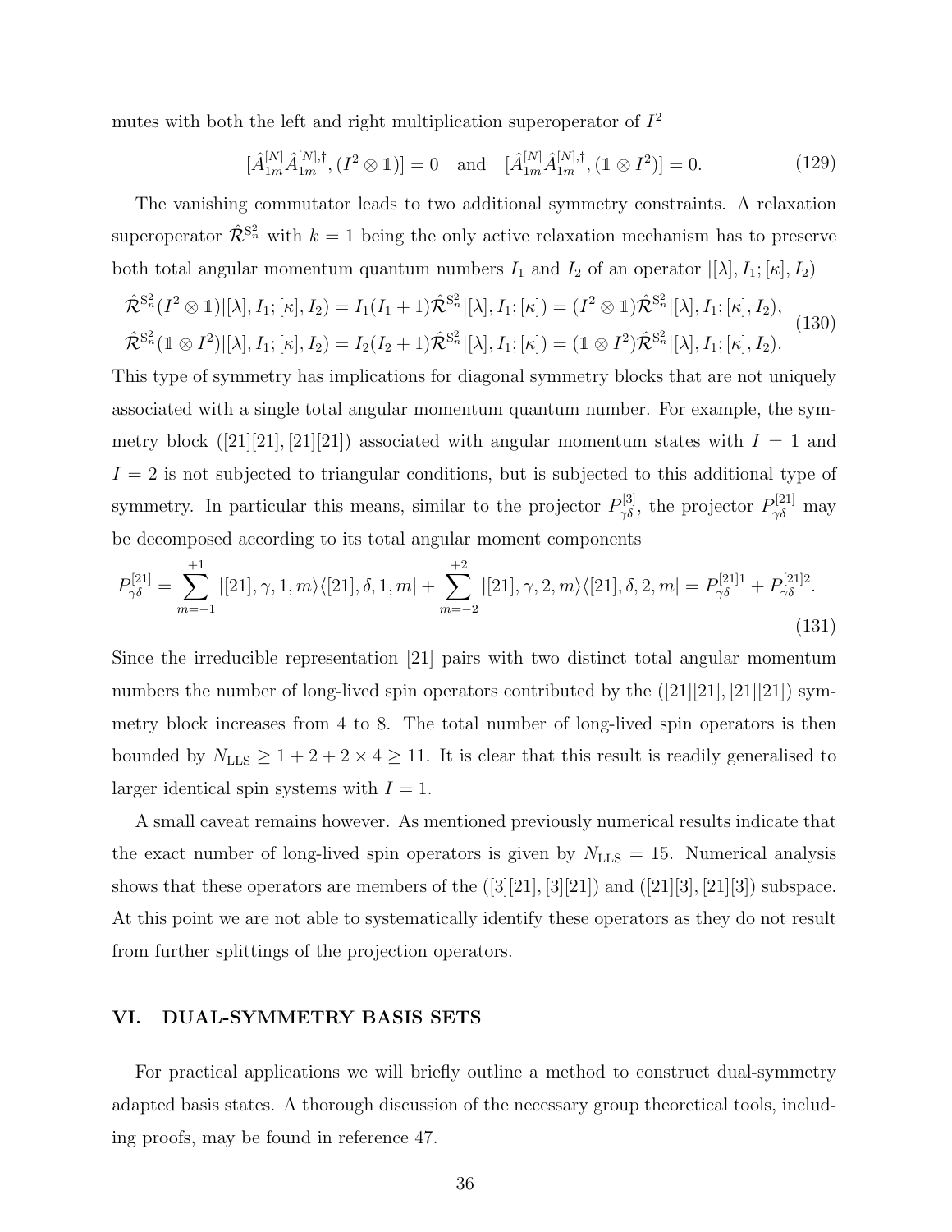mutes with both the left and right multiplication superoperator of $I^2$

$$
[\hat{A}^{[N]}_{1m}\hat{A}^{[N],\dagger}_{1m}, (I^2 \otimes \mathbb{1})] = 0 \quad \text{and} \quad [\hat{A}^{[N]}_{1m}\hat{A}^{[N],\dagger}_{1m}, (\mathbb{1} \otimes I^2)] = 0. \tag{129}
$$

The vanishing commutator leads to two additional symmetry constraints. A relaxation superoperator $\hat{\mathcal{R}}^{\mathrm{S}_n^2}$ with $k = 1$ being the only active relaxation mechanism has to preserve both total angular momentum quantum numbers $I_1$ and $I_2$ of an operator $|[\lambda], I_1; [\kappa], I_2)$

$$
\begin{aligned}
\hat{\mathcal{R}}^{\mathrm{S}_n^2}(I^2 \otimes \mathbb{1})|[\lambda], I_1; [\kappa], I_2) &= I_1(I_1+1)\hat{\mathcal{R}}^{\mathrm{S}_n^2}|[\lambda], I_1; [\kappa]) = (I^2 \otimes \mathbb{1})\hat{\mathcal{R}}^{\mathrm{S}_n^2}|[\lambda], I_1; [\kappa], I_2), \\
\hat{\mathcal{R}}^{\mathrm{S}_n^2}(\mathbb{1} \otimes I^2)|[\lambda], I_1; [\kappa], I_2) &= I_2(I_2+1)\hat{\mathcal{R}}^{\mathrm{S}_n^2}|[\lambda], I_1; [\kappa]) = (\mathbb{1} \otimes I^2)\hat{\mathcal{R}}^{\mathrm{S}_n^2}|[\lambda], I_1; [\kappa], I_2).
\end{aligned} \tag{130}
$$

This type of symmetry has implications for diagonal symmetry blocks that are not uniquely associated with a single total angular momentum quantum number. For example, the symmetry block $([21][21], [21][21])$ associated with angular momentum states with $I = 1$ and $I = 2$ is not subjected to triangular conditions, but is subjected to this additional type of symmetry. In particular this means, similar to the projector $P^{[3]}_{\gamma\delta}$, the projector $P^{[21]}_{\gamma\delta}$ may be decomposed according to its total angular moment components

$$
P^{[21]}_{\gamma\delta} = \sum_{m=-1}^{+1} |[21], \gamma, 1, m\rangle\langle[21], \delta, 1, m| + \sum_{m=-2}^{+2} |[21], \gamma, 2, m\rangle\langle[21], \delta, 2, m| = P^{[21]1}_{\gamma\delta} + P^{[21]2}_{\gamma\delta}. \tag{131}
$$

Since the irreducible representation [21] pairs with two distinct total angular momentum numbers the number of long-lived spin operators contributed by the $([21][21], [21][21])$ symmetry block increases from 4 to 8. The total number of long-lived spin operators is then bounded by $N_{\mathrm{LLS}} \geq 1 + 2 + 2 \times 4 \geq 11$. It is clear that this result is readily generalised to larger identical spin systems with $I = 1$.

A small caveat remains however. As mentioned previously numerical results indicate that the exact number of long-lived spin operators is given by $N_{\mathrm{LLS}} = 15$. Numerical analysis shows that these operators are members of the $([3][21], [3][21])$ and $([21][3], [21][3])$ subspace. At this point we are not able to systematically identify these operators as they do not result from further splittings of the projection operators.

## VI. DUAL-SYMMETRY BASIS SETS

For practical applications we will briefly outline a method to construct dual-symmetry adapted basis states. A thorough discussion of the necessary group theoretical tools, including proofs, may be found in reference 47.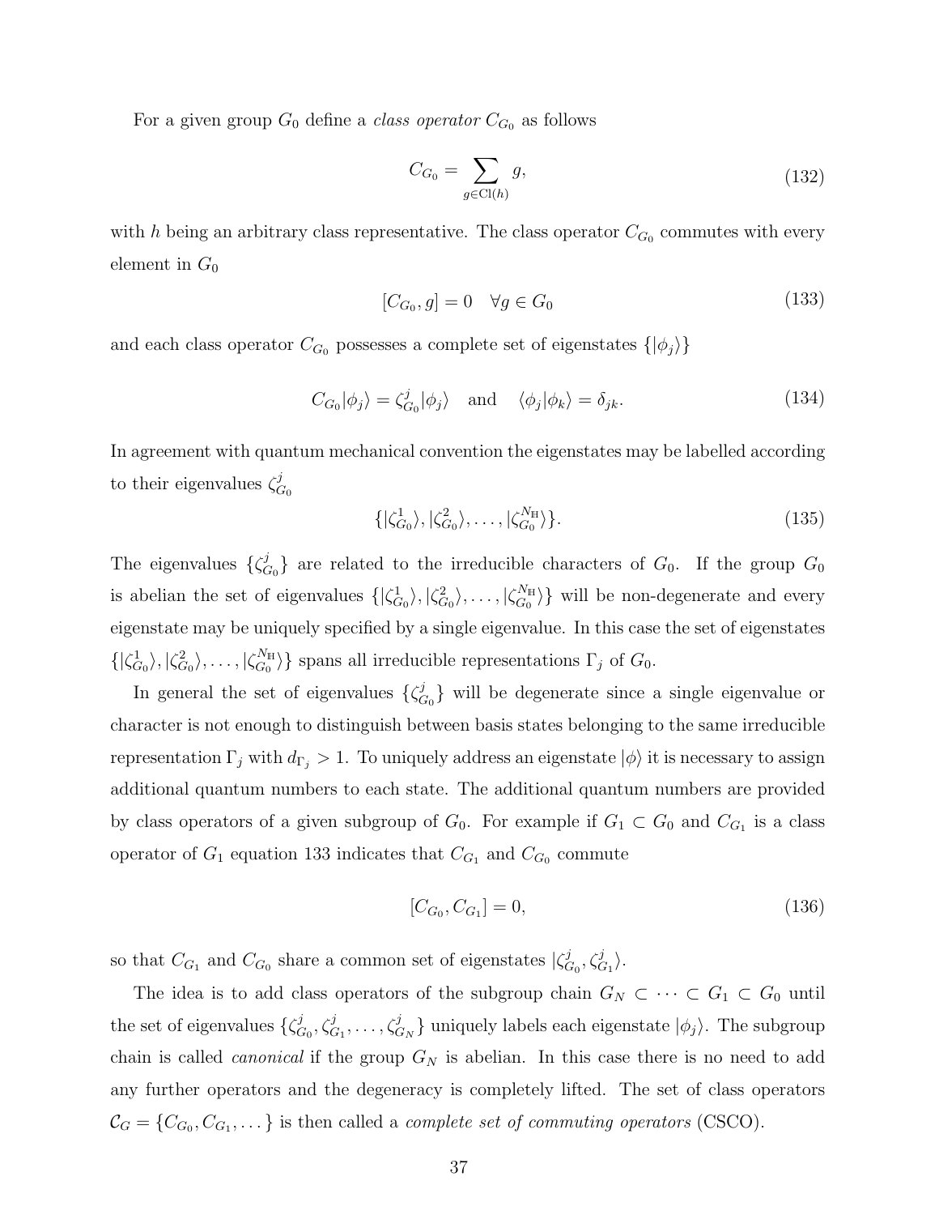For a given group $G_0$ define a *class operator* $C_{G_0}$ as follows

$$C_{G_0} = \sum_{g \in \mathrm{Cl}(h)} g, \tag{132}$$

with $h$ being an arbitrary class representative. The class operator $C_{G_0}$ commutes with every element in $G_0$

$$[C_{G_0}, g] = 0 \quad \forall g \in G_0 \tag{133}$$

and each class operator $C_{G_0}$ possesses a complete set of eigenstates $\{|\phi_j\rangle\}$

$$C_{G_0}|\phi_j\rangle = \zeta^j_{G_0}|\phi_j\rangle \quad \text{and} \quad \langle\phi_j|\phi_k\rangle = \delta_{jk}. \tag{134}$$

In agreement with quantum mechanical convention the eigenstates may be labelled according to their eigenvalues $\zeta^j_{G_0}$

$$\{|\zeta^1_{G_0}\rangle, |\zeta^2_{G_0}\rangle, \ldots, |\zeta^{N_{\mathbb{H}}}_{G_0}\rangle\}. \tag{135}$$

The eigenvalues $\{\zeta^j_{G_0}\}$ are related to the irreducible characters of $G_0$. If the group $G_0$ is abelian the set of eigenvalues $\{|\zeta^1_{G_0}\rangle, |\zeta^2_{G_0}\rangle, \ldots, |\zeta^{N_{\mathbb{H}}}_{G_0}\rangle\}$ will be non-degenerate and every eigenstate may be uniquely specified by a single eigenvalue. In this case the set of eigenstates $\{|\zeta^1_{G_0}\rangle, |\zeta^2_{G_0}\rangle, \ldots, |\zeta^{N_{\mathbb{H}}}_{G_0}\rangle\}$ spans all irreducible representations $\Gamma_j$ of $G_0$.

In general the set of eigenvalues $\{\zeta^j_{G_0}\}$ will be degenerate since a single eigenvalue or character is not enough to distinguish between basis states belonging to the same irreducible representation $\Gamma_j$ with $d_{\Gamma_j} > 1$. To uniquely address an eigenstate $|\phi\rangle$ it is necessary to assign additional quantum numbers to each state. The additional quantum numbers are provided by class operators of a given subgroup of $G_0$. For example if $G_1 \subset G_0$ and $C_{G_1}$ is a class operator of $G_1$ equation 133 indicates that $C_{G_1}$ and $C_{G_0}$ commute

$$[C_{G_0}, C_{G_1}] = 0, \tag{136}$$

so that $C_{G_1}$ and $C_{G_0}$ share a common set of eigenstates $|\zeta^j_{G_0}, \zeta^j_{G_1}\rangle$.

The idea is to add class operators of the subgroup chain $G_N \subset \cdots \subset G_1 \subset G_0$ until the set of eigenvalues $\{\zeta^j_{G_0}, \zeta^j_{G_1}, \ldots, \zeta^j_{G_N}\}$ uniquely labels each eigenstate $|\phi_j\rangle$. The subgroup chain is called *canonical* if the group $G_N$ is abelian. In this case there is no need to add any further operators and the degeneracy is completely lifted. The set of class operators $\mathcal{C}_G = \{C_{G_0}, C_{G_1}, \ldots\}$ is then called a *complete set of commuting operators* (CSCO).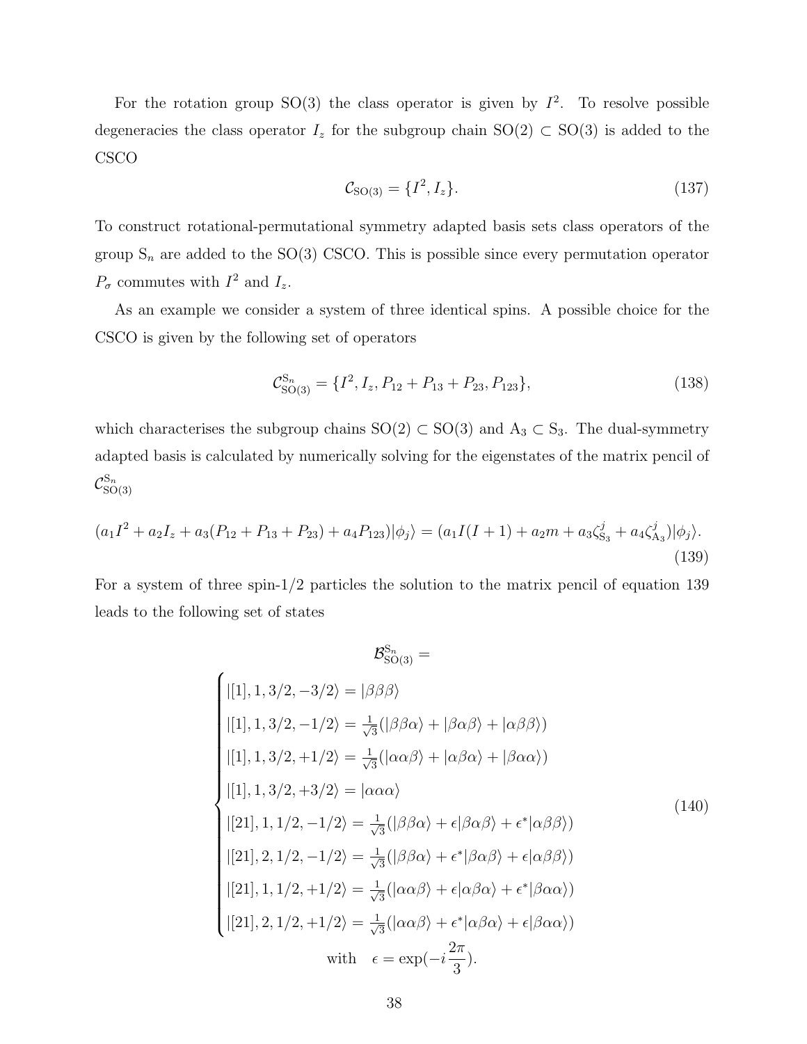For the rotation group SO(3) the class operator is given by $I^2$. To resolve possible degeneracies the class operator $I_z$ for the subgroup chain $\mathrm{SO}(2) \subset \mathrm{SO}(3)$ is added to the CSCO

$$\mathcal{C}_{\mathrm{SO}(3)} = \{I^2, I_z\}. \tag{137}$$

To construct rotational-permutational symmetry adapted basis sets class operators of the group $\mathrm{S}_n$ are added to the SO(3) CSCO. This is possible since every permutation operator $P_\sigma$ commutes with $I^2$ and $I_z$.

As an example we consider a system of three identical spins. A possible choice for the CSCO is given by the following set of operators

$$\mathcal{C}^{\mathrm{S}_n}_{\mathrm{SO}(3)} = \{I^2, I_z, P_{12} + P_{13} + P_{23}, P_{123}\}, \tag{138}$$

which characterises the subgroup chains $\mathrm{SO}(2) \subset \mathrm{SO}(3)$ and $\mathrm{A}_3 \subset \mathrm{S}_3$. The dual-symmetry adapted basis is calculated by numerically solving for the eigenstates of the matrix pencil of $\mathcal{C}^{\mathrm{S}_n}_{\mathrm{SO}(3)}$

$$(a_1 I^2 + a_2 I_z + a_3(P_{12} + P_{13} + P_{23}) + a_4 P_{123})|\phi_j\rangle = (a_1 I(I+1) + a_2 m + a_3 \zeta^j_{\mathrm{S}_3} + a_4 \zeta^j_{\mathrm{A}_3})|\phi_j\rangle. \tag{139}$$

For a system of three spin-1/2 particles the solution to the matrix pencil of equation 139 leads to the following set of states

$$\mathcal{B}^{\mathrm{S}_n}_{\mathrm{SO}(3)} =$$

$$\begin{cases}
|[1], 1, 3/2, -3/2\rangle = |\beta\beta\beta\rangle \\
|[1], 1, 3/2, -1/2\rangle = \frac{1}{\sqrt{3}}(|\beta\beta\alpha\rangle + |\beta\alpha\beta\rangle + |\alpha\beta\beta\rangle) \\
|[1], 1, 3/2, +1/2\rangle = \frac{1}{\sqrt{3}}(|\alpha\alpha\beta\rangle + |\alpha\beta\alpha\rangle + |\beta\alpha\alpha\rangle) \\
|[1], 1, 3/2, +3/2\rangle = |\alpha\alpha\alpha\rangle \\
|[21], 1, 1/2, -1/2\rangle = \frac{1}{\sqrt{3}}(|\beta\beta\alpha\rangle + \epsilon|\beta\alpha\beta\rangle + \epsilon^*|\alpha\beta\beta\rangle) \\
|[21], 2, 1/2, -1/2\rangle = \frac{1}{\sqrt{3}}(|\beta\beta\alpha\rangle + \epsilon^*|\beta\alpha\beta\rangle + \epsilon|\alpha\beta\beta\rangle) \\
|[21], 1, 1/2, +1/2\rangle = \frac{1}{\sqrt{3}}(|\alpha\alpha\beta\rangle + \epsilon|\alpha\beta\alpha\rangle + \epsilon^*|\beta\alpha\alpha\rangle) \\
|[21], 2, 1/2, +1/2\rangle = \frac{1}{\sqrt{3}}(|\alpha\alpha\beta\rangle + \epsilon^*|\alpha\beta\alpha\rangle + \epsilon|\beta\alpha\alpha\rangle)
\end{cases} \tag{140}$$

$$\text{with} \quad \epsilon = \exp(-i\frac{2\pi}{3}).$$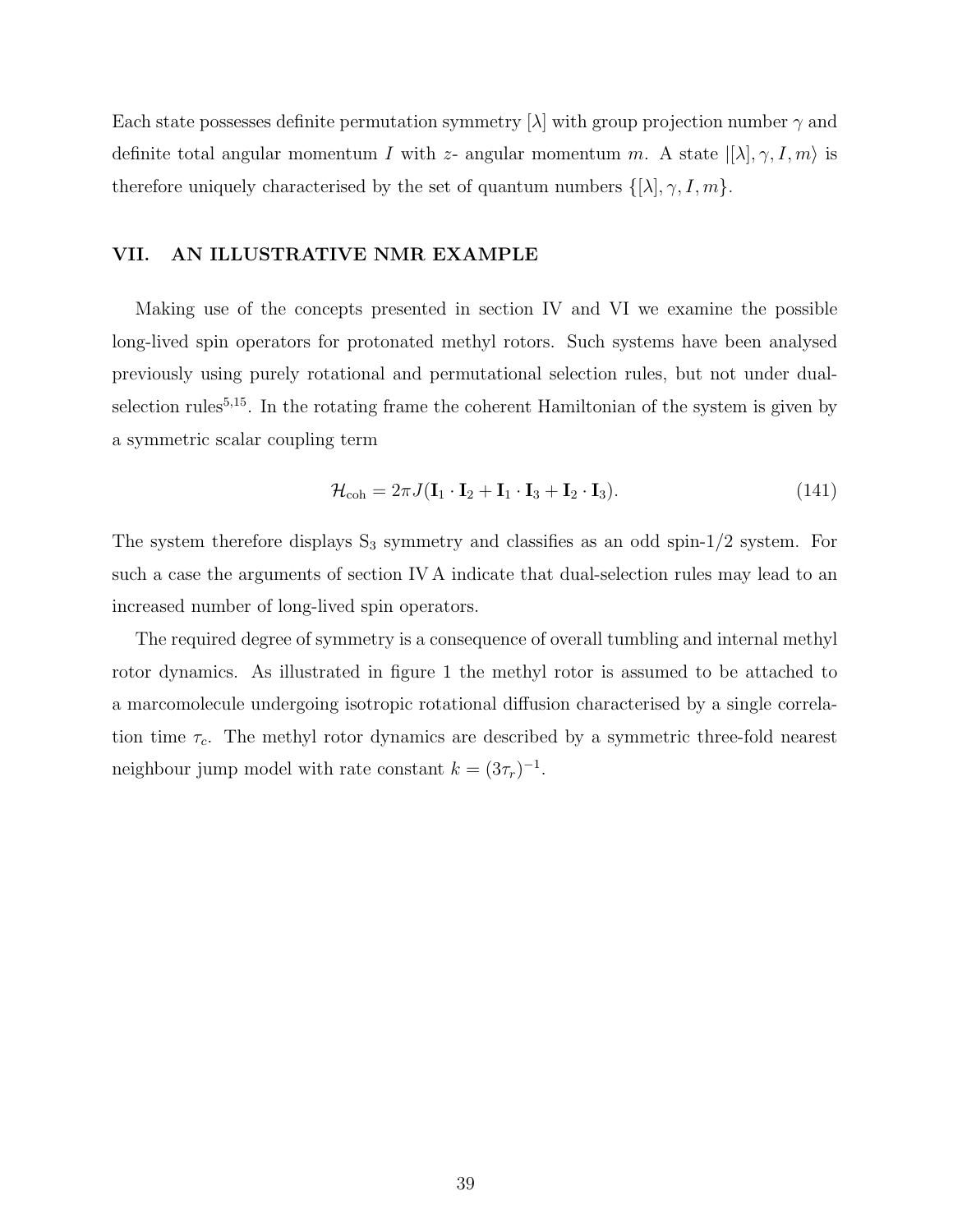Each state possesses definite permutation symmetry $[\lambda]$ with group projection number $\gamma$ and definite total angular momentum $I$ with $z$- angular momentum $m$. A state $|[\lambda], \gamma, I, m\rangle$ is therefore uniquely characterised by the set of quantum numbers $\{[\lambda], \gamma, I, m\}$.

## VII. AN ILLUSTRATIVE NMR EXAMPLE

Making use of the concepts presented in section IV and VI we examine the possible long-lived spin operators for protonated methyl rotors. Such systems have been analysed previously using purely rotational and permutational selection rules, but not under dual-selection rules[5,15]. In the rotating frame the coherent Hamiltonian of the system is given by a symmetric scalar coupling term

$$\mathcal{H}_{\mathrm{coh}} = 2\pi J(\mathbf{I}_1 \cdot \mathbf{I}_2 + \mathbf{I}_1 \cdot \mathbf{I}_3 + \mathbf{I}_2 \cdot \mathbf{I}_3). \tag{141}$$

The system therefore displays $S_3$ symmetry and classifies as an odd spin-1/2 system. For such a case the arguments of section IV A indicate that dual-selection rules may lead to an increased number of long-lived spin operators.

The required degree of symmetry is a consequence of overall tumbling and internal methyl rotor dynamics. As illustrated in figure 1 the methyl rotor is assumed to be attached to a marcomolecule undergoing isotropic rotational diffusion characterised by a single correlation time $\tau_c$. The methyl rotor dynamics are described by a symmetric three-fold nearest neighbour jump model with rate constant $k = (3\tau_r)^{-1}$.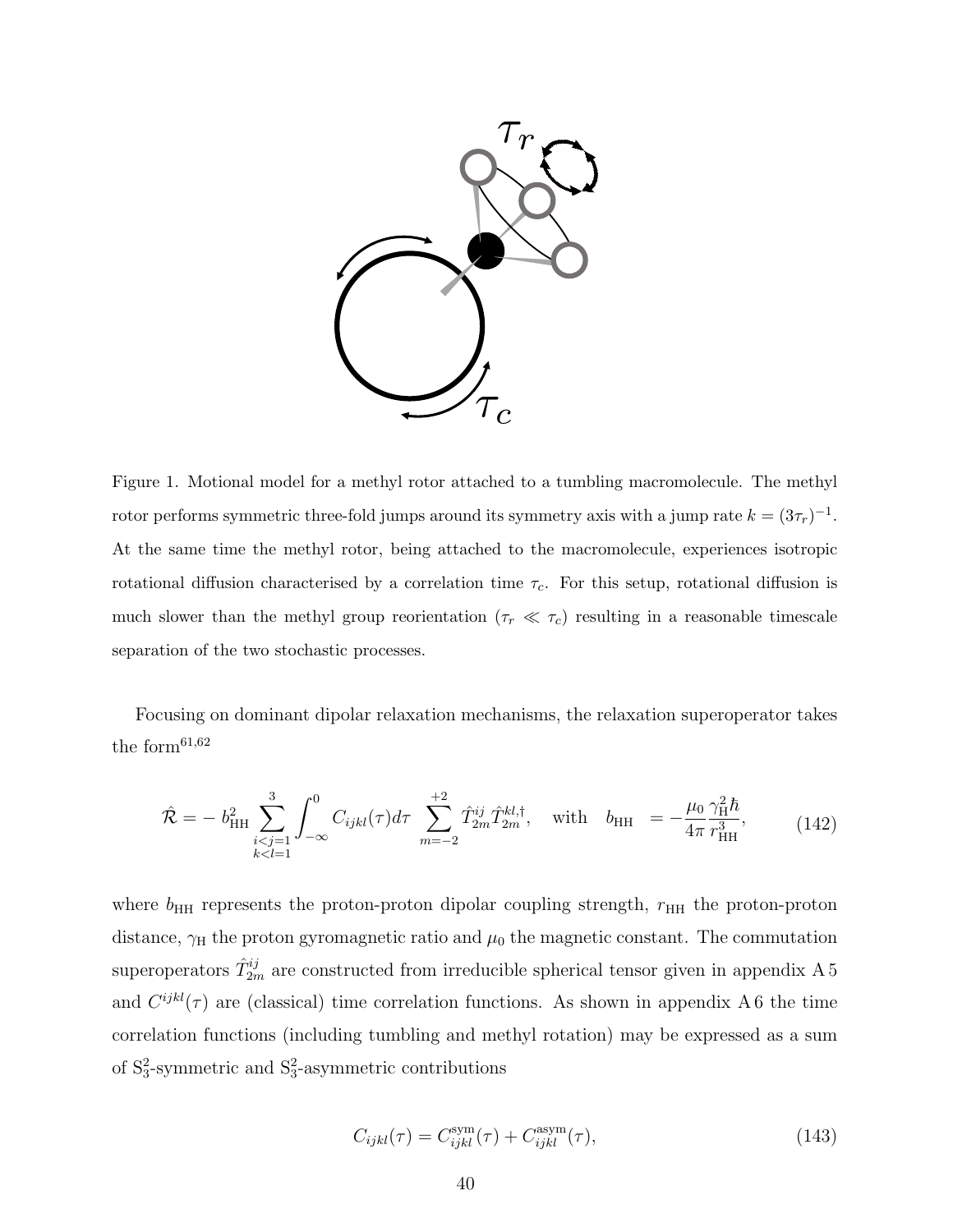Figure 1. Motional model for a methyl rotor attached to a tumbling macromolecule. The methyl rotor performs symmetric three-fold jumps around its symmetry axis with a jump rate $k = (3\tau_r)^{-1}$. At the same time the methyl rotor, being attached to the macromolecule, experiences isotropic rotational diffusion characterised by a correlation time $\tau_c$. For this setup, rotational diffusion is much slower than the methyl group reorientation ($\tau_r \ll \tau_c$) resulting in a reasonable timescale separation of the two stochastic processes.

Focusing on dominant dipolar relaxation mechanisms, the relaxation superoperator takes the form[61,62]

$$\hat{\mathcal{R}} = -\, b_{\mathrm{HH}}^2 \sum_{\substack{i<j=1 \\ k<l=1}}^{3} \int_{-\infty}^{0} C_{ijkl}(\tau) d\tau \sum_{m=-2}^{+2} \hat{T}_{2m}^{ij} \hat{T}_{2m}^{kl,\dagger}, \quad \text{with} \quad b_{\mathrm{HH}} \;= -\frac{\mu_0}{4\pi} \frac{\gamma_{\mathrm{H}}^2 \hbar}{r_{\mathrm{HH}}^3}, \tag{142}$$

where $b_{\mathrm{HH}}$ represents the proton-proton dipolar coupling strength, $r_{\mathrm{HH}}$ the proton-proton distance, $\gamma_{\mathrm{H}}$ the proton gyromagnetic ratio and $\mu_0$ the magnetic constant. The commutation superoperators $\hat{T}_{2m}^{ij}$ are constructed from irreducible spherical tensor given in appendix A 5 and $C^{ijkl}(\tau)$ are (classical) time correlation functions. As shown in appendix A 6 the time correlation functions (including tumbling and methyl rotation) may be expressed as a sum of $\mathrm{S}_3^2$-symmetric and $\mathrm{S}_3^2$-asymmetric contributions

$$C_{ijkl}(\tau) = C_{ijkl}^{\mathrm{sym}}(\tau) + C_{ijkl}^{\mathrm{asym}}(\tau), \tag{143}$$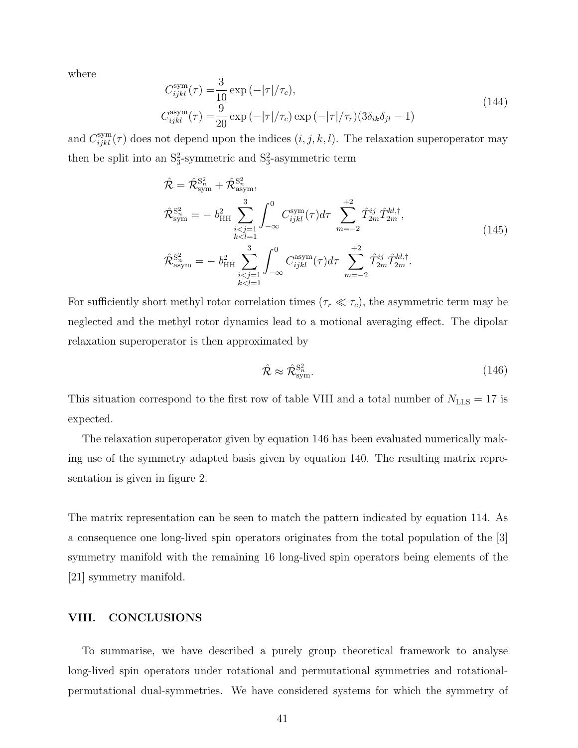where

$$
\begin{aligned}
C^{\text{sym}}_{ijkl}(\tau) =& \frac{3}{10}\exp\left(-|\tau|/\tau_c\right), \\
C^{\text{asym}}_{ijkl}(\tau) =& \frac{9}{20}\exp\left(-|\tau|/\tau_c\right)\exp\left(-|\tau|/\tau_r\right)(3\delta_{ik}\delta_{jl}-1)
\end{aligned}
\tag{144}
$$

and $C^{\text{sym}}_{ijkl}(\tau)$ does not depend upon the indices $(i,j,k,l)$. The relaxation superoperator may then be split into an $\mathrm{S}^2_3$-symmetric and $\mathrm{S}^2_3$-asymmetric term

$$
\begin{aligned}
\hat{\mathcal{R}} =& \hat{\mathcal{R}}^{\mathrm{S}^2_n}_{\text{sym}} + \hat{\mathcal{R}}^{\mathrm{S}^2_n}_{\text{asym}}, \\
\hat{\mathcal{R}}^{\mathrm{S}^2_n}_{\text{sym}} =& -b^2_{\text{HH}} \sum_{\substack{i<j=1 \\ k<l=1}}^{3} \int_{-\infty}^{0} C^{\text{sym}}_{ijkl}(\tau) d\tau \sum_{m=-2}^{+2} \hat{T}^{ij}_{2m} \hat{T}^{kl,\dagger}_{2m}, \\
\hat{\mathcal{R}}^{\mathrm{S}^2_n}_{\text{asym}} =& -b^2_{\text{HH}} \sum_{\substack{i<j=1 \\ k<l=1}}^{3} \int_{-\infty}^{0} C^{\text{asym}}_{ijkl}(\tau) d\tau \sum_{m=-2}^{+2} \hat{T}^{ij}_{2m} \hat{T}^{kl,\dagger}_{2m}.
\end{aligned}
\tag{145}
$$

For sufficiently short methyl rotor correlation times ($\tau_r \ll \tau_c$), the asymmetric term may be neglected and the methyl rotor dynamics lead to a motional averaging effect. The dipolar relaxation superoperator is then approximated by

$$
\hat{\mathcal{R}} \approx \hat{\mathcal{R}}^{\mathrm{S}^2_n}_{\text{sym}}. \tag{146}
$$

This situation correspond to the first row of table VIII and a total number of $N_{\text{LLS}} = 17$ is expected.

The relaxation superoperator given by equation 146 has been evaluated numerically making use of the symmetry adapted basis given by equation 140. The resulting matrix representation is given in figure 2.

The matrix representation can be seen to match the pattern indicated by equation 114. As a consequence one long-lived spin operators originates from the total population of the [3] symmetry manifold with the remaining 16 long-lived spin operators being elements of the [21] symmetry manifold.

## VIII. CONCLUSIONS

To summarise, we have described a purely group theoretical framework to analyse long-lived spin operators under rotational and permutational symmetries and rotational-permutational dual-symmetries. We have considered systems for which the symmetry of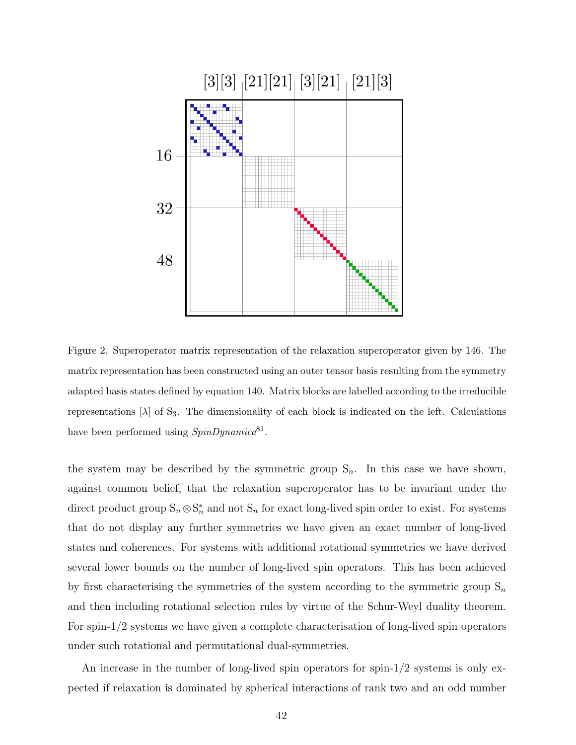Figure 2. Superoperator matrix representation of the relaxation superoperator given by 146. The matrix representation has been constructed using an outer tensor basis resulting from the symmetry adapted basis states defined by equation 140. Matrix blocks are labelled according to the irreducible representations $[\lambda]$ of $S_3$. The dimensionality of each block is indicated on the left. Calculations have been performed using *SpinDynamica*[81].

the system may be described by the symmetric group $S_n$. In this case we have shown, against common belief, that the relaxation superoperator has to be invariant under the direct product group $S_n \otimes S_n^*$ and not $S_n$ for exact long-lived spin order to exist. For systems that do not display any further symmetries we have given an exact number of long-lived states and coherences. For systems with additional rotational symmetries we have derived several lower bounds on the number of long-lived spin operators. This has been achieved by first characterising the symmetries of the system according to the symmetric group $S_n$ and then including rotational selection rules by virtue of the Schur-Weyl duality theorem. For spin-1/2 systems we have given a complete characterisation of long-lived spin operators under such rotational and permutational dual-symmetries.

An increase in the number of long-lived spin operators for spin-1/2 systems is only expected if relaxation is dominated by spherical interactions of rank two and an odd number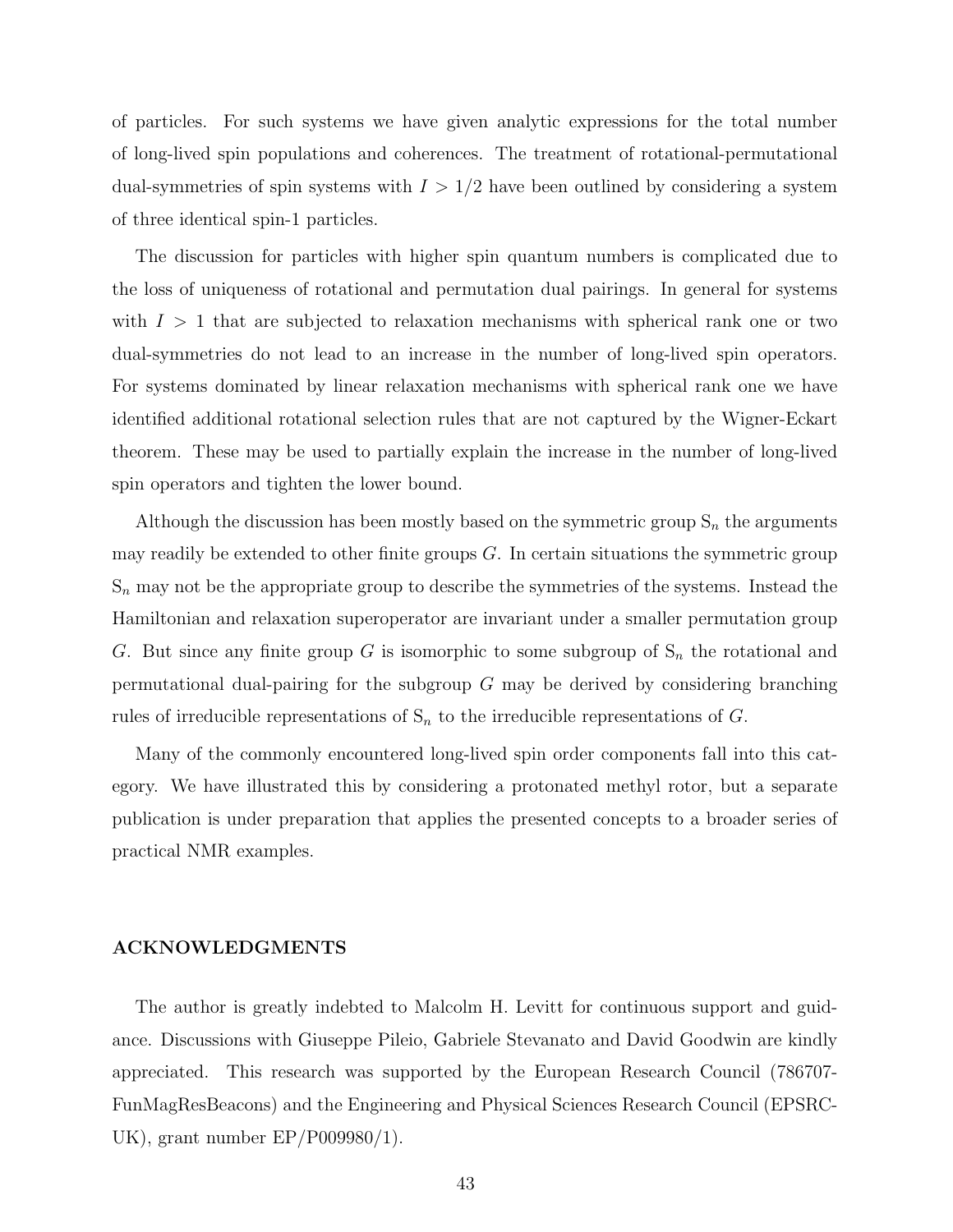of particles. For such systems we have given analytic expressions for the total number of long-lived spin populations and coherences. The treatment of rotational-permutational dual-symmetries of spin systems with $I > 1/2$ have been outlined by considering a system of three identical spin-1 particles.

The discussion for particles with higher spin quantum numbers is complicated due to the loss of uniqueness of rotational and permutation dual pairings. In general for systems with $I > 1$ that are subjected to relaxation mechanisms with spherical rank one or two dual-symmetries do not lead to an increase in the number of long-lived spin operators. For systems dominated by linear relaxation mechanisms with spherical rank one we have identified additional rotational selection rules that are not captured by the Wigner-Eckart theorem. These may be used to partially explain the increase in the number of long-lived spin operators and tighten the lower bound.

Although the discussion has been mostly based on the symmetric group $\mathrm{S}_n$ the arguments may readily be extended to other finite groups $G$. In certain situations the symmetric group $\mathrm{S}_n$ may not be the appropriate group to describe the symmetries of the systems. Instead the Hamiltonian and relaxation superoperator are invariant under a smaller permutation group $G$. But since any finite group $G$ is isomorphic to some subgroup of $\mathrm{S}_n$ the rotational and permutational dual-pairing for the subgroup $G$ may be derived by considering branching rules of irreducible representations of $\mathrm{S}_n$ to the irreducible representations of $G$.

Many of the commonly encountered long-lived spin order components fall into this category. We have illustrated this by considering a protonated methyl rotor, but a separate publication is under preparation that applies the presented concepts to a broader series of practical NMR examples.

## ACKNOWLEDGMENTS

The author is greatly indebted to Malcolm H. Levitt for continuous support and guidance. Discussions with Giuseppe Pileio, Gabriele Stevanato and David Goodwin are kindly appreciated. This research was supported by the European Research Council (786707-FunMagResBeacons) and the Engineering and Physical Sciences Research Council (EPSRC-UK), grant number EP/P009980/1).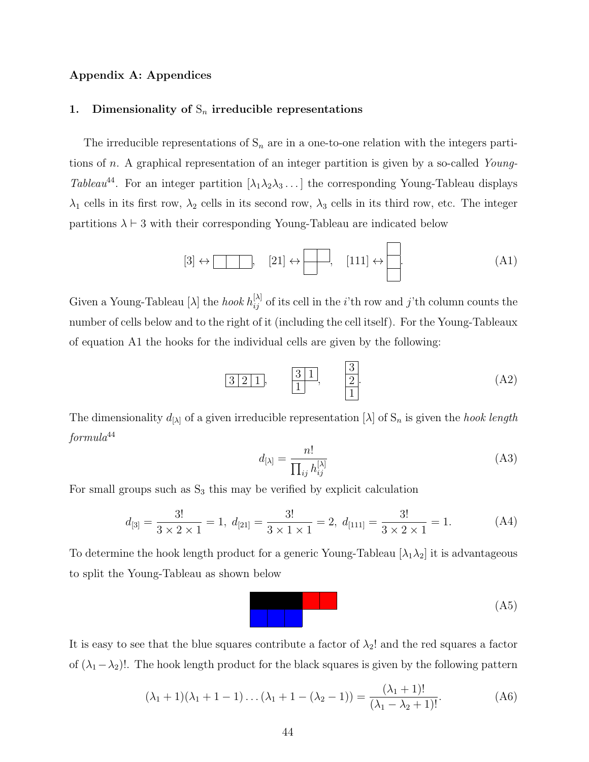## Appendix A: Appendices

### 1. Dimensionality of $\mathrm{S}_n$ irreducible representations

The irreducible representations of $\mathrm{S}_n$ are in a one-to-one relation with the integers partitions of $n$. A graphical representation of an integer partition is given by a so-called *Young-Tableau*[44]. For an integer partition $[\lambda_1\lambda_2\lambda_3\ldots]$ the corresponding Young-Tableau displays $\lambda_1$ cells in its first row, $\lambda_2$ cells in its second row, $\lambda_3$ cells in its third row, etc. The integer partitions $\lambda \vdash 3$ with their corresponding Young-Tableau are indicated below

$$[3] \leftrightarrow \begin{array}{|c|c|c|}\hline \phantom{0} & \phantom{0} & \phantom{0} \\ \hline \end{array}, \quad [21] \leftrightarrow \begin{array}{|c|c|}\hline \phantom{0} & \phantom{0} \\ \hline \phantom{0} & \multicolumn{1}{c}{} \\ \cline{1-1} \end{array}, \quad [111] \leftrightarrow \begin{array}{|c|}\hline \phantom{0} \\ \hline \phantom{0} \\ \hline \phantom{0} \\ \hline \end{array}. \tag{A1}$$

Given a Young-Tableau $[\lambda]$ the *hook* $h_{ij}^{[\lambda]}$ of its cell in the $i$'th row and $j$'th column counts the number of cells below and to the right of it (including the cell itself). For the Young-Tableaux of equation A1 the hooks for the individual cells are given by the following:

$$\begin{array}{|c|c|c|}\hline 3 & 2 & 1 \\ \hline \end{array}, \qquad \begin{array}{|c|c|}\hline 3 & 1 \\ \hline 1 & \multicolumn{1}{c}{} \\ \cline{1-1} \end{array}, \qquad \begin{array}{|c|}\hline 3 \\ \hline 2 \\ \hline 1 \\ \hline \end{array}. \tag{A2}$$

The dimensionality $d_{[\lambda]}$ of a given irreducible representation $[\lambda]$ of $\mathrm{S}_n$ is given the *hook length formula*[44]

$$d_{[\lambda]} = \frac{n!}{\prod_{ij} h_{ij}^{[\lambda]}} \tag{A3}$$

For small groups such as $\mathrm{S}_3$ this may be verified by explicit calculation

$$d_{[3]} = \frac{3!}{3 \times 2 \times 1} = 1,\ d_{[21]} = \frac{3!}{3 \times 1 \times 1} = 2,\ d_{[111]} = \frac{3!}{3 \times 2 \times 1} = 1. \tag{A4}$$

To determine the hook length product for a generic Young-Tableau $[\lambda_1\lambda_2]$ it is advantageous to split the Young-Tableau as shown below

$$\begin{array}{|c|c|c|c|c|}\hline \blacksquare & \blacksquare & \blacksquare & \color{red}{\blacksquare} & \color{red}{\blacksquare} \\ \hline \color{blue}{\blacksquare} & \color{blue}{\blacksquare} & \color{blue}{\blacksquare} & \multicolumn{2}{c}{} \\ \cline{1-3} \end{array} \tag{A5}$$

It is easy to see that the blue squares contribute a factor of $\lambda_2!$ and the red squares a factor of $(\lambda_1 - \lambda_2)!$. The hook length product for the black squares is given by the following pattern

$$(\lambda_1 + 1)(\lambda_1 + 1 - 1)\ldots(\lambda_1 + 1 - (\lambda_2 - 1)) = \frac{(\lambda_1 + 1)!}{(\lambda_1 - \lambda_2 + 1)!}. \tag{A6}$$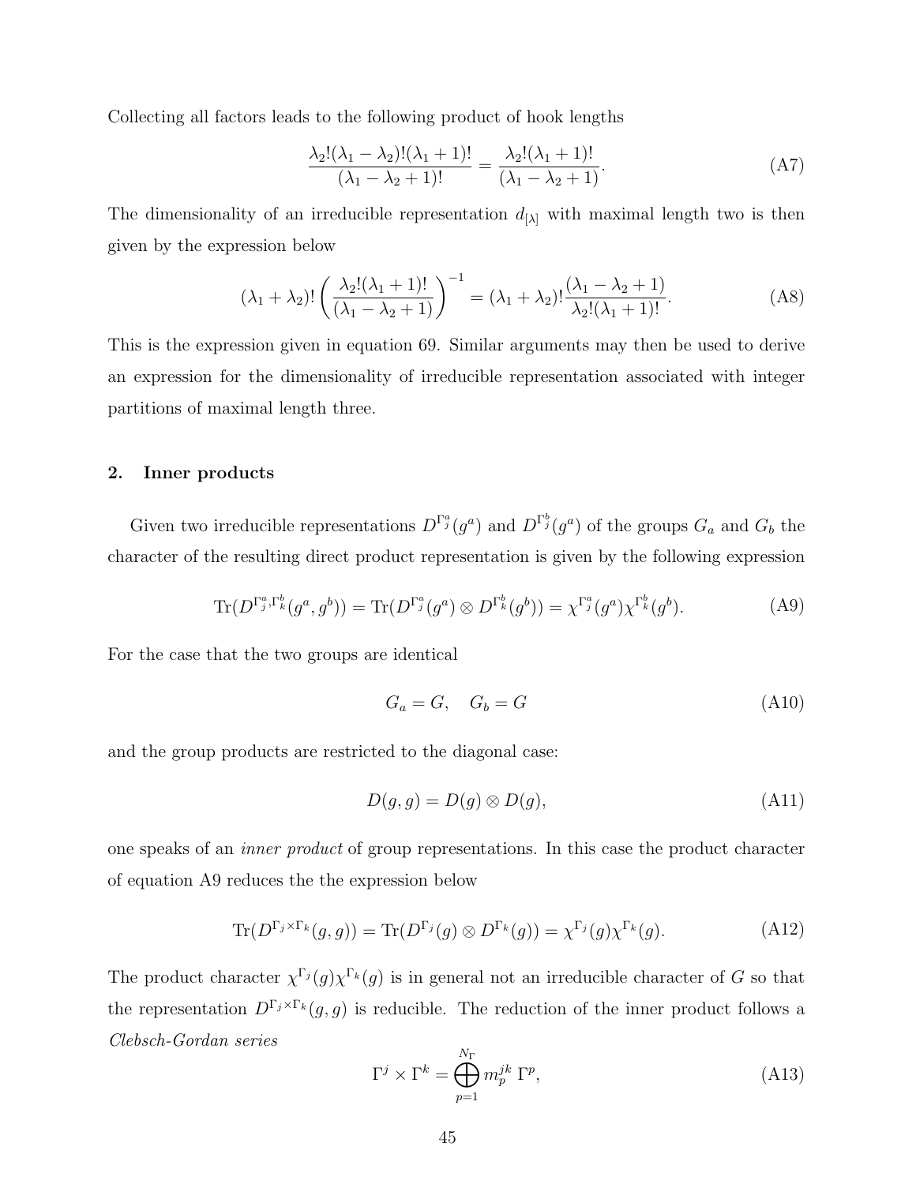Collecting all factors leads to the following product of hook lengths

$$\frac{\lambda_2!(\lambda_1-\lambda_2)!(\lambda_1+1)!}{(\lambda_1-\lambda_2+1)!} = \frac{\lambda_2!(\lambda_1+1)!}{(\lambda_1-\lambda_2+1)}. \tag{A7}$$

The dimensionality of an irreducible representation $d_{[\lambda]}$ with maximal length two is then given by the expression below

$$(\lambda_1+\lambda_2)!\left(\frac{\lambda_2!(\lambda_1+1)!}{(\lambda_1-\lambda_2+1)}\right)^{-1} = (\lambda_1+\lambda_2)!\frac{(\lambda_1-\lambda_2+1)}{\lambda_2!(\lambda_1+1)!}. \tag{A8}$$

This is the expression given in equation 69. Similar arguments may then be used to derive an expression for the dimensionality of irreducible representation associated with integer partitions of maximal length three.

## 2. Inner products

Given two irreducible representations $D^{\Gamma^a_j}(g^a)$ and $D^{\Gamma^b_j}(g^a)$ of the groups $G_a$ and $G_b$ the character of the resulting direct product representation is given by the following expression

$$\mathrm{Tr}(D^{\Gamma^a_j,\Gamma^b_k}(g^a,g^b)) = \mathrm{Tr}(D^{\Gamma^a_j}(g^a)\otimes D^{\Gamma^b_k}(g^b)) = \chi^{\Gamma^a_j}(g^a)\chi^{\Gamma^b_k}(g^b). \tag{A9}$$

For the case that the two groups are identical

$$G_a = G, \quad G_b = G \tag{A10}$$

and the group products are restricted to the diagonal case:

$$D(g,g) = D(g)\otimes D(g), \tag{A11}$$

one speaks of an *inner product* of group representations. In this case the product character of equation A9 reduces the the expression below

$$\mathrm{Tr}(D^{\Gamma_j\times\Gamma_k}(g,g)) = \mathrm{Tr}(D^{\Gamma_j}(g)\otimes D^{\Gamma_k}(g)) = \chi^{\Gamma_j}(g)\chi^{\Gamma_k}(g). \tag{A12}$$

The product character $\chi^{\Gamma_j}(g)\chi^{\Gamma_k}(g)$ is in general not an irreducible character of $G$ so that the representation $D^{\Gamma_j\times\Gamma_k}(g,g)$ is reducible. The reduction of the inner product follows a *Clebsch-Gordan series*

$$\Gamma^j\times\Gamma^k = \bigoplus_{p=1}^{N_\Gamma} m_p^{jk}\,\Gamma^p, \tag{A13}$$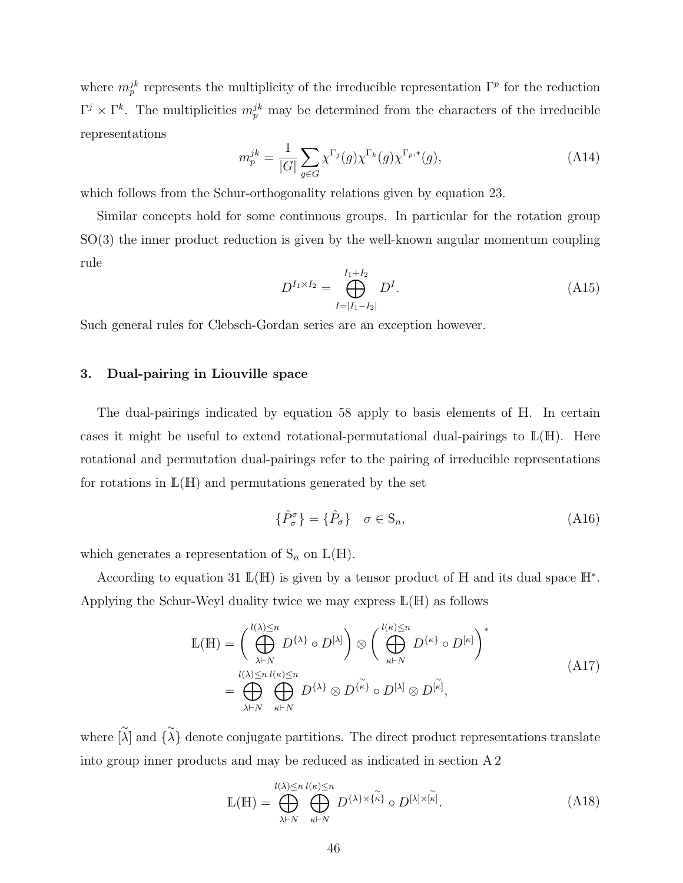where $m_p^{jk}$ represents the multiplicity of the irreducible representation $\Gamma^p$ for the reduction $\Gamma^j \times \Gamma^k$. The multiplicities $m_p^{jk}$ may be determined from the characters of the irreducible representations

$$m_p^{jk} = \frac{1}{|G|} \sum_{g \in G} \chi^{\Gamma_j}(g) \chi^{\Gamma_k}(g) \chi^{\Gamma_p,*}(g), \tag{A14}$$

which follows from the Schur-orthogonality relations given by equation 23.

Similar concepts hold for some continuous groups. In particular for the rotation group SO(3) the inner product reduction is given by the well-known angular momentum coupling rule

$$D^{I_1 \times I_2} = \bigoplus_{I=|I_1-I_2|}^{I_1+I_2} D^I. \tag{A15}$$

Such general rules for Clebsch-Gordan series are an exception however.

### 3. Dual-pairing in Liouville space

The dual-pairings indicated by equation 58 apply to basis elements of $\mathbb{H}$. In certain cases it might be useful to extend rotational-permutational dual-pairings to $\mathbb{L}(\mathbb{H})$. Here rotational and permutation dual-pairings refer to the pairing of irreducible representations for rotations in $\mathbb{L}(\mathbb{H})$ and permutations generated by the set

$$\{\hat{P}_\sigma^\sigma\} = \{\hat{P}_\sigma\} \quad \sigma \in \mathrm{S}_n, \tag{A16}$$

which generates a representation of $\mathrm{S}_n$ on $\mathbb{L}(\mathbb{H})$.

According to equation 31 $\mathbb{L}(\mathbb{H})$ is given by a tensor product of $\mathbb{H}$ and its dual space $\mathbb{H}^*$. Applying the Schur-Weyl duality twice we may express $\mathbb{L}(\mathbb{H})$ as follows

$$\begin{aligned}
\mathbb{L}(\mathbb{H}) &= \left( \bigoplus_{\lambda \vdash N}^{l(\lambda) \leq n} D^{\{\lambda\}} \circ D^{[\lambda]} \right) \otimes \left( \bigoplus_{\kappa \vdash N}^{l(\kappa) \leq n} D^{\{\kappa\}} \circ D^{[\kappa]} \right)^* \\
&= \bigoplus_{\lambda \vdash N}^{l(\lambda) \leq n} \bigoplus_{\kappa \vdash N}^{l(\kappa) \leq n} D^{\{\lambda\}} \otimes D^{\widetilde{\{\kappa\}}} \circ D^{[\lambda]} \otimes D^{\widetilde{[\kappa]}},
\end{aligned} \tag{A17}$$

where $\widetilde{[\lambda]}$ and $\widetilde{\{\lambda\}}$ denote conjugate partitions. The direct product representations translate into group inner products and may be reduced as indicated in section A 2

$$\mathbb{L}(\mathbb{H}) = \bigoplus_{\lambda \vdash N}^{l(\lambda) \leq n} \bigoplus_{\kappa \vdash N}^{l(\kappa) \leq n} D^{\{\lambda\} \times \widetilde{\{\kappa\}}} \circ D^{[\lambda] \times \widetilde{[\kappa]}}. \tag{A18}$$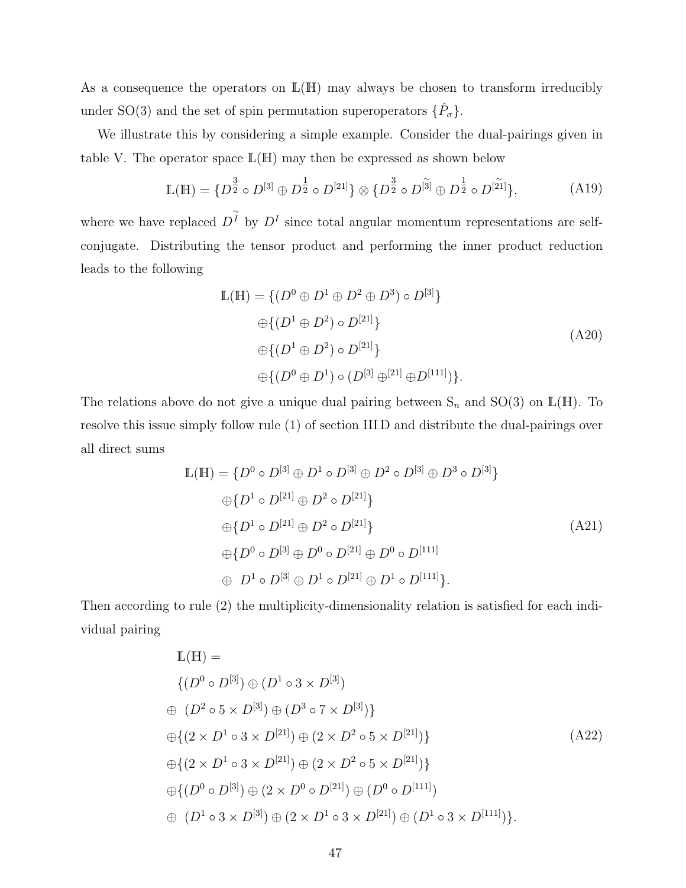As a consequence the operators on $\mathbb{L}(\mathbb{H})$ may always be chosen to transform irreducibly under SO(3) and the set of spin permutation superoperators $\{\hat{P}_\sigma\}$.

We illustrate this by considering a simple example. Consider the dual-pairings given in table V. The operator space $\mathbb{L}(\mathbb{H})$ may then be expressed as shown below

$$\mathbb{L}(\mathbb{H}) = \{D^{\frac{3}{2}} \circ D^{[3]} \oplus D^{\frac{1}{2}} \circ D^{[21]}\} \otimes \{D^{\frac{3}{2}} \circ D^{\widetilde{[3]}} \oplus D^{\frac{1}{2}} \circ D^{\widetilde{[21]}}\}, \tag{A19}$$

where we have replaced $D^{\widetilde{I}}$ by $D^{I}$ since total angular momentum representations are self-conjugate. Distributing the tensor product and performing the inner product reduction leads to the following

$$\begin{aligned}
\mathbb{L}(\mathbb{H}) = &\{(D^0 \oplus D^1 \oplus D^2 \oplus D^3) \circ D^{[3]}\} \\
&\oplus\{(D^1 \oplus D^2) \circ D^{[21]}\} \\
&\oplus\{(D^1 \oplus D^2) \circ D^{[21]}\} \\
&\oplus\{(D^0 \oplus D^1) \circ (D^{[3]} \oplus^{[21]} \oplus D^{[111]})\}.
\end{aligned} \tag{A20}$$

The relations above do not give a unique dual pairing between $\mathrm{S}_n$ and SO(3) on $\mathbb{L}(\mathbb{H})$. To resolve this issue simply follow rule (1) of section III D and distribute the dual-pairings over all direct sums

$$\begin{aligned}
\mathbb{L}(\mathbb{H}) = &\{D^0 \circ D^{[3]} \oplus D^1 \circ D^{[3]} \oplus D^2 \circ D^{[3]} \oplus D^3 \circ D^{[3]}\} \\
&\oplus\{D^1 \circ D^{[21]} \oplus D^2 \circ D^{[21]}\} \\
&\oplus\{D^1 \circ D^{[21]} \oplus D^2 \circ D^{[21]}\} \\
&\oplus\{D^0 \circ D^{[3]} \oplus D^0 \circ D^{[21]} \oplus D^0 \circ D^{[111]} \\
&\oplus \ D^1 \circ D^{[3]} \oplus D^1 \circ D^{[21]} \oplus D^1 \circ D^{[111]}\}.
\end{aligned} \tag{A21}$$

Then according to rule (2) the multiplicity-dimensionality relation is satisfied for each individual pairing

$$\begin{aligned}
&\mathbb{L}(\mathbb{H}) = \\
&\{(D^0 \circ D^{[3]}) \oplus (D^1 \circ 3 \times D^{[3]}) \\
\oplus \ &(D^2 \circ 5 \times D^{[3]}) \oplus (D^3 \circ 7 \times D^{[3]})\} \\
\oplus&\{(2 \times D^1 \circ 3 \times D^{[21]}) \oplus (2 \times D^2 \circ 5 \times D^{[21]})\} \\
\oplus&\{(2 \times D^1 \circ 3 \times D^{[21]}) \oplus (2 \times D^2 \circ 5 \times D^{[21]})\} \\
\oplus&\{(D^0 \circ D^{[3]}) \oplus (2 \times D^0 \circ D^{[21]}) \oplus (D^0 \circ D^{[111]}) \\
\oplus \ &(D^1 \circ 3 \times D^{[3]}) \oplus (2 \times D^1 \circ 3 \times D^{[21]}) \oplus (D^1 \circ 3 \times D^{[111]})\}.
\end{aligned} \tag{A22}$$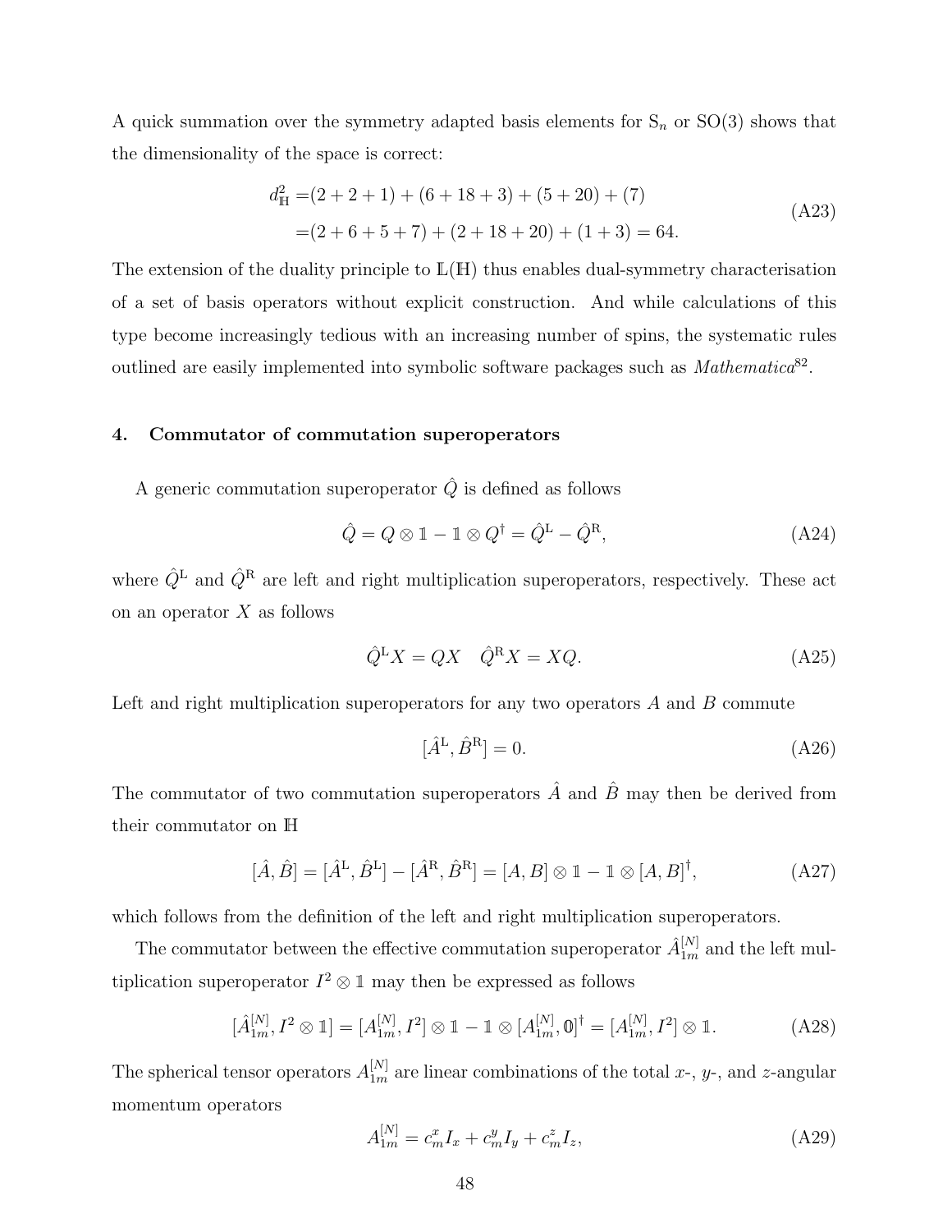A quick summation over the symmetry adapted basis elements for $\mathrm{S}_n$ or SO(3) shows that the dimensionality of the space is correct:

$$
\begin{aligned}
d_{\mathbb{H}}^2 =&(2+2+1)+(6+18+3)+(5+20)+(7) \\
=&(2+6+5+7)+(2+18+20)+(1+3)=64.
\end{aligned}
\tag{A23}
$$

The extension of the duality principle to $\mathbb{L}(\mathbb{H})$ thus enables dual-symmetry characterisation of a set of basis operators without explicit construction. And while calculations of this type become increasingly tedious with an increasing number of spins, the systematic rules outlined are easily implemented into symbolic software packages such as *Mathematica*[82].

### 4. Commutator of commutation superoperators

A generic commutation superoperator $\hat{Q}$ is defined as follows

$$
\hat{Q} = Q \otimes \mathbb{1} - \mathbb{1} \otimes Q^{\dagger} = \hat{Q}^{\mathrm{L}} - \hat{Q}^{\mathrm{R}},
\tag{A24}
$$

where $\hat{Q}^{\mathrm{L}}$ and $\hat{Q}^{\mathrm{R}}$ are left and right multiplication superoperators, respectively. These act on an operator $X$ as follows

$$
\hat{Q}^{\mathrm{L}} X = QX \quad \hat{Q}^{\mathrm{R}} X = XQ.
\tag{A25}
$$

Left and right multiplication superoperators for any two operators $A$ and $B$ commute

$$
[\hat{A}^{\mathrm{L}}, \hat{B}^{\mathrm{R}}] = 0.
\tag{A26}
$$

The commutator of two commutation superoperators $\hat{A}$ and $\hat{B}$ may then be derived from their commutator on $\mathbb{H}$

$$
[\hat{A}, \hat{B}] = [\hat{A}^{\mathrm{L}}, \hat{B}^{\mathrm{L}}] - [\hat{A}^{\mathrm{R}}, \hat{B}^{\mathrm{R}}] = [A, B] \otimes \mathbb{1} - \mathbb{1} \otimes [A, B]^{\dagger},
\tag{A27}
$$

which follows from the definition of the left and right multiplication superoperators.

The commutator between the effective commutation superoperator $\hat{A}_{1m}^{[N]}$ and the left multiplication superoperator $I^2 \otimes \mathbb{1}$ may then be expressed as follows

$$
[\hat{A}_{1m}^{[N]}, I^2 \otimes \mathbb{1}] = [A_{1m}^{[N]}, I^2] \otimes \mathbb{1} - \mathbb{1} \otimes [A_{1m}^{[N]}, \mathbb{0}]^{\dagger} = [A_{1m}^{[N]}, I^2] \otimes \mathbb{1}.
\tag{A28}
$$

The spherical tensor operators $A_{1m}^{[N]}$ are linear combinations of the total $x$-, $y$-, and $z$-angular momentum operators

$$
A_{1m}^{[N]} = c_m^x I_x + c_m^y I_y + c_m^z I_z,
\tag{A29}
$$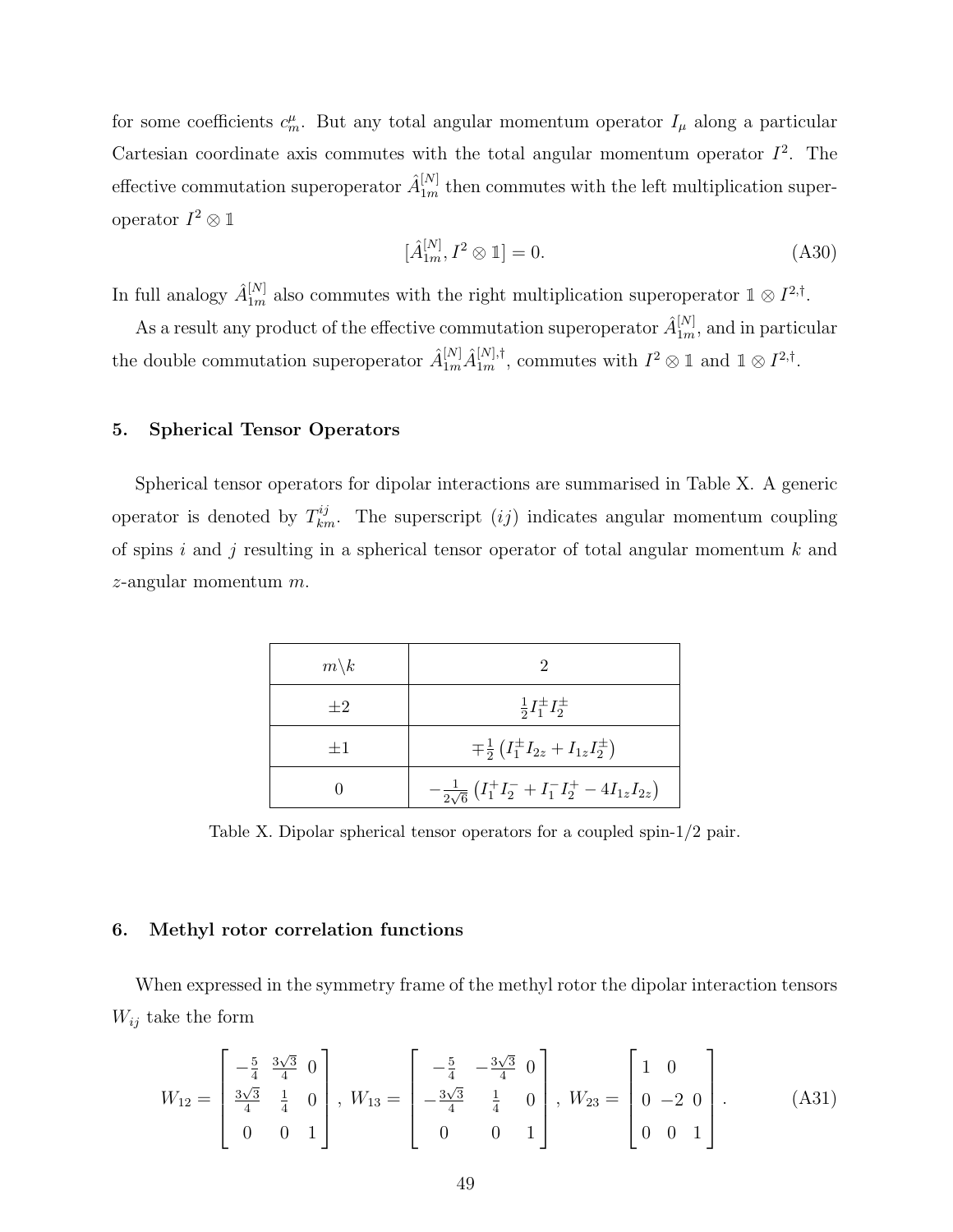for some coefficients $c^{\mu}_m$. But any total angular momentum operator $I_\mu$ along a particular Cartesian coordinate axis commutes with the total angular momentum operator $I^2$. The effective commutation superoperator $\hat{A}^{[N]}_{1m}$ then commutes with the left multiplication superoperator $I^2 \otimes \mathbb{1}$

$$[\hat{A}^{[N]}_{1m}, I^2 \otimes \mathbb{1}] = 0. \tag{A30}$$

In full analogy $\hat{A}^{[N]}_{1m}$ also commutes with the right multiplication superoperator $\mathbb{1} \otimes I^{2,\dagger}$.

As a result any product of the effective commutation superoperator $\hat{A}^{[N]}_{1m}$, and in particular the double commutation superoperator $\hat{A}^{[N]}_{1m}\hat{A}^{[N],\dagger}_{1m}$, commutes with $I^2 \otimes \mathbb{1}$ and $\mathbb{1} \otimes I^{2,\dagger}$.

### 5. Spherical Tensor Operators

Spherical tensor operators for dipolar interactions are summarised in Table X. A generic operator is denoted by $T^{ij}_{km}$. The superscript $(ij)$ indicates angular momentum coupling of spins $i$ and $j$ resulting in a spherical tensor operator of total angular momentum $k$ and $z$-angular momentum $m$.

| $m \backslash k$ | 2 |
|---|---|
| $\pm 2$ | $\frac{1}{2} I_1^{\pm} I_2^{\pm}$ |
| $\pm 1$ | $\mp \frac{1}{2}\left(I_1^{\pm} I_{2z} + I_{1z} I_2^{\pm}\right)$ |
| 0 | $-\frac{1}{2\sqrt{6}}\left(I_1^{+} I_2^{-} + I_1^{-} I_2^{+} - 4 I_{1z} I_{2z}\right)$ |

Table X. Dipolar spherical tensor operators for a coupled spin-1/2 pair.

### 6. Methyl rotor correlation functions

When expressed in the symmetry frame of the methyl rotor the dipolar interaction tensors $W_{ij}$ take the form

$$W_{12} = \begin{bmatrix} -\frac{5}{4} & \frac{3\sqrt{3}}{4} & 0 \\ \frac{3\sqrt{3}}{4} & \frac{1}{4} & 0 \\ 0 & 0 & 1 \end{bmatrix},\ W_{13} = \begin{bmatrix} -\frac{5}{4} & -\frac{3\sqrt{3}}{4} & 0 \\ -\frac{3\sqrt{3}}{4} & \frac{1}{4} & 0 \\ 0 & 0 & 1 \end{bmatrix},\ W_{23} = \begin{bmatrix} 1 & 0 & \\ 0 & -2 & 0 \\ 0 & 0 & 1 \end{bmatrix}. \tag{A31}$$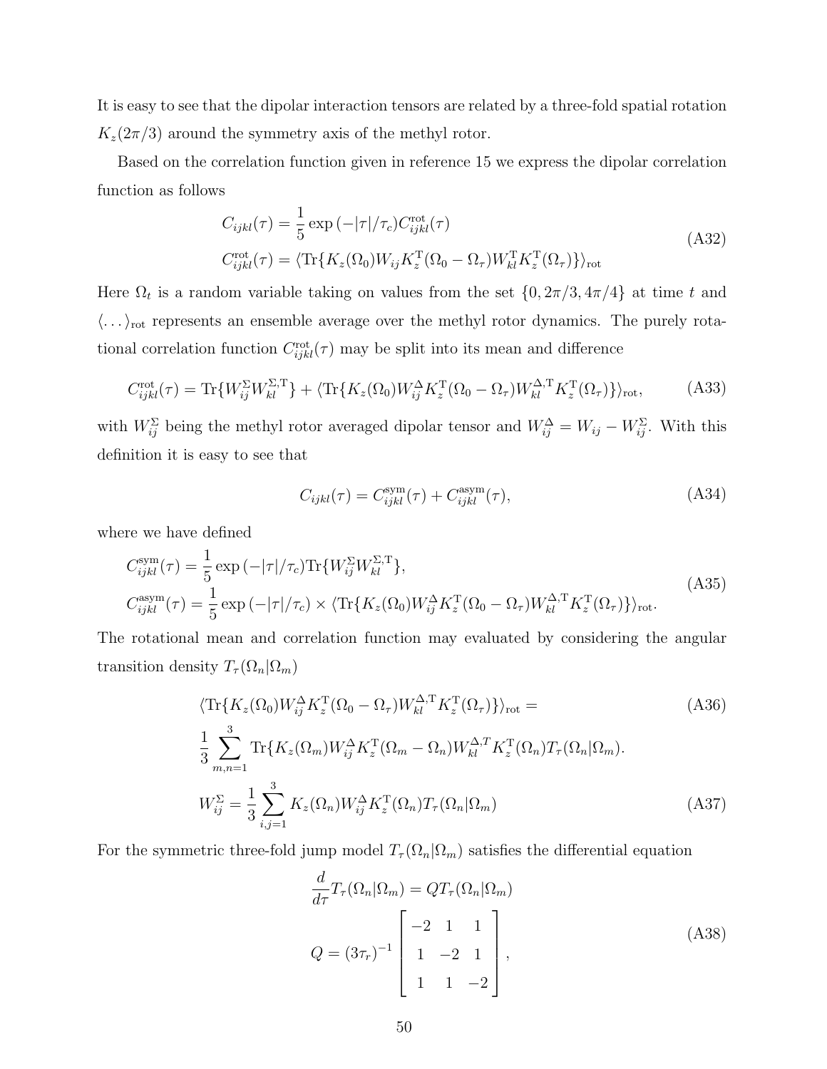It is easy to see that the dipolar interaction tensors are related by a three-fold spatial rotation $K_z(2\pi/3)$ around the symmetry axis of the methyl rotor.

Based on the correlation function given in reference 15 we express the dipolar correlation function as follows

$$
\begin{aligned}
C_{ijkl}(\tau) &= \frac{1}{5}\exp\left(-|\tau|/\tau_c\right) C^{\mathrm{rot}}_{ijkl}(\tau) \\
C^{\mathrm{rot}}_{ijkl}(\tau) &= \langle \mathrm{Tr}\{K_z(\Omega_0) W_{ij} K_z^{\mathrm{T}}(\Omega_0 - \Omega_\tau) W_{kl}^{\mathrm{T}} K_z^{\mathrm{T}}(\Omega_\tau)\}\rangle_{\mathrm{rot}}
\end{aligned}
\tag{A32}
$$

Here $\Omega_t$ is a random variable taking on values from the set $\{0, 2\pi/3, 4\pi/4\}$ at time $t$ and $\langle \ldots \rangle_{\mathrm{rot}}$ represents an ensemble average over the methyl rotor dynamics. The purely rotational correlation function $C^{\mathrm{rot}}_{ijkl}(\tau)$ may be split into its mean and difference

$$
C^{\mathrm{rot}}_{ijkl}(\tau) = \mathrm{Tr}\{W^{\Sigma}_{ij} W^{\Sigma,\mathrm{T}}_{kl}\} + \langle \mathrm{Tr}\{K_z(\Omega_0) W^{\Delta}_{ij} K_z^{\mathrm{T}}(\Omega_0 - \Omega_\tau) W^{\Delta,\mathrm{T}}_{kl} K_z^{\mathrm{T}}(\Omega_\tau)\}\rangle_{\mathrm{rot}},
\tag{A33}
$$

with $W^{\Sigma}_{ij}$ being the methyl rotor averaged dipolar tensor and $W^{\Delta}_{ij} = W_{ij} - W^{\Sigma}_{ij}$. With this definition it is easy to see that

$$
C_{ijkl}(\tau) = C^{\mathrm{sym}}_{ijkl}(\tau) + C^{\mathrm{asym}}_{ijkl}(\tau),
\tag{A34}
$$

where we have defined

$$
\begin{aligned}
C^{\mathrm{sym}}_{ijkl}(\tau) &= \frac{1}{5}\exp\left(-|\tau|/\tau_c\right)\mathrm{Tr}\{W^{\Sigma}_{ij} W^{\Sigma,\mathrm{T}}_{kl}\}, \\
C^{\mathrm{asym}}_{ijkl}(\tau) &= \frac{1}{5}\exp\left(-|\tau|/\tau_c\right) \times \langle \mathrm{Tr}\{K_z(\Omega_0) W^{\Delta}_{ij} K_z^{\mathrm{T}}(\Omega_0 - \Omega_\tau) W^{\Delta,\mathrm{T}}_{kl} K_z^{\mathrm{T}}(\Omega_\tau)\}\rangle_{\mathrm{rot}}.
\end{aligned}
\tag{A35}
$$

The rotational mean and correlation function may evaluated by considering the angular transition density $T_\tau(\Omega_n|\Omega_m)$

$$
\begin{aligned}
&\langle \mathrm{Tr}\{K_z(\Omega_0) W^{\Delta}_{ij} K_z^{\mathrm{T}}(\Omega_0 - \Omega_\tau) W^{\Delta,\mathrm{T}}_{kl} K_z^{\mathrm{T}}(\Omega_\tau)\}\rangle_{\mathrm{rot}} = \\
&\frac{1}{3}\sum_{m,n=1}^{3} \mathrm{Tr}\{K_z(\Omega_m) W^{\Delta}_{ij} K_z^{\mathrm{T}}(\Omega_m - \Omega_n) W^{\Delta,T}_{kl} K_z^{\mathrm{T}}(\Omega_n) T_\tau(\Omega_n|\Omega_m).
\end{aligned}
\tag{A36}
$$

$$
W^{\Sigma}_{ij} = \frac{1}{3}\sum_{i,j=1}^{3} K_z(\Omega_n) W^{\Delta}_{ij} K_z^{\mathrm{T}}(\Omega_n) T_\tau(\Omega_n|\Omega_m)
\tag{A37}
$$

For the symmetric three-fold jump model $T_\tau(\Omega_n|\Omega_m)$ satisfies the differential equation

$$
\begin{aligned}
\frac{d}{d\tau} T_\tau(\Omega_n|\Omega_m) &= Q T_\tau(\Omega_n|\Omega_m) \\
Q &= (3\tau_r)^{-1}\begin{bmatrix} -2 & 1 & 1 \\ 1 & -2 & 1 \\ 1 & 1 & -2 \end{bmatrix},
\end{aligned}
\tag{A38}
$$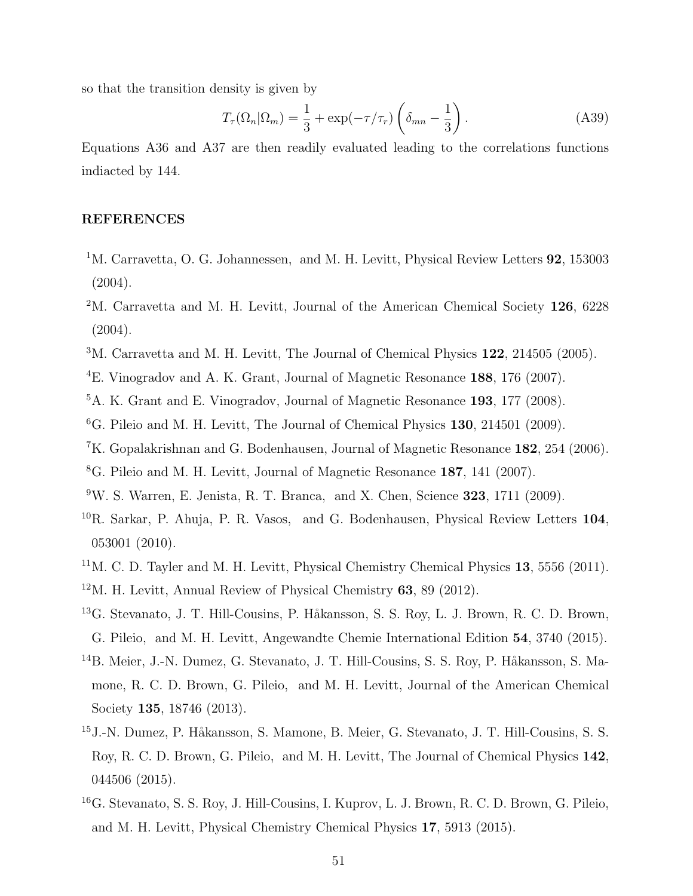so that the transition density is given by

$$T_\tau(\Omega_n|\Omega_m) = \frac{1}{3} + \exp(-\tau/\tau_r)\left(\delta_{mn} - \frac{1}{3}\right). \tag{A39}$$

Equations A36 and A37 are then readily evaluated leading to the correlations functions indiacted by 144.

## REFERENCES

[1] M. Carravetta, O. G. Johannessen, and M. H. Levitt, Physical Review Letters **92**, 153003 (2004).

[2] M. Carravetta and M. H. Levitt, Journal of the American Chemical Society **126**, 6228 (2004).

[3] M. Carravetta and M. H. Levitt, The Journal of Chemical Physics **122**, 214505 (2005).

[4] E. Vinogradov and A. K. Grant, Journal of Magnetic Resonance **188**, 176 (2007).

[5] A. K. Grant and E. Vinogradov, Journal of Magnetic Resonance **193**, 177 (2008).

[6] G. Pileio and M. H. Levitt, The Journal of Chemical Physics **130**, 214501 (2009).

[7] K. Gopalakrishnan and G. Bodenhausen, Journal of Magnetic Resonance **182**, 254 (2006).

[8] G. Pileio and M. H. Levitt, Journal of Magnetic Resonance **187**, 141 (2007).

[9] W. S. Warren, E. Jenista, R. T. Branca, and X. Chen, Science **323**, 1711 (2009).

[10] R. Sarkar, P. Ahuja, P. R. Vasos, and G. Bodenhausen, Physical Review Letters **104**, 053001 (2010).

[11] M. C. D. Tayler and M. H. Levitt, Physical Chemistry Chemical Physics **13**, 5556 (2011).

[12] M. H. Levitt, Annual Review of Physical Chemistry **63**, 89 (2012).

[13] G. Stevanato, J. T. Hill-Cousins, P. Håkansson, S. S. Roy, L. J. Brown, R. C. D. Brown, G. Pileio, and M. H. Levitt, Angewandte Chemie International Edition **54**, 3740 (2015).

[14] B. Meier, J.-N. Dumez, G. Stevanato, J. T. Hill-Cousins, S. S. Roy, P. Håkansson, S. Mamone, R. C. D. Brown, G. Pileio, and M. H. Levitt, Journal of the American Chemical Society **135**, 18746 (2013).

[15] J.-N. Dumez, P. Håkansson, S. Mamone, B. Meier, G. Stevanato, J. T. Hill-Cousins, S. S. Roy, R. C. D. Brown, G. Pileio, and M. H. Levitt, The Journal of Chemical Physics **142**, 044506 (2015).

[16] G. Stevanato, S. S. Roy, J. Hill-Cousins, I. Kuprov, L. J. Brown, R. C. D. Brown, G. Pileio, and M. H. Levitt, Physical Chemistry Chemical Physics **17**, 5913 (2015).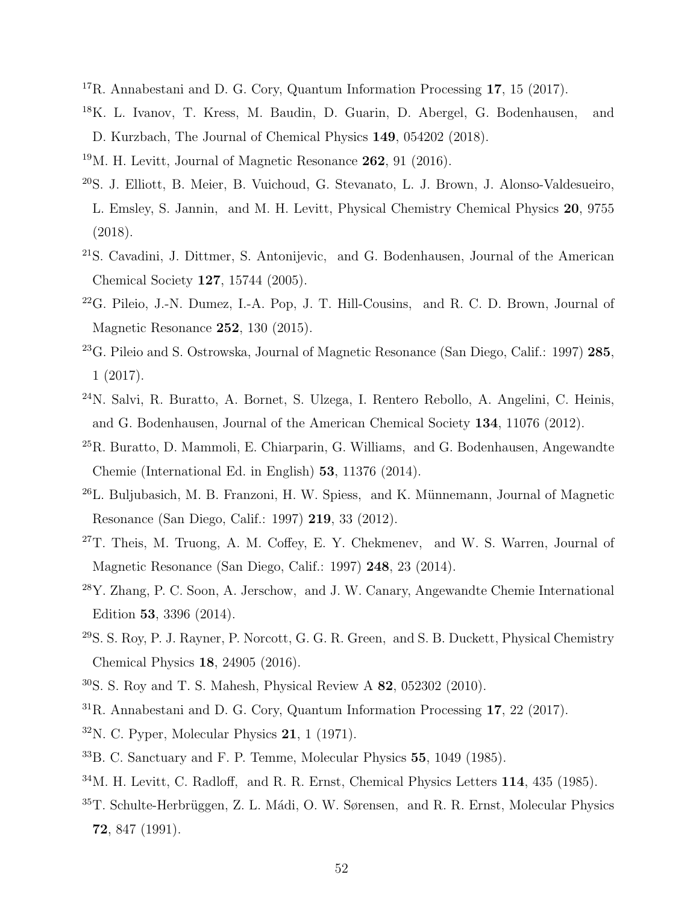[17] R. Annabestani and D. G. Cory, Quantum Information Processing **17**, 15 (2017).

[18] K. L. Ivanov, T. Kress, M. Baudin, D. Guarin, D. Abergel, G. Bodenhausen, and D. Kurzbach, The Journal of Chemical Physics **149**, 054202 (2018).

[19] M. H. Levitt, Journal of Magnetic Resonance **262**, 91 (2016).

[20] S. J. Elliott, B. Meier, B. Vuichoud, G. Stevanato, L. J. Brown, J. Alonso-Valdesueiro, L. Emsley, S. Jannin, and M. H. Levitt, Physical Chemistry Chemical Physics **20**, 9755 (2018).

[21] S. Cavadini, J. Dittmer, S. Antonijevic, and G. Bodenhausen, Journal of the American Chemical Society **127**, 15744 (2005).

[22] G. Pileio, J.-N. Dumez, I.-A. Pop, J. T. Hill-Cousins, and R. C. D. Brown, Journal of Magnetic Resonance **252**, 130 (2015).

[23] G. Pileio and S. Ostrowska, Journal of Magnetic Resonance (San Diego, Calif.: 1997) **285**, 1 (2017).

[24] N. Salvi, R. Buratto, A. Bornet, S. Ulzega, I. Rentero Rebollo, A. Angelini, C. Heinis, and G. Bodenhausen, Journal of the American Chemical Society **134**, 11076 (2012).

[25] R. Buratto, D. Mammoli, E. Chiarparin, G. Williams, and G. Bodenhausen, Angewandte Chemie (International Ed. in English) **53**, 11376 (2014).

[26] L. Buljubasich, M. B. Franzoni, H. W. Spiess, and K. Münnemann, Journal of Magnetic Resonance (San Diego, Calif.: 1997) **219**, 33 (2012).

[27] T. Theis, M. Truong, A. M. Coffey, E. Y. Chekmenev, and W. S. Warren, Journal of Magnetic Resonance (San Diego, Calif.: 1997) **248**, 23 (2014).

[28] Y. Zhang, P. C. Soon, A. Jerschow, and J. W. Canary, Angewandte Chemie International Edition **53**, 3396 (2014).

[29] S. S. Roy, P. J. Rayner, P. Norcott, G. G. R. Green, and S. B. Duckett, Physical Chemistry Chemical Physics **18**, 24905 (2016).

[30] S. S. Roy and T. S. Mahesh, Physical Review A **82**, 052302 (2010).

[31] R. Annabestani and D. G. Cory, Quantum Information Processing **17**, 22 (2017).

[32] N. C. Pyper, Molecular Physics **21**, 1 (1971).

[33] B. C. Sanctuary and F. P. Temme, Molecular Physics **55**, 1049 (1985).

[34] M. H. Levitt, C. Radloff, and R. R. Ernst, Chemical Physics Letters **114**, 435 (1985).

[35] T. Schulte-Herbrüggen, Z. L. Mádi, O. W. Sørensen, and R. R. Ernst, Molecular Physics **72**, 847 (1991).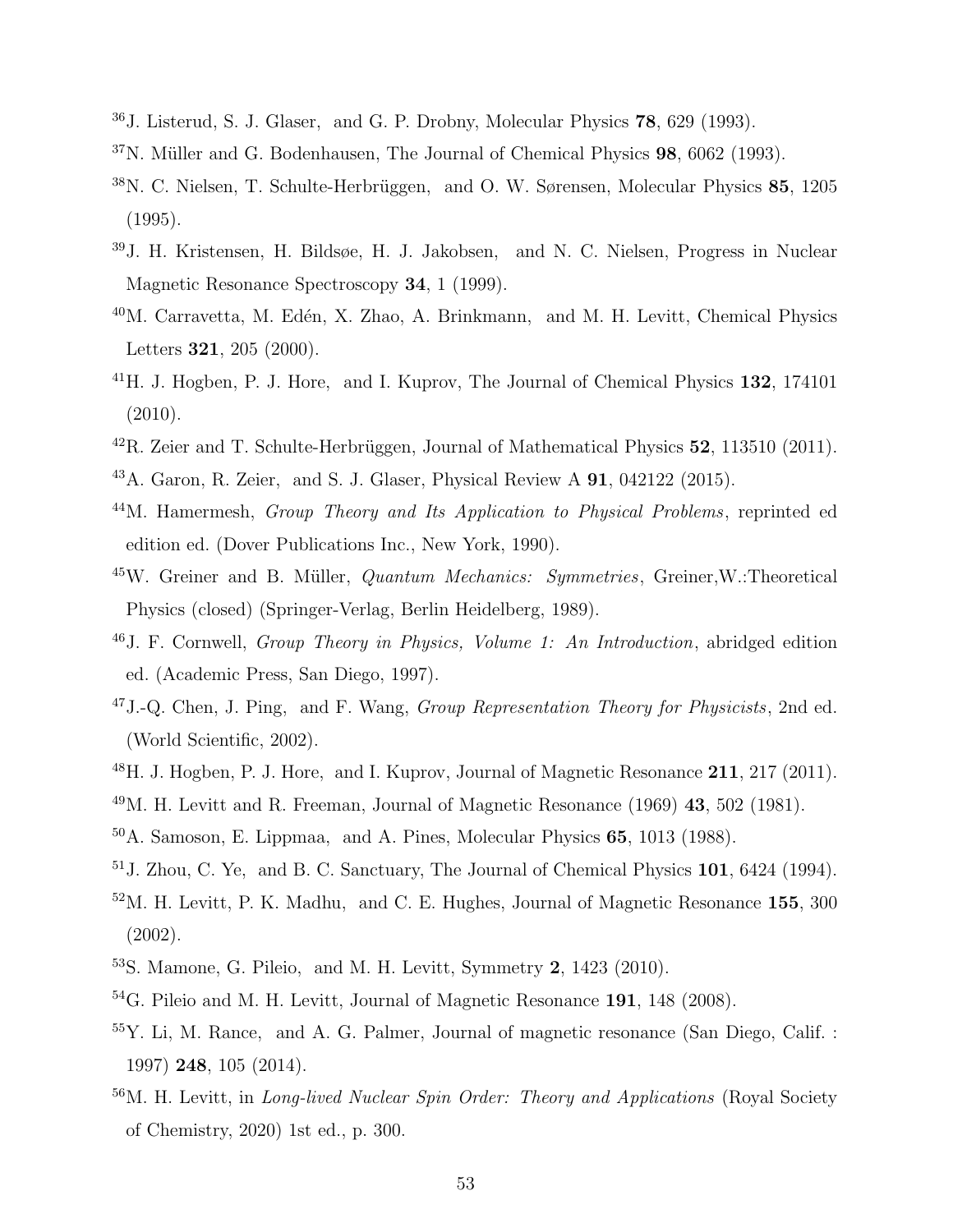[36] J. Listerud, S. J. Glaser, and G. P. Drobny, Molecular Physics **78**, 629 (1993).

[37] N. Müller and G. Bodenhausen, The Journal of Chemical Physics **98**, 6062 (1993).

[38] N. C. Nielsen, T. Schulte-Herbrüggen, and O. W. Sørensen, Molecular Physics **85**, 1205 (1995).

[39] J. H. Kristensen, H. Bildsøe, H. J. Jakobsen, and N. C. Nielsen, Progress in Nuclear Magnetic Resonance Spectroscopy **34**, 1 (1999).

[40] M. Carravetta, M. Edén, X. Zhao, A. Brinkmann, and M. H. Levitt, Chemical Physics Letters **321**, 205 (2000).

[41] H. J. Hogben, P. J. Hore, and I. Kuprov, The Journal of Chemical Physics **132**, 174101 (2010).

[42] R. Zeier and T. Schulte-Herbrüggen, Journal of Mathematical Physics **52**, 113510 (2011).

[43] A. Garon, R. Zeier, and S. J. Glaser, Physical Review A **91**, 042122 (2015).

[44] M. Hamermesh, *Group Theory and Its Application to Physical Problems*, reprinted ed edition ed. (Dover Publications Inc., New York, 1990).

[45] W. Greiner and B. Müller, *Quantum Mechanics: Symmetries*, Greiner,W.:Theoretical Physics (closed) (Springer-Verlag, Berlin Heidelberg, 1989).

[46] J. F. Cornwell, *Group Theory in Physics, Volume 1: An Introduction*, abridged edition ed. (Academic Press, San Diego, 1997).

[47] J.-Q. Chen, J. Ping, and F. Wang, *Group Representation Theory for Physicists*, 2nd ed. (World Scientific, 2002).

[48] H. J. Hogben, P. J. Hore, and I. Kuprov, Journal of Magnetic Resonance **211**, 217 (2011).

[49] M. H. Levitt and R. Freeman, Journal of Magnetic Resonance (1969) **43**, 502 (1981).

[50] A. Samoson, E. Lippmaa, and A. Pines, Molecular Physics **65**, 1013 (1988).

[51] J. Zhou, C. Ye, and B. C. Sanctuary, The Journal of Chemical Physics **101**, 6424 (1994).

[52] M. H. Levitt, P. K. Madhu, and C. E. Hughes, Journal of Magnetic Resonance **155**, 300 (2002).

[53] S. Mamone, G. Pileio, and M. H. Levitt, Symmetry **2**, 1423 (2010).

[54] G. Pileio and M. H. Levitt, Journal of Magnetic Resonance **191**, 148 (2008).

[55] Y. Li, M. Rance, and A. G. Palmer, Journal of magnetic resonance (San Diego, Calif. : 1997) **248**, 105 (2014).

[56] M. H. Levitt, in *Long-lived Nuclear Spin Order: Theory and Applications* (Royal Society of Chemistry, 2020) 1st ed., p. 300.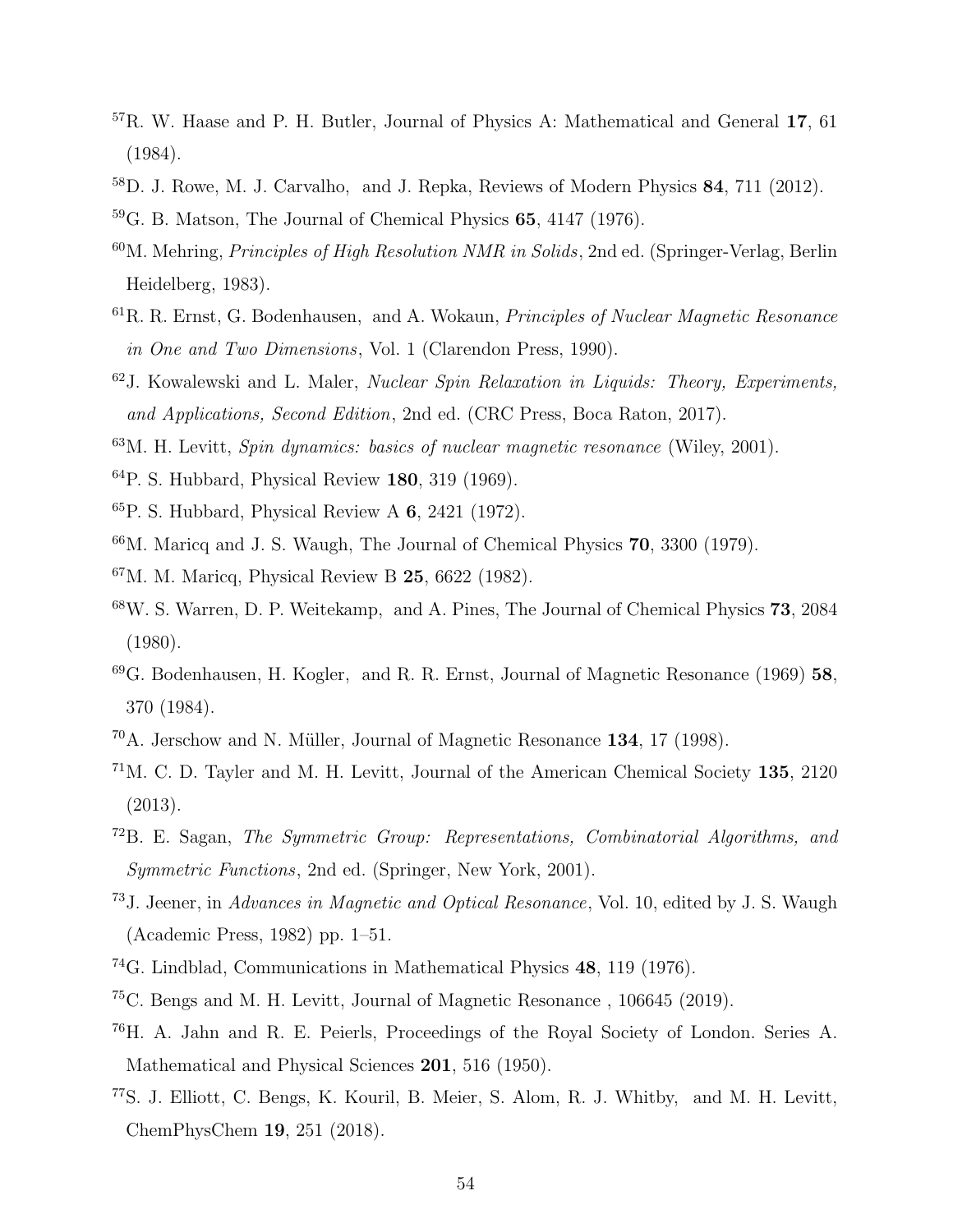[57] R. W. Haase and P. H. Butler, Journal of Physics A: Mathematical and General **17**, 61 (1984).

[58] D. J. Rowe, M. J. Carvalho, and J. Repka, Reviews of Modern Physics **84**, 711 (2012).

[59] G. B. Matson, The Journal of Chemical Physics **65**, 4147 (1976).

[60] M. Mehring, *Principles of High Resolution NMR in Solids*, 2nd ed. (Springer-Verlag, Berlin Heidelberg, 1983).

[61] R. R. Ernst, G. Bodenhausen, and A. Wokaun, *Principles of Nuclear Magnetic Resonance in One and Two Dimensions*, Vol. 1 (Clarendon Press, 1990).

[62] J. Kowalewski and L. Maler, *Nuclear Spin Relaxation in Liquids: Theory, Experiments, and Applications, Second Edition*, 2nd ed. (CRC Press, Boca Raton, 2017).

[63] M. H. Levitt, *Spin dynamics: basics of nuclear magnetic resonance* (Wiley, 2001).

[64] P. S. Hubbard, Physical Review **180**, 319 (1969).

[65] P. S. Hubbard, Physical Review A **6**, 2421 (1972).

[66] M. Maricq and J. S. Waugh, The Journal of Chemical Physics **70**, 3300 (1979).

[67] M. M. Maricq, Physical Review B **25**, 6622 (1982).

[68] W. S. Warren, D. P. Weitekamp, and A. Pines, The Journal of Chemical Physics **73**, 2084 (1980).

[69] G. Bodenhausen, H. Kogler, and R. R. Ernst, Journal of Magnetic Resonance (1969) **58**, 370 (1984).

[70] A. Jerschow and N. Müller, Journal of Magnetic Resonance **134**, 17 (1998).

[71] M. C. D. Tayler and M. H. Levitt, Journal of the American Chemical Society **135**, 2120 (2013).

[72] B. E. Sagan, *The Symmetric Group: Representations, Combinatorial Algorithms, and Symmetric Functions*, 2nd ed. (Springer, New York, 2001).

[73] J. Jeener, in *Advances in Magnetic and Optical Resonance*, Vol. 10, edited by J. S. Waugh (Academic Press, 1982) pp. 1–51.

[74] G. Lindblad, Communications in Mathematical Physics **48**, 119 (1976).

[75] C. Bengs and M. H. Levitt, Journal of Magnetic Resonance , 106645 (2019).

[76] H. A. Jahn and R. E. Peierls, Proceedings of the Royal Society of London. Series A. Mathematical and Physical Sciences **201**, 516 (1950).

[77] S. J. Elliott, C. Bengs, K. Kouril, B. Meier, S. Alom, R. J. Whitby, and M. H. Levitt, ChemPhysChem **19**, 251 (2018).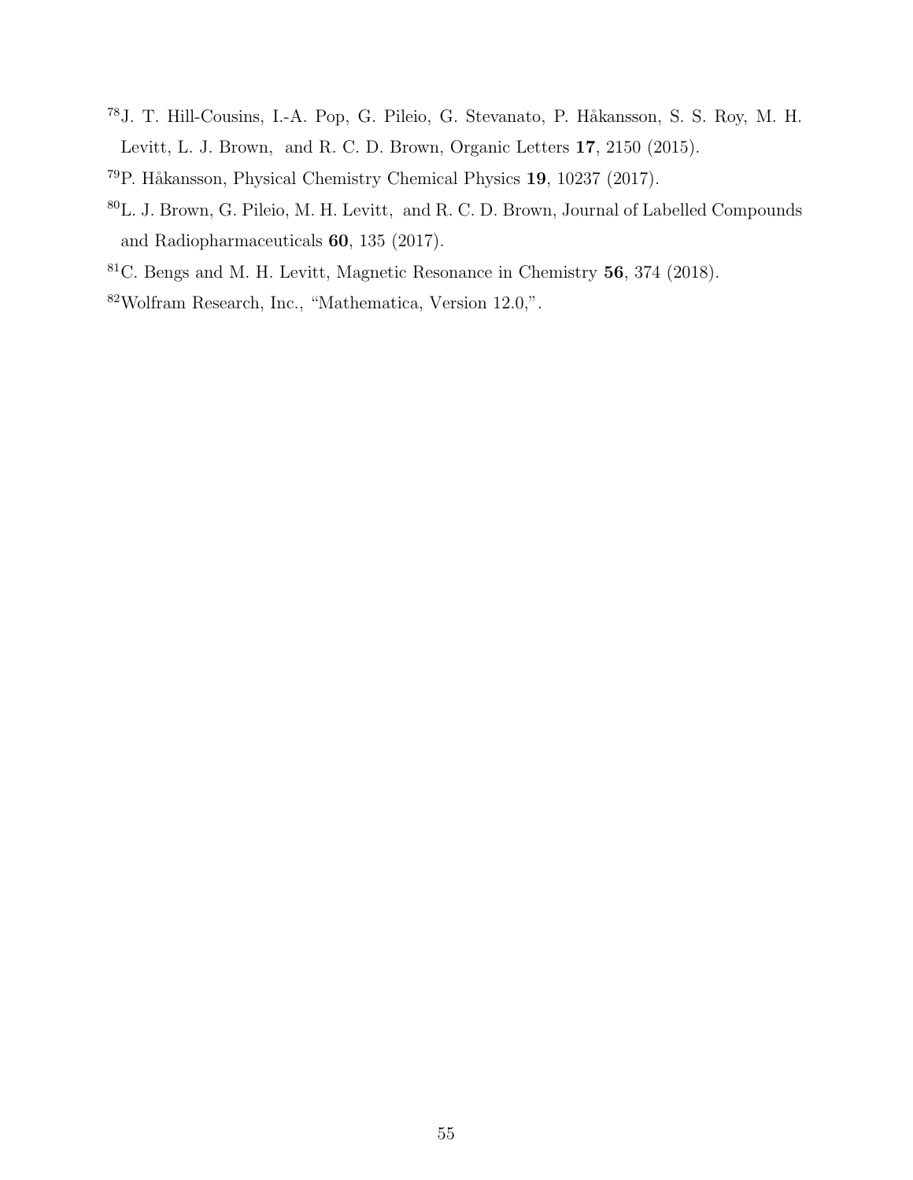[78] J. T. Hill-Cousins, I.-A. Pop, G. Pileio, G. Stevanato, P. Håkansson, S. S. Roy, M. H. Levitt, L. J. Brown, and R. C. D. Brown, Organic Letters **17**, 2150 (2015).

[79] P. Håkansson, Physical Chemistry Chemical Physics **19**, 10237 (2017).

[80] L. J. Brown, G. Pileio, M. H. Levitt, and R. C. D. Brown, Journal of Labelled Compounds and Radiopharmaceuticals **60**, 135 (2017).

[81] C. Bengs and M. H. Levitt, Magnetic Resonance in Chemistry **56**, 374 (2018).

[82] Wolfram Research, Inc., "Mathematica, Version 12.0,".